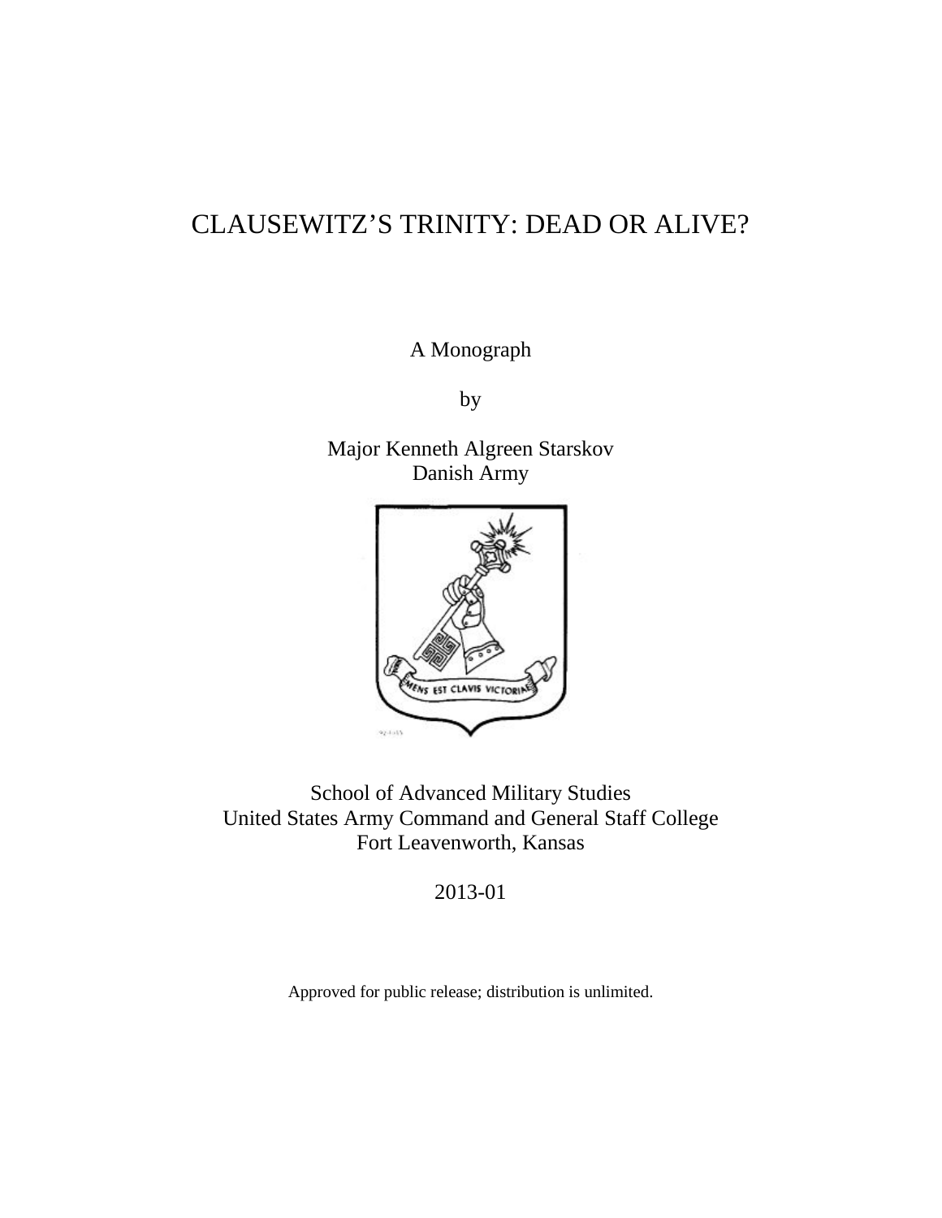# CLAUSEWITZ'S TRINITY: DEAD OR ALIVE?

A Monograph

by

Major Kenneth Algreen Starskov
Danish Army

MENS EST CLAVIS VICTORIAE

School of Advanced Military Studies
United States Army Command and General Staff College
Fort Leavenworth, Kansas

2013-01

Approved for public release; distribution is unlimited.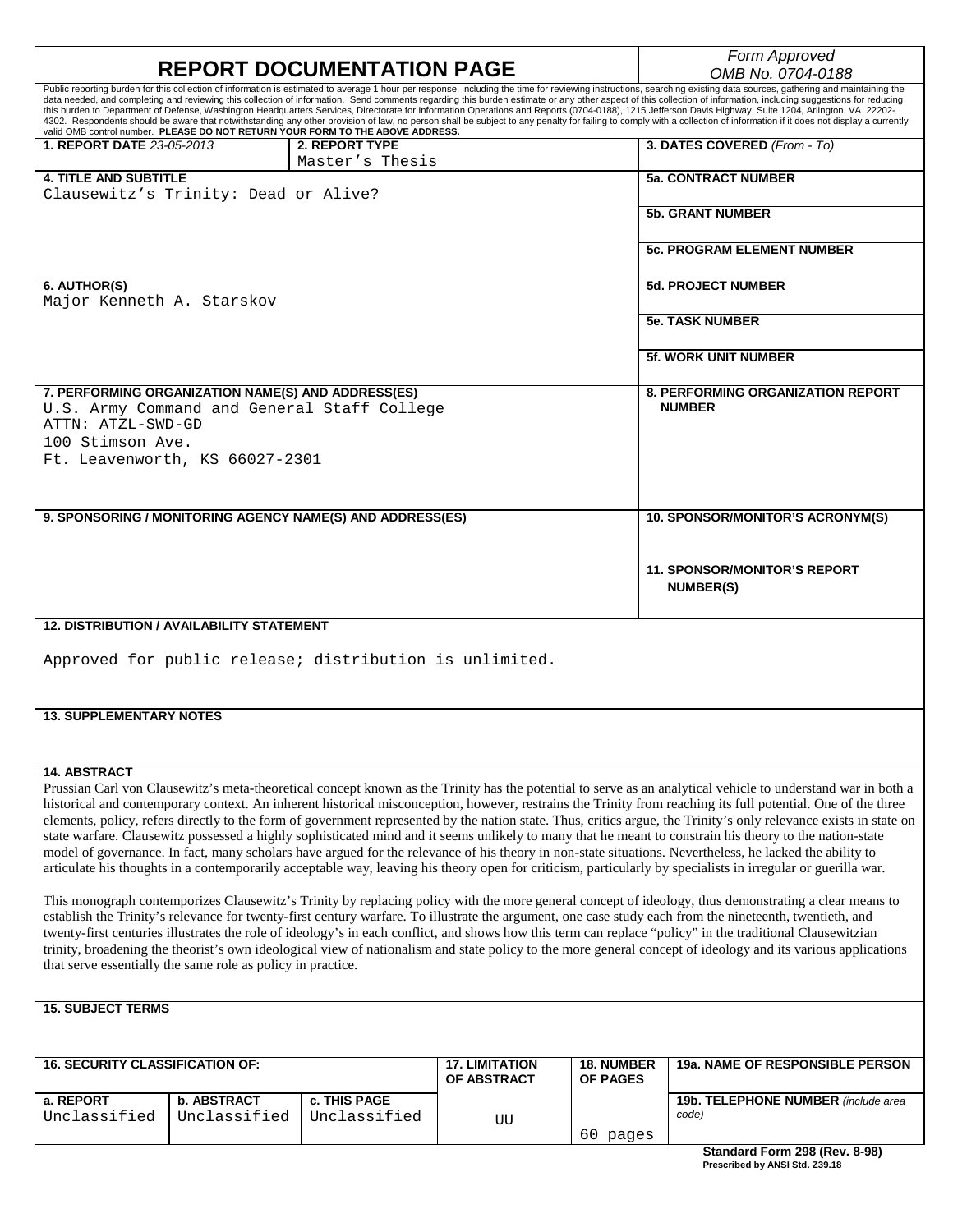# REPORT DOCUMENTATION PAGE

*Form Approved*
*OMB No. 0704-0188*

Public reporting burden for this collection of information is estimated to average 1 hour per response, including the time for reviewing instructions, searching existing data sources, gathering and maintaining the data needed, and completing and reviewing this collection of information. Send comments regarding this burden estimate or any other aspect of this collection of information, including suggestions for reducing this burden to Department of Defense, Washington Headquarters Services, Directorate for Information Operations and Reports (0704-0188), 1215 Jefferson Davis Highway, Suite 1204, Arlington, VA 22202-4302. Respondents should be aware that notwithstanding any other provision of law, no person shall be subject to any penalty for failing to comply with a collection of information if it does not display a currently valid OMB control number. **PLEASE DO NOT RETURN YOUR FORM TO THE ABOVE ADDRESS.**

| **1. REPORT DATE** *23-05-2013* | **2. REPORT TYPE** Master's Thesis | **3. DATES COVERED** *(From - To)* |
|---|---|---|

| **4. TITLE AND SUBTITLE** | |
|---|---|
| Clausewitz's Trinity: Dead or Alive? | **5a. CONTRACT NUMBER** |
| | **5b. GRANT NUMBER** |
| | **5c. PROGRAM ELEMENT NUMBER** |
| **6. AUTHOR(S)** Major Kenneth A. Starskov | **5d. PROJECT NUMBER** |
| | **5e. TASK NUMBER** |
| | **5f. WORK UNIT NUMBER** |
| **7. PERFORMING ORGANIZATION NAME(S) AND ADDRESS(ES)** U.S. Army Command and General Staff College ATTN: ATZL-SWD-GD 100 Stimson Ave. Ft. Leavenworth, KS 66027-2301 | **8. PERFORMING ORGANIZATION REPORT NUMBER** |
| **9. SPONSORING / MONITORING AGENCY NAME(S) AND ADDRESS(ES)** | **10. SPONSOR/MONITOR'S ACRONYM(S)** |
| | **11. SPONSOR/MONITOR'S REPORT NUMBER(S)** |

**12. DISTRIBUTION / AVAILABILITY STATEMENT**

Approved for public release; distribution is unlimited.

**13. SUPPLEMENTARY NOTES**

**14. ABSTRACT**

Prussian Carl von Clausewitz's meta-theoretical concept known as the Trinity has the potential to serve as an analytical vehicle to understand war in both a historical and contemporary context. An inherent historical misconception, however, restrains the Trinity from reaching its full potential. One of the three elements, policy, refers directly to the form of government represented by the nation state. Thus, critics argue, the Trinity's only relevance exists in state on state warfare. Clausewitz possessed a highly sophisticated mind and it seems unlikely to many that he meant to constrain his theory to the nation-state model of governance. In fact, many scholars have argued for the relevance of his theory in non-state situations. Nevertheless, he lacked the ability to articulate his thoughts in a contemporarily acceptable way, leaving his theory open for criticism, particularly by specialists in irregular or guerilla war.

This monograph contemporizes Clausewitz's Trinity by replacing policy with the more general concept of ideology, thus demonstrating a clear means to establish the Trinity's relevance for twenty-first century warfare. To illustrate the argument, one case study each from the nineteenth, twentieth, and twenty-first centuries illustrates the role of ideology's in each conflict, and shows how this term can replace "policy" in the traditional Clausewitzian trinity, broadening the theorist's own ideological view of nationalism and state policy to the more general concept of ideology and its various applications that serve essentially the same role as policy in practice.

**15. SUBJECT TERMS**

| **16. SECURITY CLASSIFICATION OF:** | | | **17. LIMITATION OF ABSTRACT** | **18. NUMBER OF PAGES** | **19a. NAME OF RESPONSIBLE PERSON** |
|---|---|---|---|---|---|
| **a. REPORT** Unclassified | **b. ABSTRACT** Unclassified | **c. THIS PAGE** Unclassified | UU | 60 pages | **19b. TELEPHONE NUMBER** *(include area code)* |

**Standard Form 298 (Rev. 8-98)**
**Prescribed by ANSI Std. Z39.18**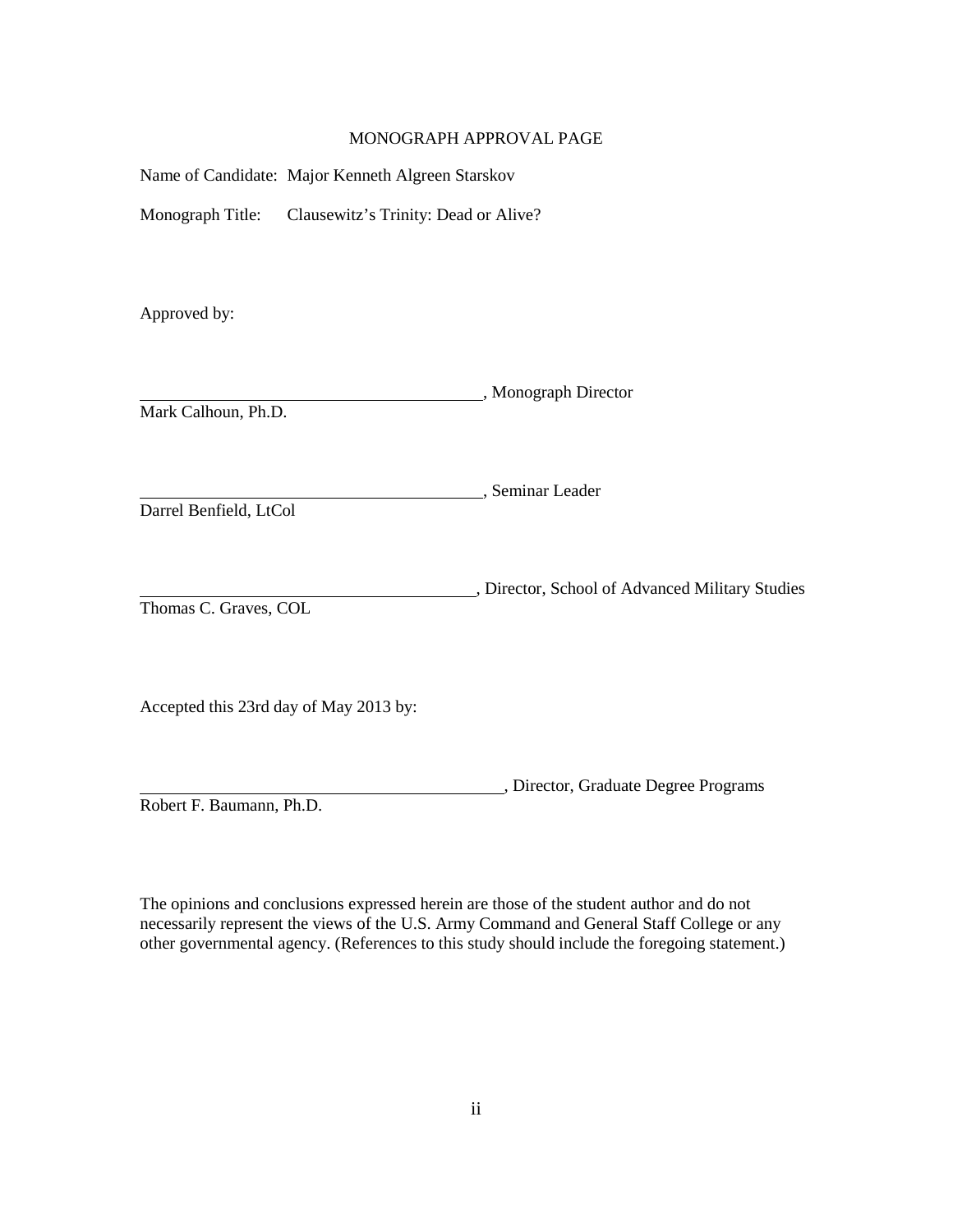# MONOGRAPH APPROVAL PAGE

Name of Candidate: Major Kenneth Algreen Starskov

Monograph Title: Clausewitz's Trinity: Dead or Alive?

Approved by:

\_\_\_\_\_\_\_\_\_\_\_\_\_\_\_\_\_\_\_\_\_\_\_\_\_\_\_\_\_\_\_\_\_\_\_\_\_\_\_\_, Monograph Director
Mark Calhoun, Ph.D.

\_\_\_\_\_\_\_\_\_\_\_\_\_\_\_\_\_\_\_\_\_\_\_\_\_\_\_\_\_\_\_\_\_\_\_\_\_\_\_\_, Seminar Leader
Darrel Benfield, LtCol

\_\_\_\_\_\_\_\_\_\_\_\_\_\_\_\_\_\_\_\_\_\_\_\_\_\_\_\_\_\_\_\_\_\_\_\_\_\_\_\_, Director, School of Advanced Military Studies
Thomas C. Graves, COL

Accepted this 23rd day of May 2013 by:

\_\_\_\_\_\_\_\_\_\_\_\_\_\_\_\_\_\_\_\_\_\_\_\_\_\_\_\_\_\_\_\_\_\_\_\_\_\_\_\_, Director, Graduate Degree Programs
Robert F. Baumann, Ph.D.

The opinions and conclusions expressed herein are those of the student author and do not necessarily represent the views of the U.S. Army Command and General Staff College or any other governmental agency. (References to this study should include the foregoing statement.)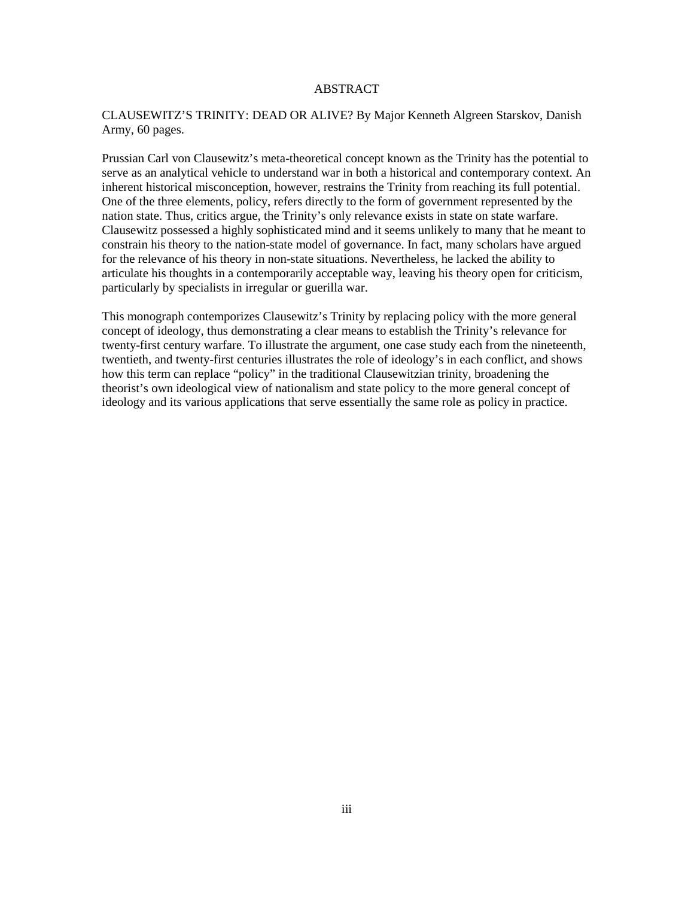# ABSTRACT

CLAUSEWITZ'S TRINITY: DEAD OR ALIVE? By Major Kenneth Algreen Starskov, Danish Army, 60 pages.

Prussian Carl von Clausewitz's meta-theoretical concept known as the Trinity has the potential to serve as an analytical vehicle to understand war in both a historical and contemporary context. An inherent historical misconception, however, restrains the Trinity from reaching its full potential. One of the three elements, policy, refers directly to the form of government represented by the nation state. Thus, critics argue, the Trinity's only relevance exists in state on state warfare. Clausewitz possessed a highly sophisticated mind and it seems unlikely to many that he meant to constrain his theory to the nation-state model of governance. In fact, many scholars have argued for the relevance of his theory in non-state situations. Nevertheless, he lacked the ability to articulate his thoughts in a contemporarily acceptable way, leaving his theory open for criticism, particularly by specialists in irregular or guerilla war.

This monograph contemporizes Clausewitz's Trinity by replacing policy with the more general concept of ideology, thus demonstrating a clear means to establish the Trinity's relevance for twenty-first century warfare. To illustrate the argument, one case study each from the nineteenth, twentieth, and twenty-first centuries illustrates the role of ideology's in each conflict, and shows how this term can replace "policy" in the traditional Clausewitzian trinity, broadening the theorist's own ideological view of nationalism and state policy to the more general concept of ideology and its various applications that serve essentially the same role as policy in practice.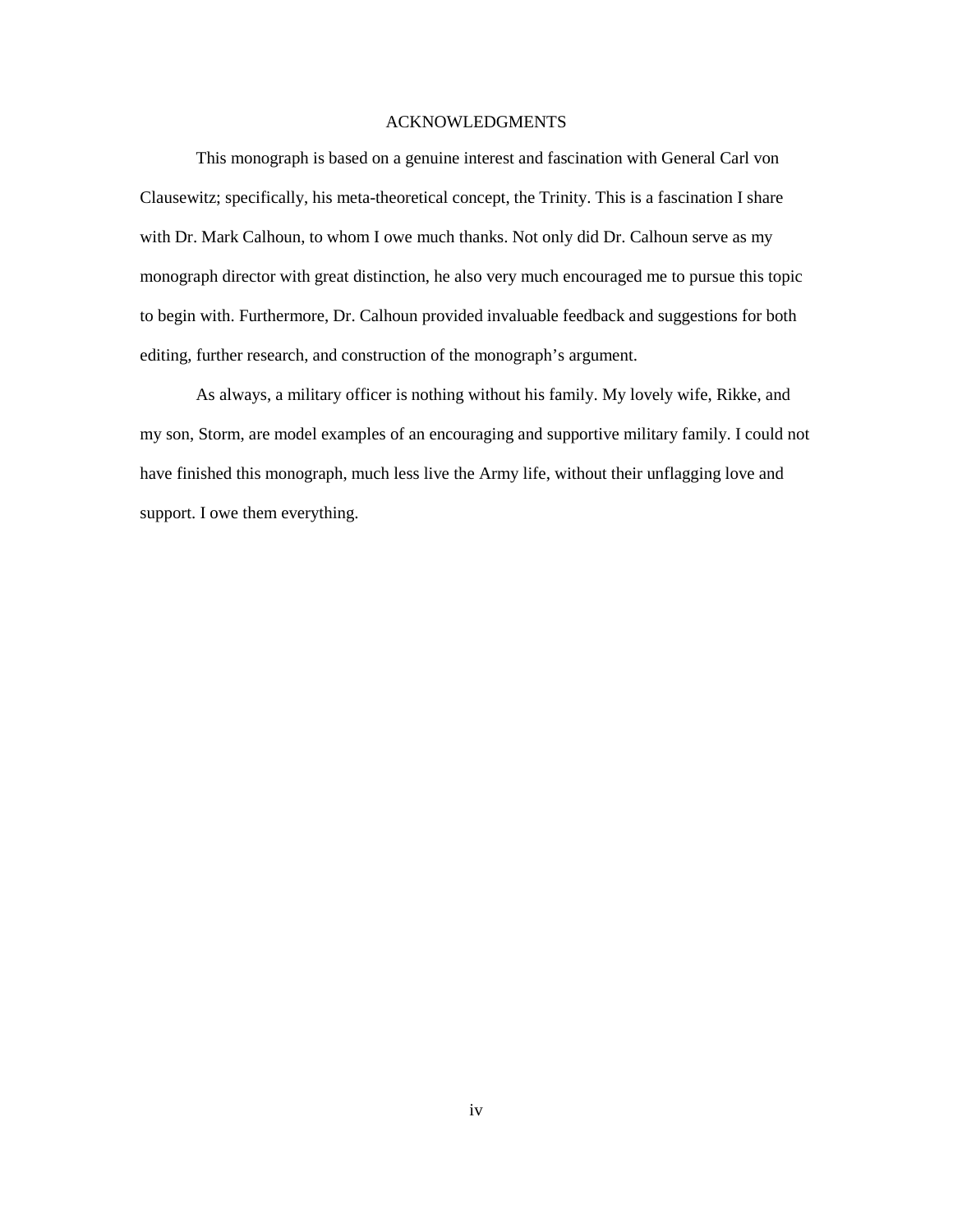# ACKNOWLEDGMENTS

This monograph is based on a genuine interest and fascination with General Carl von Clausewitz; specifically, his meta-theoretical concept, the Trinity. This is a fascination I share with Dr. Mark Calhoun, to whom I owe much thanks. Not only did Dr. Calhoun serve as my monograph director with great distinction, he also very much encouraged me to pursue this topic to begin with. Furthermore, Dr. Calhoun provided invaluable feedback and suggestions for both editing, further research, and construction of the monograph's argument.

As always, a military officer is nothing without his family. My lovely wife, Rikke, and my son, Storm, are model examples of an encouraging and supportive military family. I could not have finished this monograph, much less live the Army life, without their unflagging love and support. I owe them everything.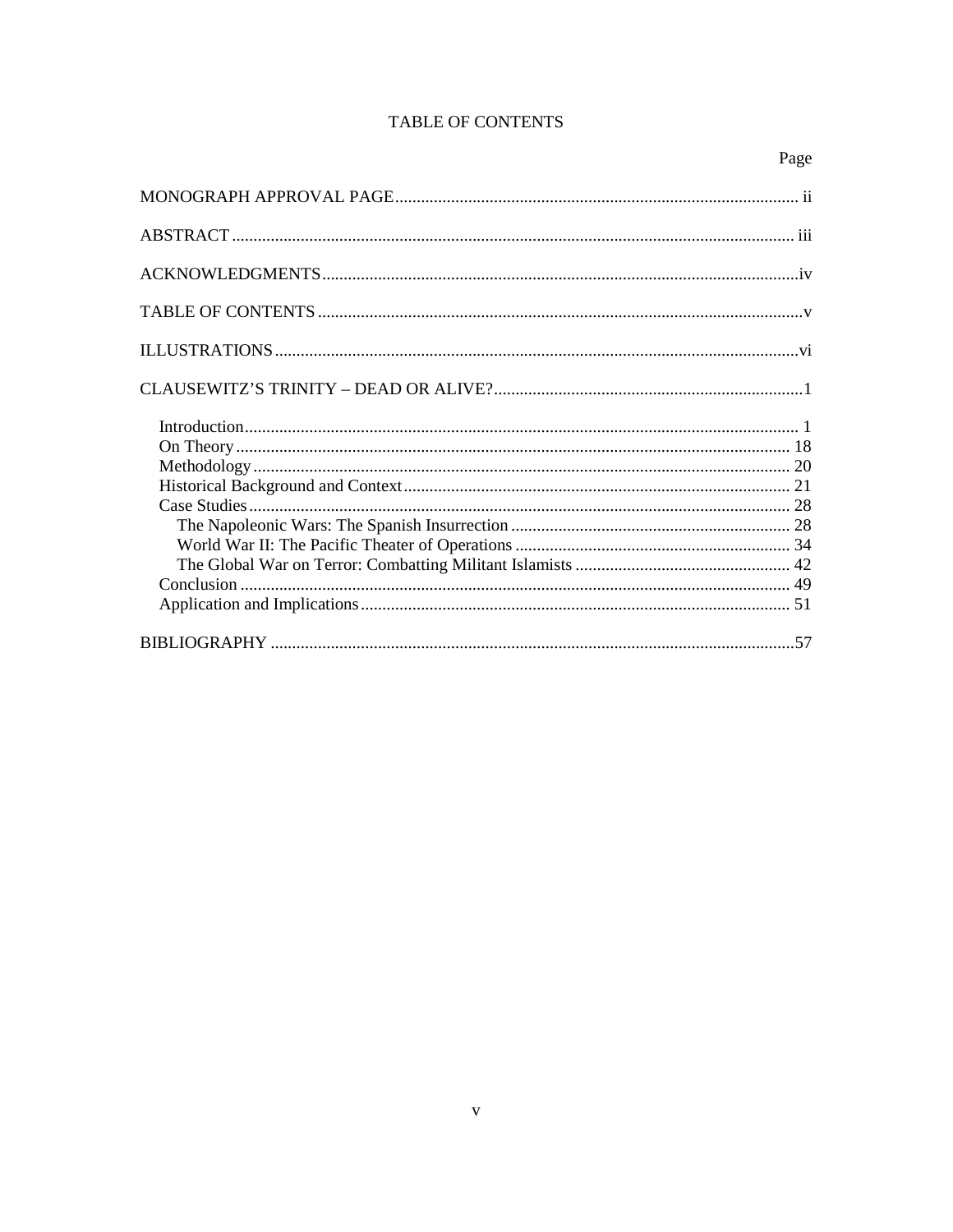# TABLE OF CONTENTS

| | Page |
|---|---|
| MONOGRAPH APPROVAL PAGE | ii |
| ABSTRACT | iii |
| ACKNOWLEDGMENTS | iv |
| TABLE OF CONTENTS | v |
| ILLUSTRATIONS | vi |
| CLAUSEWITZ'S TRINITY – DEAD OR ALIVE? | 1 |
| Introduction | 1 |
| On Theory | 18 |
| Methodology | 20 |
| Historical Background and Context | 21 |
| Case Studies | 28 |
| The Napoleonic Wars: The Spanish Insurrection | 28 |
| World War II: The Pacific Theater of Operations | 34 |
| The Global War on Terror: Combatting Militant Islamists | 42 |
| Conclusion | 49 |
| Application and Implications | 51 |
| BIBLIOGRAPHY | 57 |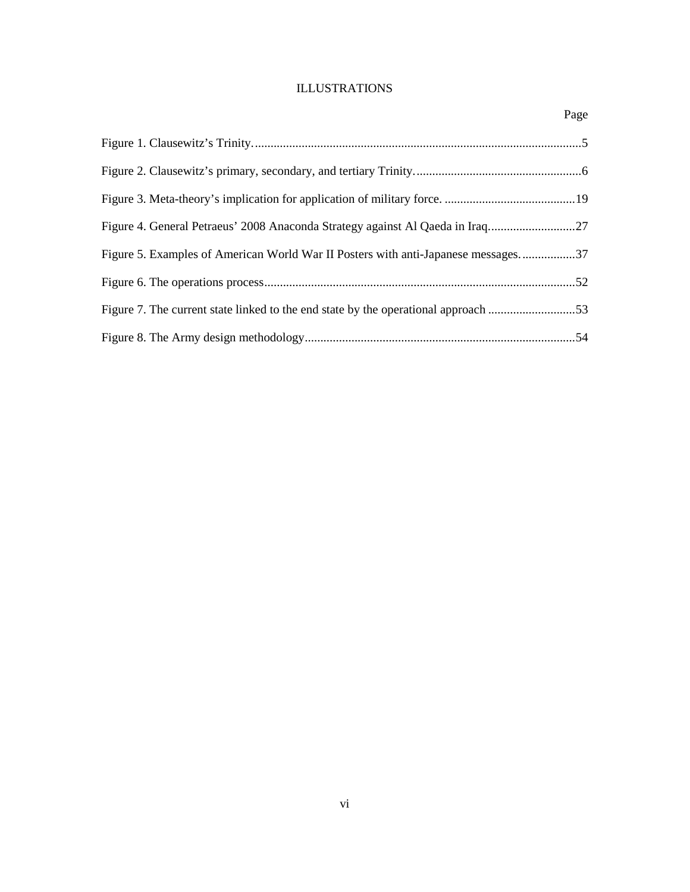# ILLUSTRATIONS

| | Page |
|---|---|
| Figure 1. Clausewitz's Trinity. | 5 |
| Figure 2. Clausewitz's primary, secondary, and tertiary Trinity. | 6 |
| Figure 3. Meta-theory's implication for application of military force. | 19 |
| Figure 4. General Petraeus' 2008 Anaconda Strategy against Al Qaeda in Iraq. | 27 |
| Figure 5. Examples of American World War II Posters with anti-Japanese messages. | 37 |
| Figure 6. The operations process | 52 |
| Figure 7. The current state linked to the end state by the operational approach | 53 |
| Figure 8. The Army design methodology | 54 |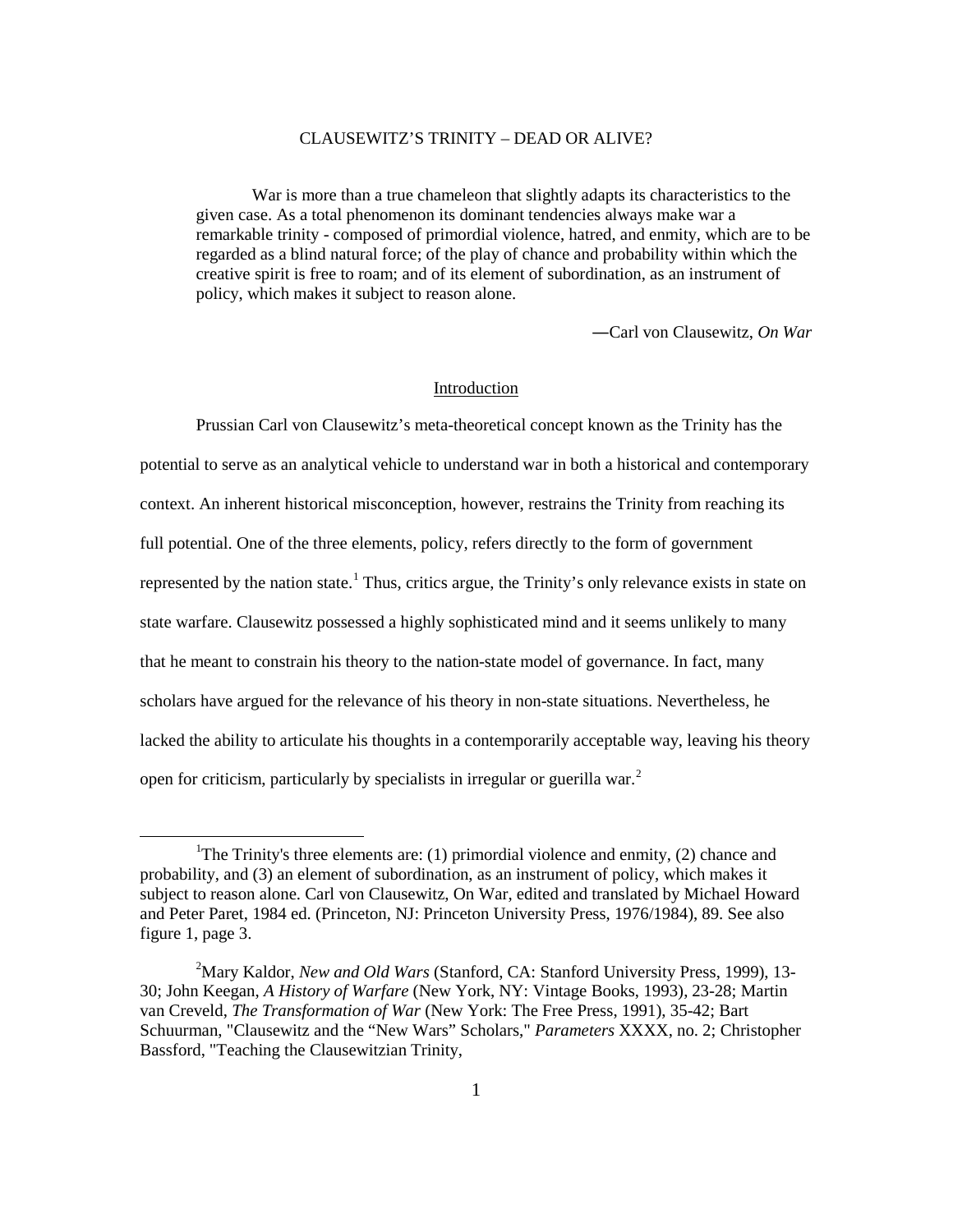# CLAUSEWITZ'S TRINITY – DEAD OR ALIVE?

> War is more than a true chameleon that slightly adapts its characteristics to the given case. As a total phenomenon its dominant tendencies always make war a remarkable trinity - composed of primordial violence, hatred, and enmity, which are to be regarded as a blind natural force; of the play of chance and probability within which the creative spirit is free to roam; and of its element of subordination, as an instrument of policy, which makes it subject to reason alone.
>
> —Carl von Clausewitz, *On War*

## Introduction

Prussian Carl von Clausewitz's meta-theoretical concept known as the Trinity has the potential to serve as an analytical vehicle to understand war in both a historical and contemporary context. An inherent historical misconception, however, restrains the Trinity from reaching its full potential. One of the three elements, policy, refers directly to the form of government represented by the nation state.[1] Thus, critics argue, the Trinity's only relevance exists in state on state warfare. Clausewitz possessed a highly sophisticated mind and it seems unlikely to many that he meant to constrain his theory to the nation-state model of governance. In fact, many scholars have argued for the relevance of his theory in non-state situations. Nevertheless, he lacked the ability to articulate his thoughts in a contemporarily acceptable way, leaving his theory open for criticism, particularly by specialists in irregular or guerilla war.[2]

---

[1] The Trinity's three elements are: (1) primordial violence and enmity, (2) chance and probability, and (3) an element of subordination, as an instrument of policy, which makes it subject to reason alone. Carl von Clausewitz, On War, edited and translated by Michael Howard and Peter Paret, 1984 ed. (Princeton, NJ: Princeton University Press, 1976/1984), 89. See also figure 1, page 3.

[2] Mary Kaldor, *New and Old Wars* (Stanford, CA: Stanford University Press, 1999), 13-30; John Keegan, *A History of Warfare* (New York, NY: Vintage Books, 1993), 23-28; Martin van Creveld, *The Transformation of War* (New York: The Free Press, 1991), 35-42; Bart Schuurman, "Clausewitz and the "New Wars" Scholars," *Parameters* XXXX, no. 2; Christopher Bassford, "Teaching the Clausewitzian Trinity,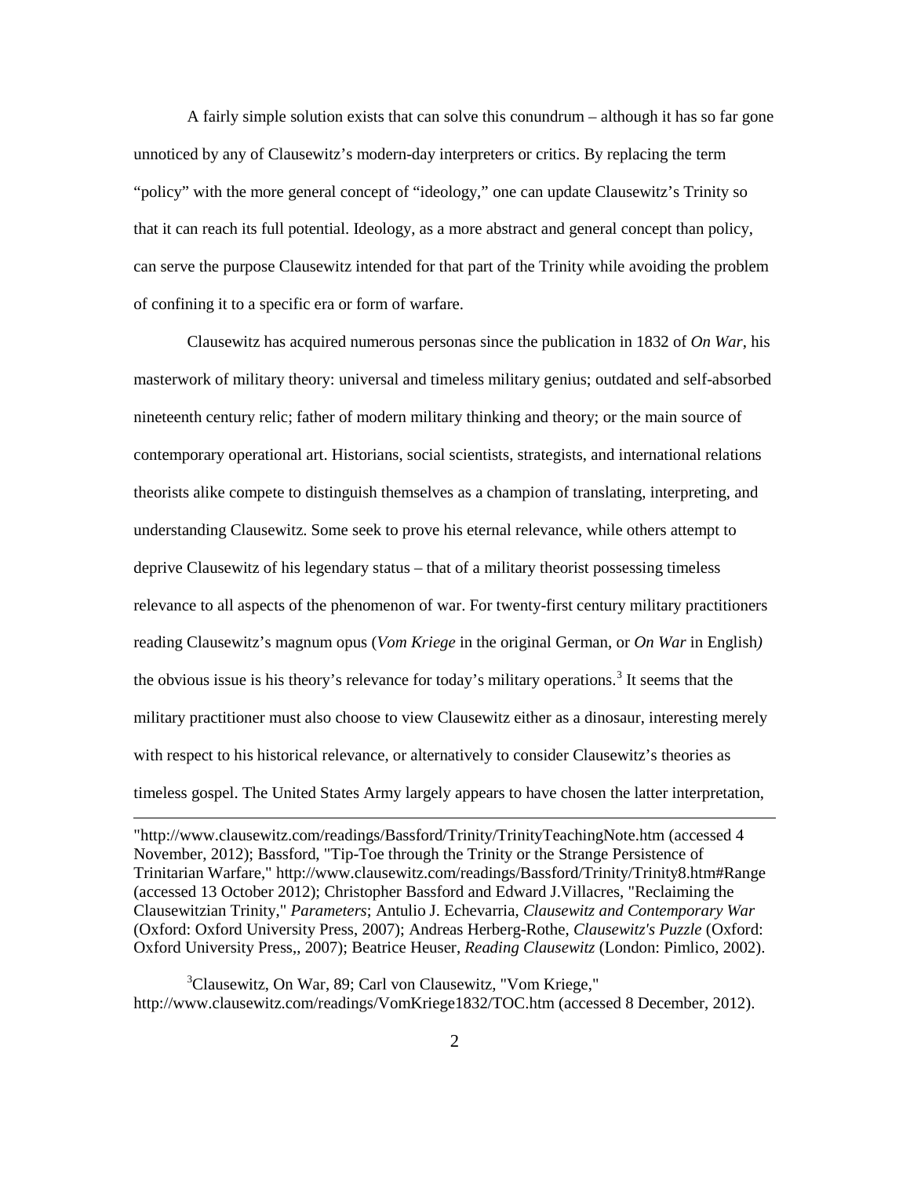A fairly simple solution exists that can solve this conundrum – although it has so far gone unnoticed by any of Clausewitz's modern-day interpreters or critics. By replacing the term "policy" with the more general concept of "ideology," one can update Clausewitz's Trinity so that it can reach its full potential. Ideology, as a more abstract and general concept than policy, can serve the purpose Clausewitz intended for that part of the Trinity while avoiding the problem of confining it to a specific era or form of warfare.

Clausewitz has acquired numerous personas since the publication in 1832 of *On War*, his masterwork of military theory: universal and timeless military genius; outdated and self-absorbed nineteenth century relic; father of modern military thinking and theory; or the main source of contemporary operational art. Historians, social scientists, strategists, and international relations theorists alike compete to distinguish themselves as a champion of translating, interpreting, and understanding Clausewitz. Some seek to prove his eternal relevance, while others attempt to deprive Clausewitz of his legendary status – that of a military theorist possessing timeless relevance to all aspects of the phenomenon of war. For twenty-first century military practitioners reading Clausewitz's magnum opus (*Vom Kriege* in the original German, or *On War* in English) the obvious issue is his theory's relevance for today's military operations.[3] It seems that the military practitioner must also choose to view Clausewitz either as a dinosaur, interesting merely with respect to his historical relevance, or alternatively to consider Clausewitz's theories as timeless gospel. The United States Army largely appears to have chosen the latter interpretation,

---

"http://www.clausewitz.com/readings/Bassford/Trinity/TrinityTeachingNote.htm (accessed 4 November, 2012); Bassford, "Tip-Toe through the Trinity or the Strange Persistence of Trinitarian Warfare," http://www.clausewitz.com/readings/Bassford/Trinity/Trinity8.htm#Range (accessed 13 October 2012); Christopher Bassford and Edward J.Villacres, "Reclaiming the Clausewitzian Trinity," *Parameters*; Antulio J. Echevarria, *Clausewitz and Contemporary War* (Oxford: Oxford University Press, 2007); Andreas Herberg-Rothe, *Clausewitz's Puzzle* (Oxford: Oxford University Press,, 2007); Beatrice Heuser, *Reading Clausewitz* (London: Pimlico, 2002).

[3]Clausewitz, On War, 89; Carl von Clausewitz, "Vom Kriege," http://www.clausewitz.com/readings/VomKriege1832/TOC.htm (accessed 8 December, 2012).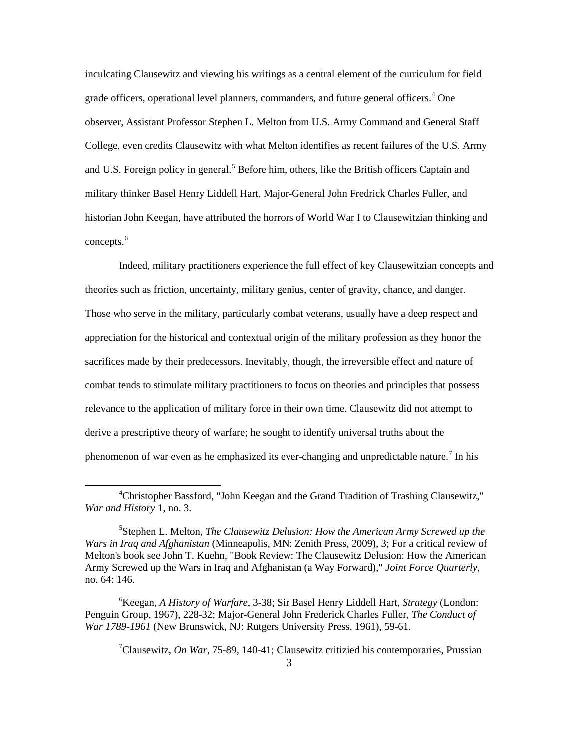inculcating Clausewitz and viewing his writings as a central element of the curriculum for field grade officers, operational level planners, commanders, and future general officers.[4] One observer, Assistant Professor Stephen L. Melton from U.S. Army Command and General Staff College, even credits Clausewitz with what Melton identifies as recent failures of the U.S. Army and U.S. Foreign policy in general.[5] Before him, others, like the British officers Captain and military thinker Basel Henry Liddell Hart, Major-General John Fredrick Charles Fuller, and historian John Keegan, have attributed the horrors of World War I to Clausewitzian thinking and concepts.[6]

Indeed, military practitioners experience the full effect of key Clausewitzian concepts and theories such as friction, uncertainty, military genius, center of gravity, chance, and danger. Those who serve in the military, particularly combat veterans, usually have a deep respect and appreciation for the historical and contextual origin of the military profession as they honor the sacrifices made by their predecessors. Inevitably, though, the irreversible effect and nature of combat tends to stimulate military practitioners to focus on theories and principles that possess relevance to the application of military force in their own time. Clausewitz did not attempt to derive a prescriptive theory of warfare; he sought to identify universal truths about the phenomenon of war even as he emphasized its ever-changing and unpredictable nature.[7] In his

---

[4]Christopher Bassford, "John Keegan and the Grand Tradition of Trashing Clausewitz," *War and History* 1, no. 3.

[5]Stephen L. Melton, *The Clausewitz Delusion: How the American Army Screwed up the Wars in Iraq and Afghanistan* (Minneapolis, MN: Zenith Press, 2009), 3; For a critical review of Melton's book see John T. Kuehn, "Book Review: The Clausewitz Delusion: How the American Army Screwed up the Wars in Iraq and Afghanistan (a Way Forward)," *Joint Force Quarterly*, no. 64: 146.

[6]Keegan, *A History of Warfare*, 3-38; Sir Basel Henry Liddell Hart, *Strategy* (London: Penguin Group, 1967), 228-32; Major-General John Frederick Charles Fuller, *The Conduct of War 1789-1961* (New Brunswick, NJ: Rutgers University Press, 1961), 59-61.

[7]Clausewitz, *On War*, 75-89, 140-41; Clausewitz critizied his contemporaries, Prussian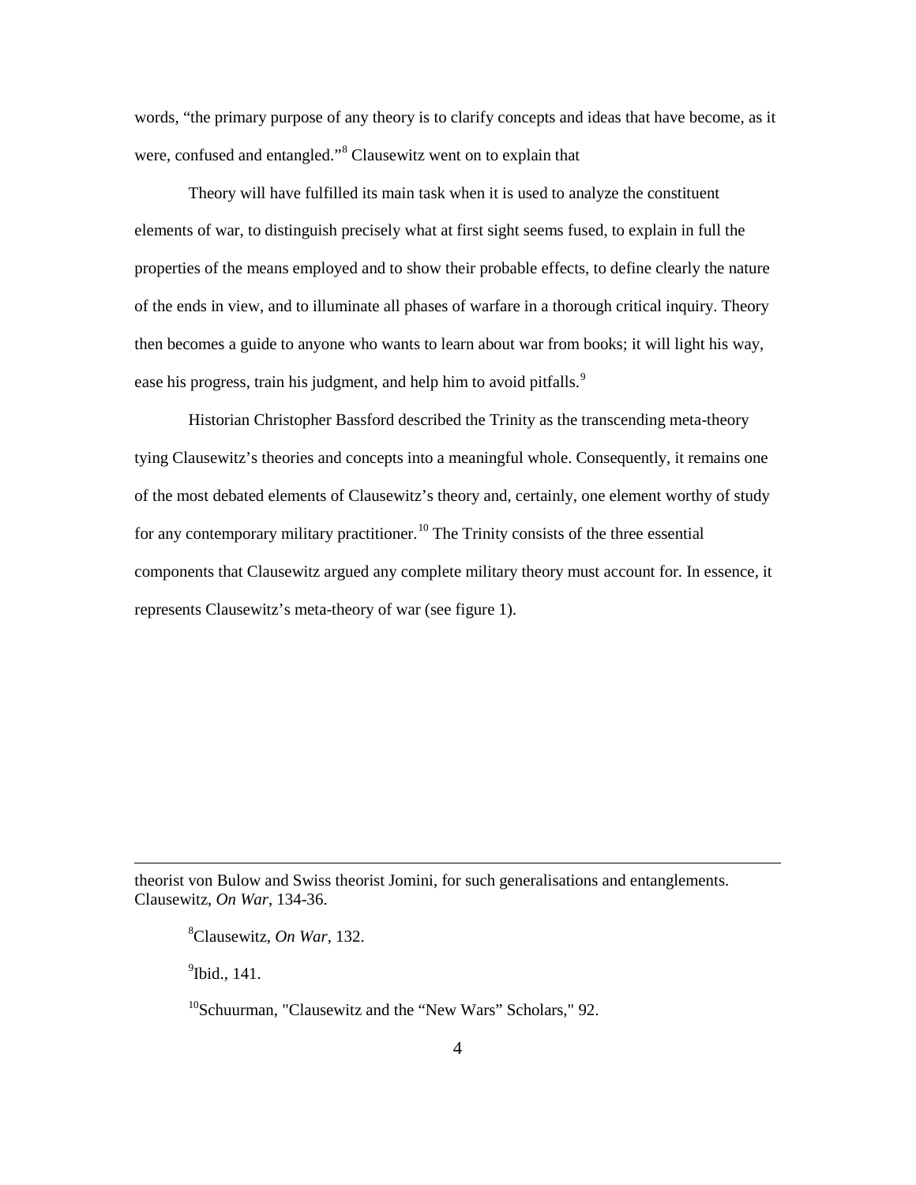words, “the primary purpose of any theory is to clarify concepts and ideas that have become, as it were, confused and entangled.”[8] Clausewitz went on to explain that

> Theory will have fulfilled its main task when it is used to analyze the constituent elements of war, to distinguish precisely what at first sight seems fused, to explain in full the properties of the means employed and to show their probable effects, to define clearly the nature of the ends in view, and to illuminate all phases of warfare in a thorough critical inquiry. Theory then becomes a guide to anyone who wants to learn about war from books; it will light his way, ease his progress, train his judgment, and help him to avoid pitfalls.[9]

Historian Christopher Bassford described the Trinity as the transcending meta-theory tying Clausewitz’s theories and concepts into a meaningful whole. Consequently, it remains one of the most debated elements of Clausewitz’s theory and, certainly, one element worthy of study for any contemporary military practitioner.[10] The Trinity consists of the three essential components that Clausewitz argued any complete military theory must account for. In essence, it represents Clausewitz’s meta-theory of war (see figure 1).

---

theorist von Bulow and Swiss theorist Jomini, for such generalisations and entanglements. Clausewitz, *On War*, 134-36.

[8]Clausewitz, *On War*, 132.

[9]Ibid., 141.

[10]Schuurman, "Clausewitz and the “New Wars” Scholars," 92.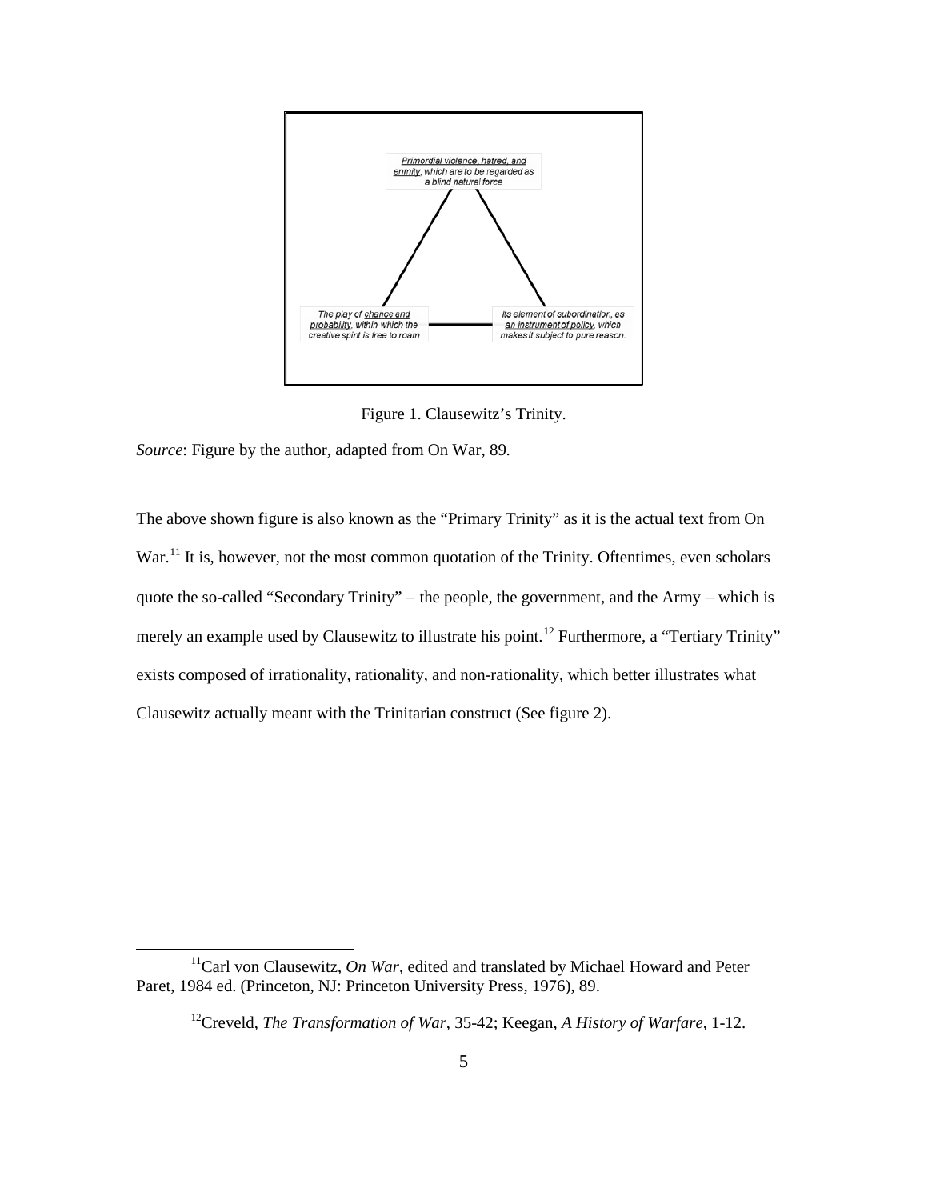Primordial violence, hatred, and enmity, which are to be regarded as a blind natural force

The play of chance and probability, within which the creative spirit is free to roam

Its element of subordination, as an instrument of policy, which makes it subject to pure reason.

Figure 1. Clausewitz's Trinity.

*Source*: Figure by the author, adapted from On War, 89.

The above shown figure is also known as the "Primary Trinity" as it is the actual text from On War.[11] It is, however, not the most common quotation of the Trinity. Oftentimes, even scholars quote the so-called "Secondary Trinity" – the people, the government, and the Army – which is merely an example used by Clausewitz to illustrate his point.[12] Furthermore, a "Tertiary Trinity" exists composed of irrationality, rationality, and non-rationality, which better illustrates what Clausewitz actually meant with the Trinitarian construct (See figure 2).

---

[11] Carl von Clausewitz, *On War*, edited and translated by Michael Howard and Peter Paret, 1984 ed. (Princeton, NJ: Princeton University Press, 1976), 89.

[12] Creveld, *The Transformation of War*, 35-42; Keegan, *A History of Warfare*, 1-12.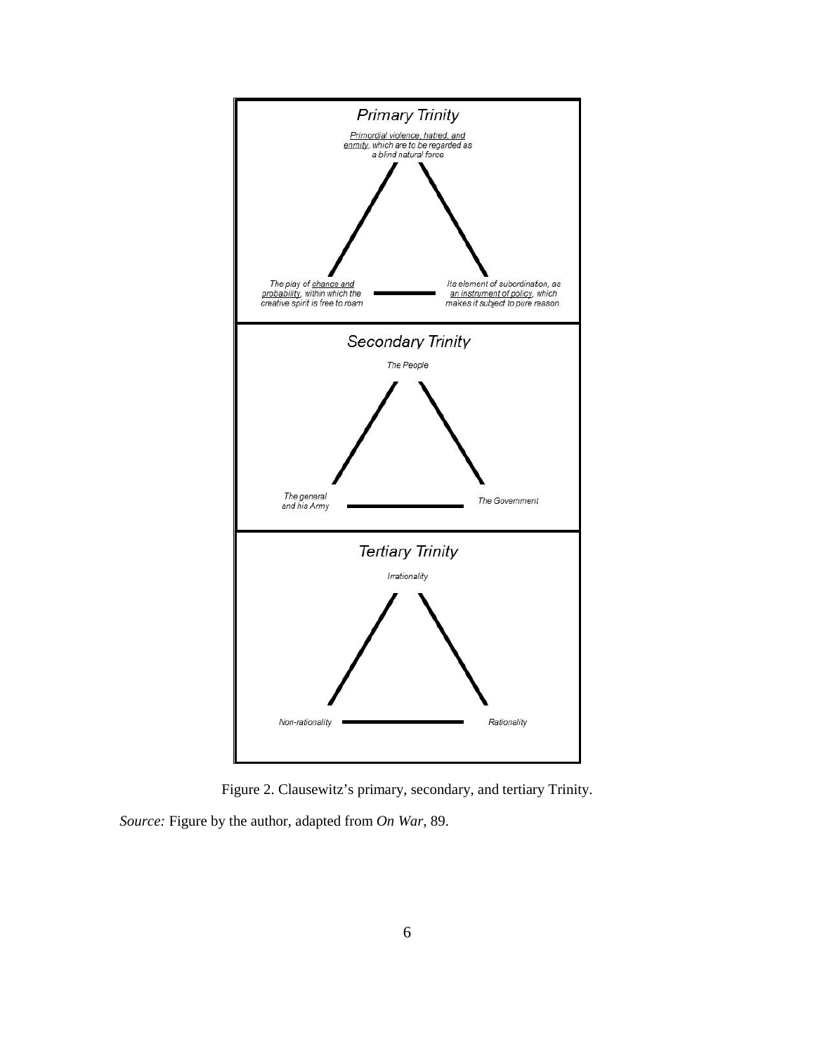**Primary Trinity**

Primordial violence, hatred, and enmity, which are to be regarded as a blind natural force

The play of chance and probability, within which the creative spirit is free to roam

Its element of subordination, as an instrument of policy, which makes it subject to pure reason

**Secondary Trinity**

The People

The general and his Army

The Government

**Tertiary Trinity**

Irrationality

Non-rationality

Rationality

Figure 2. Clausewitz's primary, secondary, and tertiary Trinity.

*Source:* Figure by the author, adapted from *On War*, 89.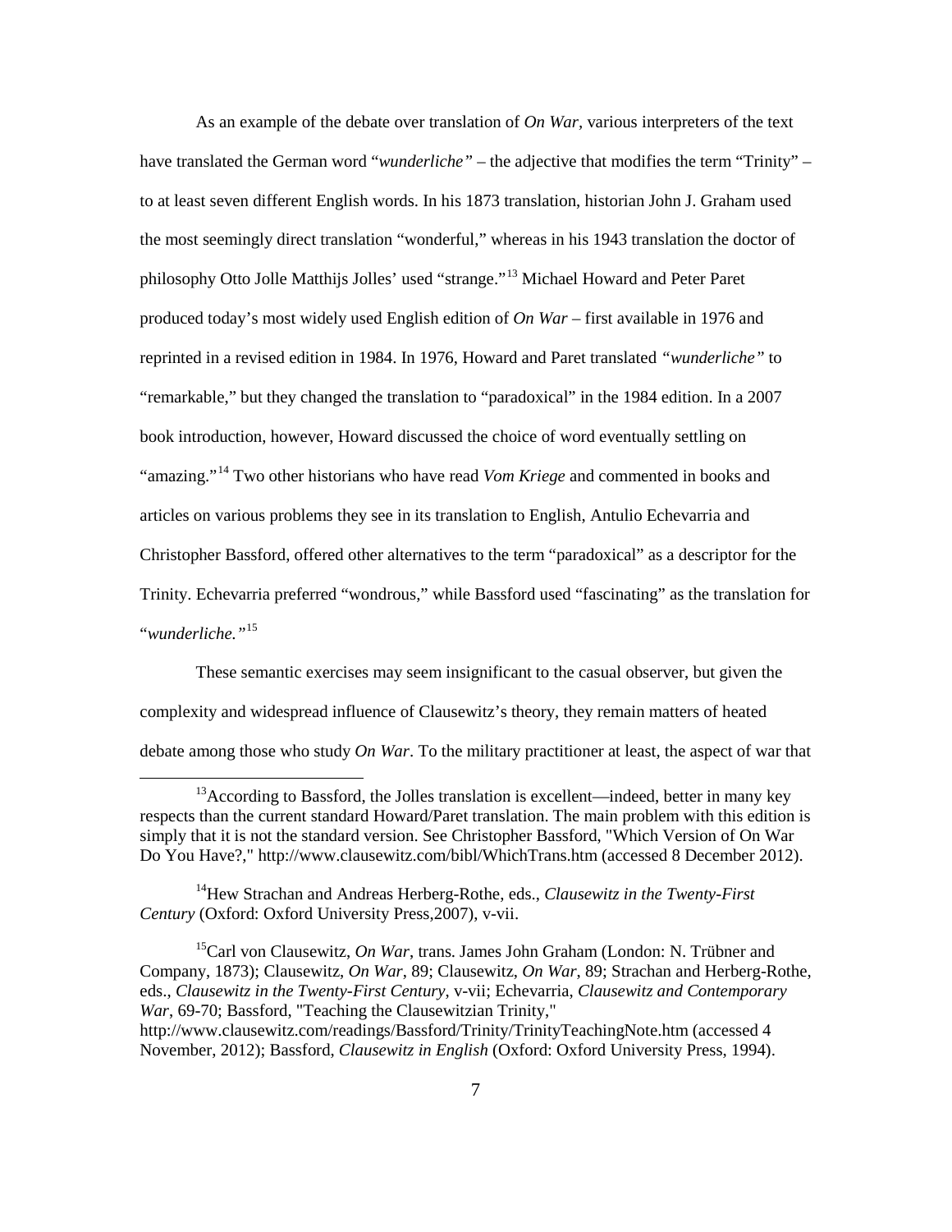As an example of the debate over translation of *On War*, various interpreters of the text have translated the German word "*wunderliche"* – the adjective that modifies the term "Trinity" – to at least seven different English words. In his 1873 translation, historian John J. Graham used the most seemingly direct translation "wonderful," whereas in his 1943 translation the doctor of philosophy Otto Jolle Matthijs Jolles' used "strange."[13] Michael Howard and Peter Paret produced today's most widely used English edition of *On War* – first available in 1976 and reprinted in a revised edition in 1984. In 1976, Howard and Paret translated *"wunderliche"* to "remarkable," but they changed the translation to "paradoxical" in the 1984 edition. In a 2007 book introduction, however, Howard discussed the choice of word eventually settling on "amazing."[14] Two other historians who have read *Vom Kriege* and commented in books and articles on various problems they see in its translation to English, Antulio Echevarria and Christopher Bassford, offered other alternatives to the term "paradoxical" as a descriptor for the Trinity. Echevarria preferred "wondrous," while Bassford used "fascinating" as the translation for "*wunderliche."*[15]

These semantic exercises may seem insignificant to the casual observer, but given the complexity and widespread influence of Clausewitz's theory, they remain matters of heated debate among those who study *On War*. To the military practitioner at least, the aspect of war that

[13] According to Bassford, the Jolles translation is excellent—indeed, better in many key respects than the current standard Howard/Paret translation. The main problem with this edition is simply that it is not the standard version. See Christopher Bassford, "Which Version of On War Do You Have?," http://www.clausewitz.com/bibl/WhichTrans.htm (accessed 8 December 2012).

[14] Hew Strachan and Andreas Herberg-Rothe, eds., *Clausewitz in the Twenty-First Century* (Oxford: Oxford University Press,2007), v-vii.

[15] Carl von Clausewitz, *On War*, trans. James John Graham (London: N. Trübner and Company, 1873); Clausewitz, *On War*, 89; Clausewitz, *On War*, 89; Strachan and Herberg-Rothe, eds., *Clausewitz in the Twenty-First Century*, v-vii; Echevarria, *Clausewitz and Contemporary War*, 69-70; Bassford, "Teaching the Clausewitzian Trinity," http://www.clausewitz.com/readings/Bassford/Trinity/TrinityTeachingNote.htm (accessed 4 November, 2012); Bassford, *Clausewitz in English* (Oxford: Oxford University Press, 1994).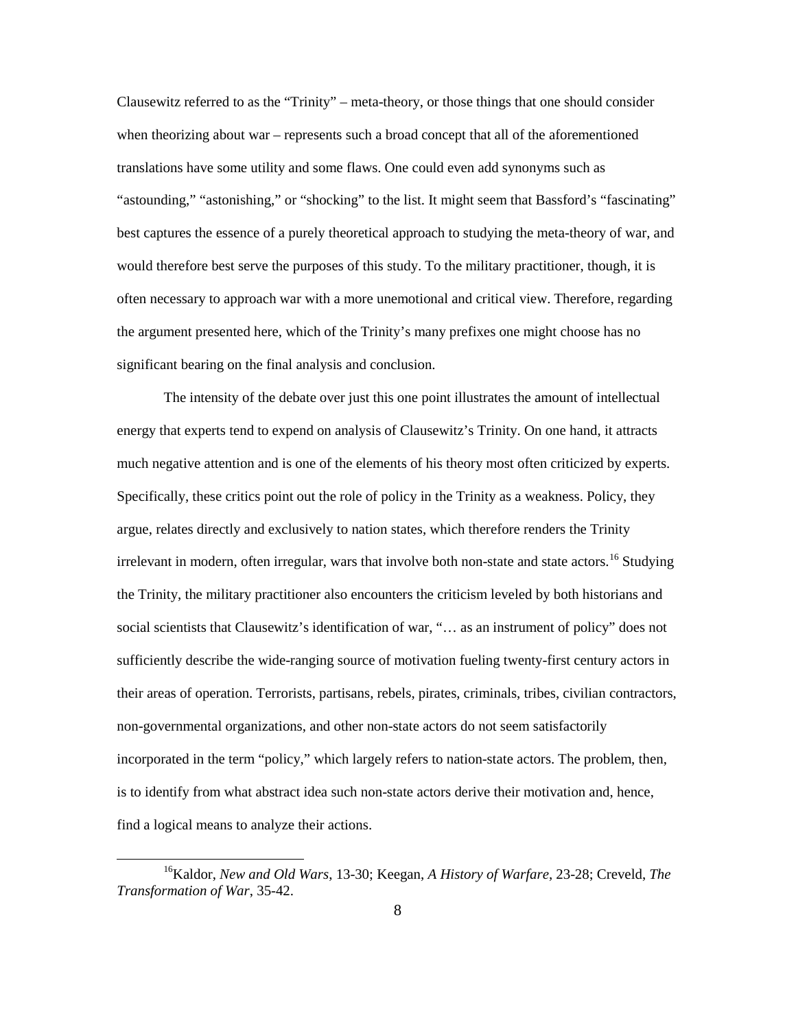Clausewitz referred to as the "Trinity" – meta-theory, or those things that one should consider when theorizing about war – represents such a broad concept that all of the aforementioned translations have some utility and some flaws. One could even add synonyms such as "astounding," "astonishing," or "shocking" to the list. It might seem that Bassford's "fascinating" best captures the essence of a purely theoretical approach to studying the meta-theory of war, and would therefore best serve the purposes of this study. To the military practitioner, though, it is often necessary to approach war with a more unemotional and critical view. Therefore, regarding the argument presented here, which of the Trinity's many prefixes one might choose has no significant bearing on the final analysis and conclusion.

The intensity of the debate over just this one point illustrates the amount of intellectual energy that experts tend to expend on analysis of Clausewitz's Trinity. On one hand, it attracts much negative attention and is one of the elements of his theory most often criticized by experts. Specifically, these critics point out the role of policy in the Trinity as a weakness. Policy, they argue, relates directly and exclusively to nation states, which therefore renders the Trinity irrelevant in modern, often irregular, wars that involve both non-state and state actors.[16] Studying the Trinity, the military practitioner also encounters the criticism leveled by both historians and social scientists that Clausewitz's identification of war, "… as an instrument of policy" does not sufficiently describe the wide-ranging source of motivation fueling twenty-first century actors in their areas of operation. Terrorists, partisans, rebels, pirates, criminals, tribes, civilian contractors, non-governmental organizations, and other non-state actors do not seem satisfactorily incorporated in the term "policy," which largely refers to nation-state actors. The problem, then, is to identify from what abstract idea such non-state actors derive their motivation and, hence, find a logical means to analyze their actions.

---

[16] Kaldor, *New and Old Wars*, 13-30; Keegan, *A History of Warfare*, 23-28; Creveld, *The Transformation of War*, 35-42.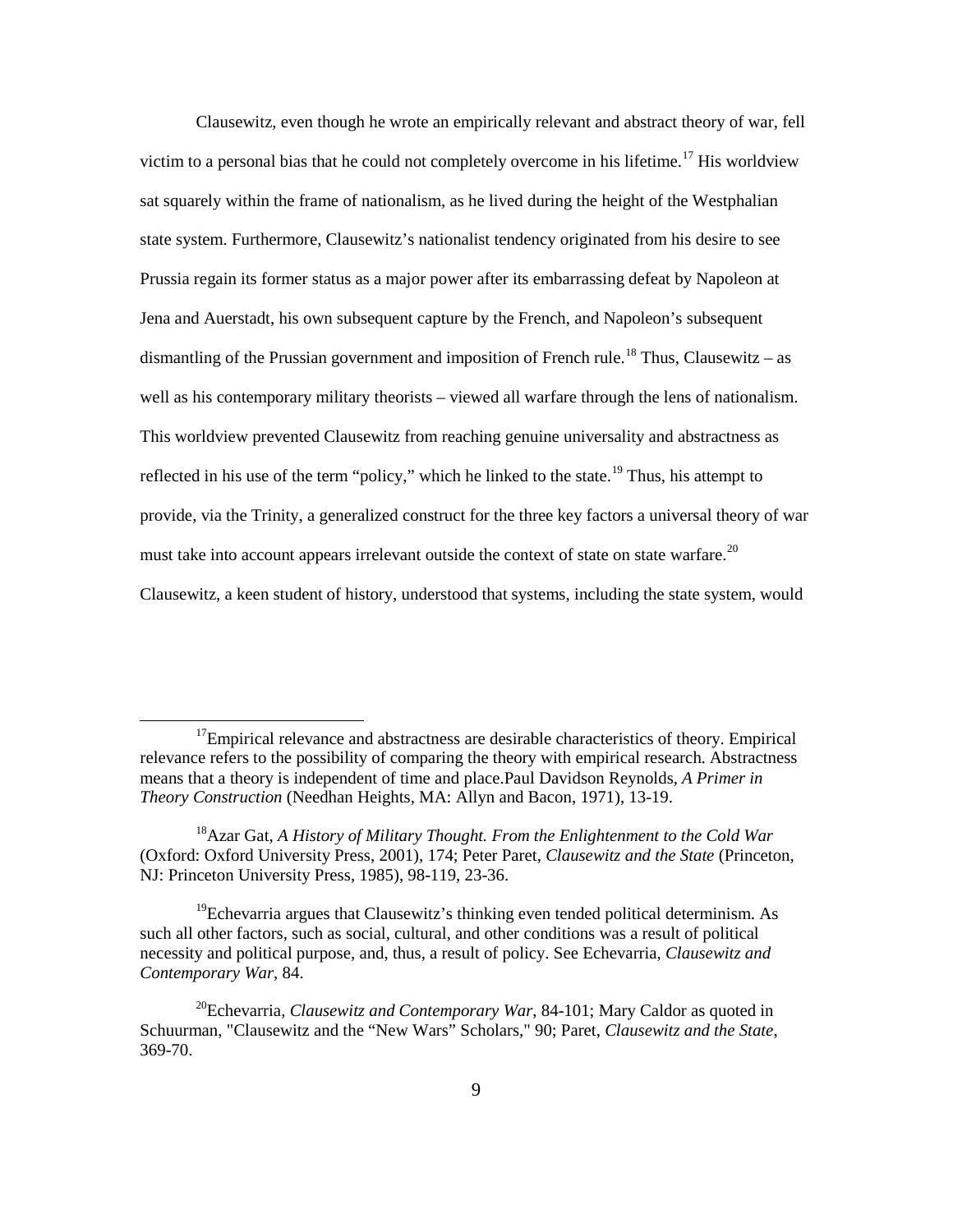Clausewitz, even though he wrote an empirically relevant and abstract theory of war, fell victim to a personal bias that he could not completely overcome in his lifetime.[17] His worldview sat squarely within the frame of nationalism, as he lived during the height of the Westphalian state system. Furthermore, Clausewitz's nationalist tendency originated from his desire to see Prussia regain its former status as a major power after its embarrassing defeat by Napoleon at Jena and Auerstadt, his own subsequent capture by the French, and Napoleon's subsequent dismantling of the Prussian government and imposition of French rule.[18] Thus, Clausewitz – as well as his contemporary military theorists – viewed all warfare through the lens of nationalism. This worldview prevented Clausewitz from reaching genuine universality and abstractness as reflected in his use of the term "policy," which he linked to the state.[19] Thus, his attempt to provide, via the Trinity, a generalized construct for the three key factors a universal theory of war must take into account appears irrelevant outside the context of state on state warfare.[20] Clausewitz, a keen student of history, understood that systems, including the state system, would

---

[17]Empirical relevance and abstractness are desirable characteristics of theory. Empirical relevance refers to the possibility of comparing the theory with empirical research. Abstractness means that a theory is independent of time and place.Paul Davidson Reynolds, *A Primer in Theory Construction* (Needhan Heights, MA: Allyn and Bacon, 1971), 13-19.

[18]Azar Gat, *A History of Military Thought. From the Enlightenment to the Cold War* (Oxford: Oxford University Press, 2001), 174; Peter Paret, *Clausewitz and the State* (Princeton, NJ: Princeton University Press, 1985), 98-119, 23-36.

[19]Echevarria argues that Clausewitz's thinking even tended political determinism. As such all other factors, such as social, cultural, and other conditions was a result of political necessity and political purpose, and, thus, a result of policy. See Echevarria, *Clausewitz and Contemporary War*, 84.

[20]Echevarria, *Clausewitz and Contemporary War*, 84-101; Mary Caldor as quoted in Schuurman, "Clausewitz and the "New Wars" Scholars," 90; Paret, *Clausewitz and the State*, 369-70.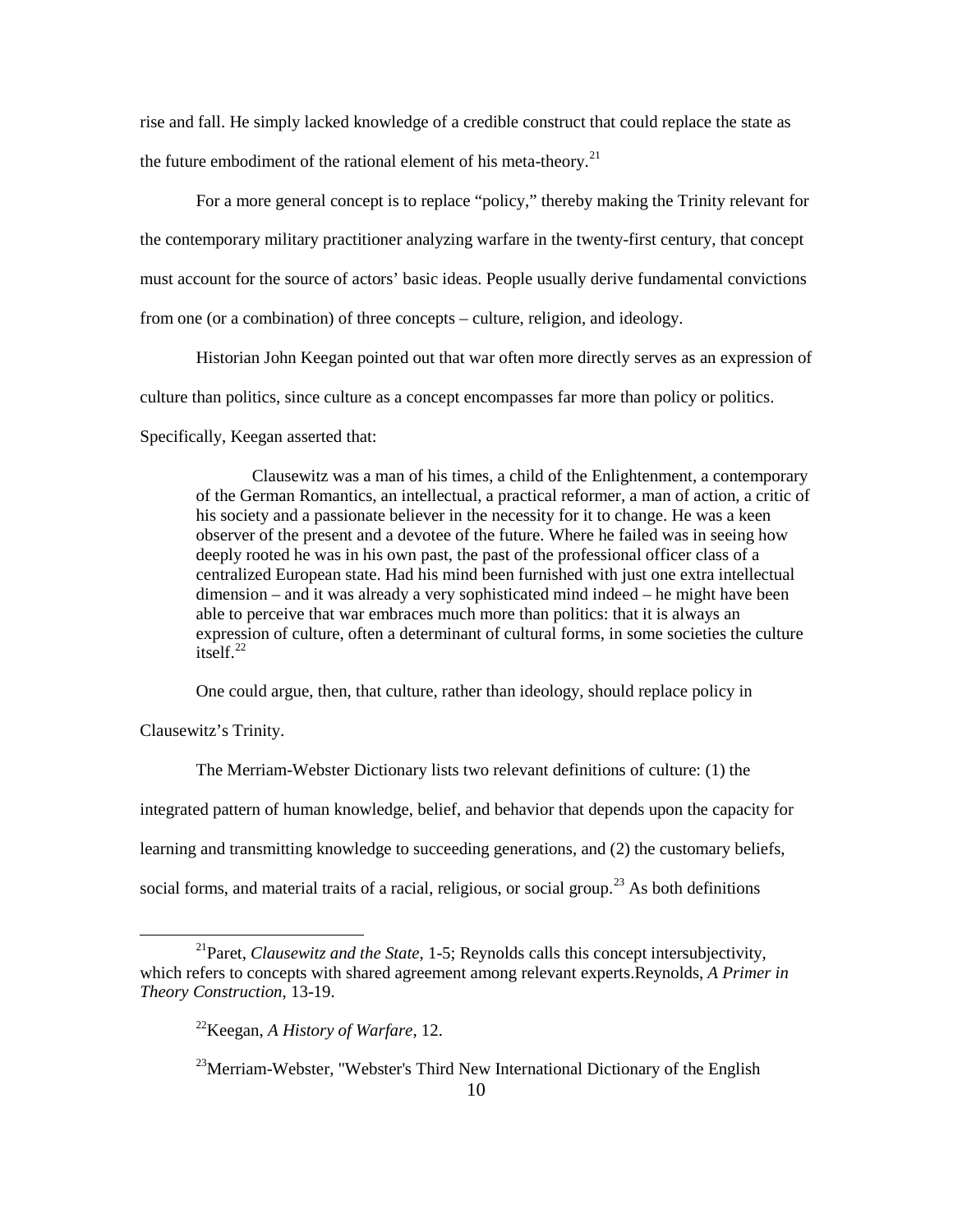rise and fall. He simply lacked knowledge of a credible construct that could replace the state as the future embodiment of the rational element of his meta-theory.[21]

For a more general concept is to replace "policy," thereby making the Trinity relevant for the contemporary military practitioner analyzing warfare in the twenty-first century, that concept must account for the source of actors' basic ideas. People usually derive fundamental convictions from one (or a combination) of three concepts – culture, religion, and ideology.

Historian John Keegan pointed out that war often more directly serves as an expression of culture than politics, since culture as a concept encompasses far more than policy or politics. Specifically, Keegan asserted that:

> Clausewitz was a man of his times, a child of the Enlightenment, a contemporary of the German Romantics, an intellectual, a practical reformer, a man of action, a critic of his society and a passionate believer in the necessity for it to change. He was a keen observer of the present and a devotee of the future. Where he failed was in seeing how deeply rooted he was in his own past, the past of the professional officer class of a centralized European state. Had his mind been furnished with just one extra intellectual dimension – and it was already a very sophisticated mind indeed – he might have been able to perceive that war embraces much more than politics: that it is always an expression of culture, often a determinant of cultural forms, in some societies the culture itself.[22]

One could argue, then, that culture, rather than ideology, should replace policy in Clausewitz's Trinity.

The Merriam-Webster Dictionary lists two relevant definitions of culture: (1) the integrated pattern of human knowledge, belief, and behavior that depends upon the capacity for learning and transmitting knowledge to succeeding generations, and (2) the customary beliefs, social forms, and material traits of a racial, religious, or social group.[23] As both definitions

---

[21] Paret, *Clausewitz and the State*, 1-5; Reynolds calls this concept intersubjectivity, which refers to concepts with shared agreement among relevant experts.Reynolds, *A Primer in Theory Construction*, 13-19.

[22] Keegan, *A History of Warfare*, 12.

[23] Merriam-Webster, "Webster's Third New International Dictionary of the English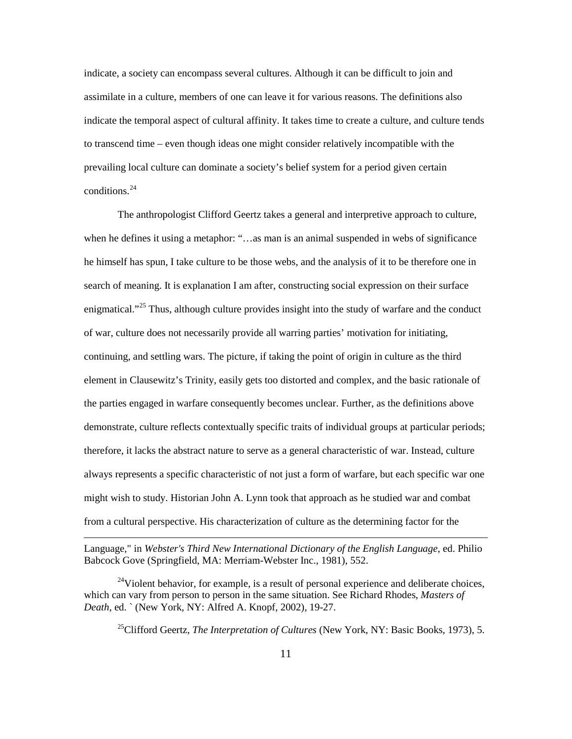indicate, a society can encompass several cultures. Although it can be difficult to join and assimilate in a culture, members of one can leave it for various reasons. The definitions also indicate the temporal aspect of cultural affinity. It takes time to create a culture, and culture tends to transcend time – even though ideas one might consider relatively incompatible with the prevailing local culture can dominate a society's belief system for a period given certain conditions.[24]

The anthropologist Clifford Geertz takes a general and interpretive approach to culture, when he defines it using a metaphor: "…as man is an animal suspended in webs of significance he himself has spun, I take culture to be those webs, and the analysis of it to be therefore one in search of meaning. It is explanation I am after, constructing social expression on their surface enigmatical."[25] Thus, although culture provides insight into the study of warfare and the conduct of war, culture does not necessarily provide all warring parties' motivation for initiating, continuing, and settling wars. The picture, if taking the point of origin in culture as the third element in Clausewitz's Trinity, easily gets too distorted and complex, and the basic rationale of the parties engaged in warfare consequently becomes unclear. Further, as the definitions above demonstrate, culture reflects contextually specific traits of individual groups at particular periods; therefore, it lacks the abstract nature to serve as a general characteristic of war. Instead, culture always represents a specific characteristic of not just a form of warfare, but each specific war one might wish to study. Historian John A. Lynn took that approach as he studied war and combat from a cultural perspective. His characterization of culture as the determining factor for the

---

Language," in *Webster's Third New International Dictionary of the English Language*, ed. Philio Babcock Gove (Springfield, MA: Merriam-Webster Inc., 1981), 552.

[24]Violent behavior, for example, is a result of personal experience and deliberate choices, which can vary from person to person in the same situation. See Richard Rhodes, *Masters of Death*, ed. ` (New York, NY: Alfred A. Knopf, 2002), 19-27.

[25]Clifford Geertz, *The Interpretation of Cultures* (New York, NY: Basic Books, 1973), 5.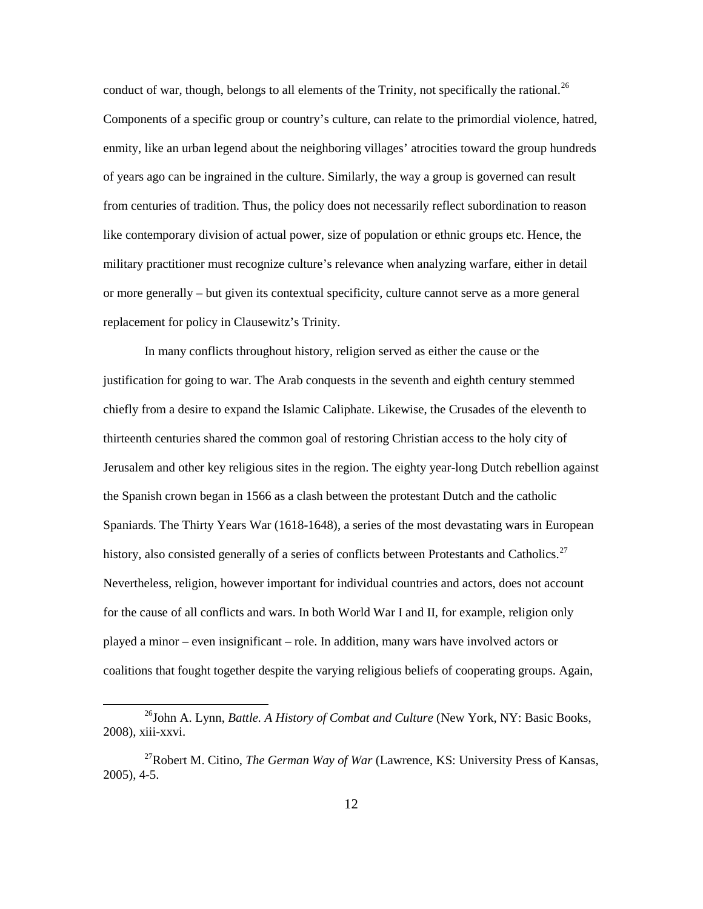conduct of war, though, belongs to all elements of the Trinity, not specifically the rational.[26] Components of a specific group or country's culture, can relate to the primordial violence, hatred, enmity, like an urban legend about the neighboring villages' atrocities toward the group hundreds of years ago can be ingrained in the culture. Similarly, the way a group is governed can result from centuries of tradition. Thus, the policy does not necessarily reflect subordination to reason like contemporary division of actual power, size of population or ethnic groups etc. Hence, the military practitioner must recognize culture's relevance when analyzing warfare, either in detail or more generally – but given its contextual specificity, culture cannot serve as a more general replacement for policy in Clausewitz's Trinity.

In many conflicts throughout history, religion served as either the cause or the justification for going to war. The Arab conquests in the seventh and eighth century stemmed chiefly from a desire to expand the Islamic Caliphate. Likewise, the Crusades of the eleventh to thirteenth centuries shared the common goal of restoring Christian access to the holy city of Jerusalem and other key religious sites in the region. The eighty year-long Dutch rebellion against the Spanish crown began in 1566 as a clash between the protestant Dutch and the catholic Spaniards. The Thirty Years War (1618-1648), a series of the most devastating wars in European history, also consisted generally of a series of conflicts between Protestants and Catholics.[27] Nevertheless, religion, however important for individual countries and actors, does not account for the cause of all conflicts and wars. In both World War I and II, for example, religion only played a minor – even insignificant – role. In addition, many wars have involved actors or coalitions that fought together despite the varying religious beliefs of cooperating groups. Again,

---

[26] John A. Lynn, *Battle. A History of Combat and Culture* (New York, NY: Basic Books, 2008), xiii-xxvi.

[27] Robert M. Citino, *The German Way of War* (Lawrence, KS: University Press of Kansas, 2005), 4-5.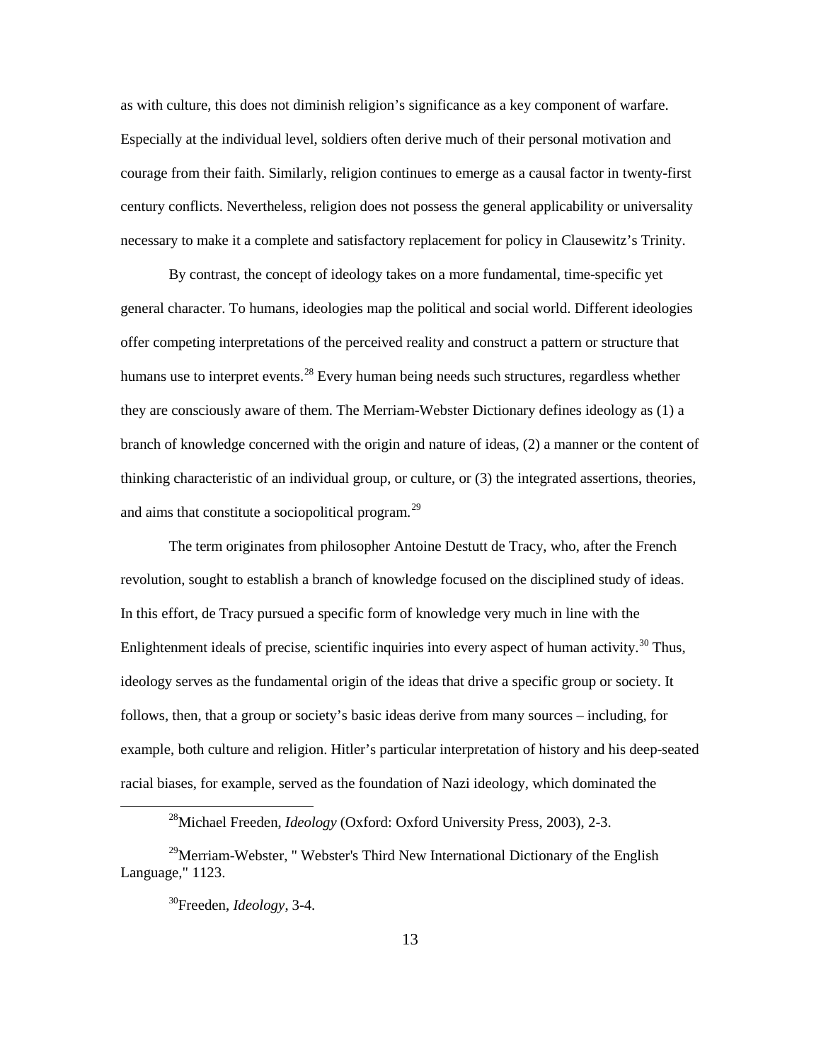as with culture, this does not diminish religion's significance as a key component of warfare. Especially at the individual level, soldiers often derive much of their personal motivation and courage from their faith. Similarly, religion continues to emerge as a causal factor in twenty-first century conflicts. Nevertheless, religion does not possess the general applicability or universality necessary to make it a complete and satisfactory replacement for policy in Clausewitz's Trinity.

By contrast, the concept of ideology takes on a more fundamental, time-specific yet general character. To humans, ideologies map the political and social world. Different ideologies offer competing interpretations of the perceived reality and construct a pattern or structure that humans use to interpret events.[28] Every human being needs such structures, regardless whether they are consciously aware of them. The Merriam-Webster Dictionary defines ideology as (1) a branch of knowledge concerned with the origin and nature of ideas, (2) a manner or the content of thinking characteristic of an individual group, or culture, or (3) the integrated assertions, theories, and aims that constitute a sociopolitical program.[29]

The term originates from philosopher Antoine Destutt de Tracy, who, after the French revolution, sought to establish a branch of knowledge focused on the disciplined study of ideas. In this effort, de Tracy pursued a specific form of knowledge very much in line with the Enlightenment ideals of precise, scientific inquiries into every aspect of human activity.[30] Thus, ideology serves as the fundamental origin of the ideas that drive a specific group or society. It follows, then, that a group or society's basic ideas derive from many sources – including, for example, both culture and religion. Hitler's particular interpretation of history and his deep-seated racial biases, for example, served as the foundation of Nazi ideology, which dominated the

[28] Michael Freeden, *Ideology* (Oxford: Oxford University Press, 2003), 2-3.

[29] Merriam-Webster, " Webster's Third New International Dictionary of the English Language," 1123.

[30] Freeden, *Ideology*, 3-4.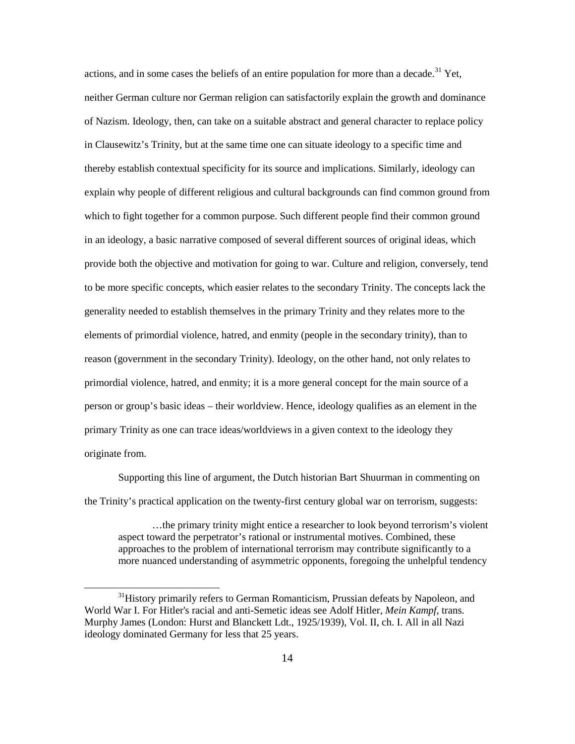actions, and in some cases the beliefs of an entire population for more than a decade.[31] Yet, neither German culture nor German religion can satisfactorily explain the growth and dominance of Nazism. Ideology, then, can take on a suitable abstract and general character to replace policy in Clausewitz's Trinity, but at the same time one can situate ideology to a specific time and thereby establish contextual specificity for its source and implications. Similarly, ideology can explain why people of different religious and cultural backgrounds can find common ground from which to fight together for a common purpose. Such different people find their common ground in an ideology, a basic narrative composed of several different sources of original ideas, which provide both the objective and motivation for going to war. Culture and religion, conversely, tend to be more specific concepts, which easier relates to the secondary Trinity. The concepts lack the generality needed to establish themselves in the primary Trinity and they relates more to the elements of primordial violence, hatred, and enmity (people in the secondary trinity), than to reason (government in the secondary Trinity). Ideology, on the other hand, not only relates to primordial violence, hatred, and enmity; it is a more general concept for the main source of a person or group's basic ideas – their worldview. Hence, ideology qualifies as an element in the primary Trinity as one can trace ideas/worldviews in a given context to the ideology they originate from.

Supporting this line of argument, the Dutch historian Bart Shuurman in commenting on the Trinity's practical application on the twenty-first century global war on terrorism, suggests:

> …the primary trinity might entice a researcher to look beyond terrorism's violent aspect toward the perpetrator's rational or instrumental motives. Combined, these approaches to the problem of international terrorism may contribute significantly to a more nuanced understanding of asymmetric opponents, foregoing the unhelpful tendency

[31] History primarily refers to German Romanticism, Prussian defeats by Napoleon, and World War I. For Hitler's racial and anti-Semetic ideas see Adolf Hitler, *Mein Kampf*, trans. Murphy James (London: Hurst and Blanckett Ldt., 1925/1939), Vol. II, ch. I. All in all Nazi ideology dominated Germany for less that 25 years.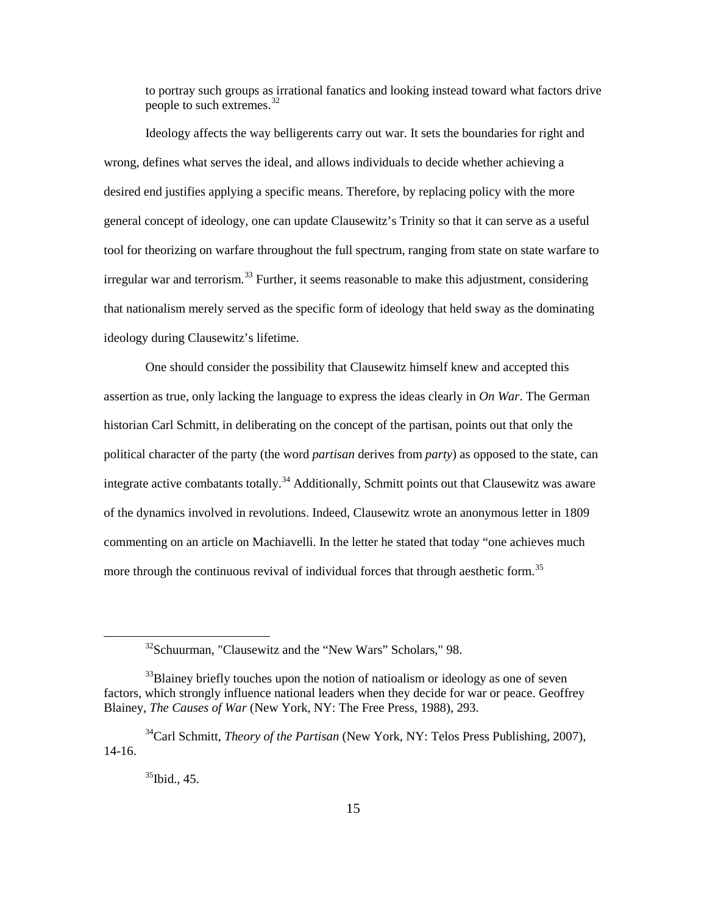to portray such groups as irrational fanatics and looking instead toward what factors drive people to such extremes.[32]

Ideology affects the way belligerents carry out war. It sets the boundaries for right and wrong, defines what serves the ideal, and allows individuals to decide whether achieving a desired end justifies applying a specific means. Therefore, by replacing policy with the more general concept of ideology, one can update Clausewitz's Trinity so that it can serve as a useful tool for theorizing on warfare throughout the full spectrum, ranging from state on state warfare to irregular war and terrorism.[33] Further, it seems reasonable to make this adjustment, considering that nationalism merely served as the specific form of ideology that held sway as the dominating ideology during Clausewitz's lifetime.

One should consider the possibility that Clausewitz himself knew and accepted this assertion as true, only lacking the language to express the ideas clearly in *On War*. The German historian Carl Schmitt, in deliberating on the concept of the partisan, points out that only the political character of the party (the word *partisan* derives from *party*) as opposed to the state, can integrate active combatants totally.[34] Additionally, Schmitt points out that Clausewitz was aware of the dynamics involved in revolutions. Indeed, Clausewitz wrote an anonymous letter in 1809 commenting on an article on Machiavelli. In the letter he stated that today "one achieves much more through the continuous revival of individual forces that through aesthetic form.[35]

---

[32]Schuurman, "Clausewitz and the "New Wars" Scholars," 98.

[33]Blainey briefly touches upon the notion of natioalism or ideology as one of seven factors, which strongly influence national leaders when they decide for war or peace. Geoffrey Blainey, *The Causes of War* (New York, NY: The Free Press, 1988), 293.

[34]Carl Schmitt, *Theory of the Partisan* (New York, NY: Telos Press Publishing, 2007), 14-16.

[35]Ibid., 45.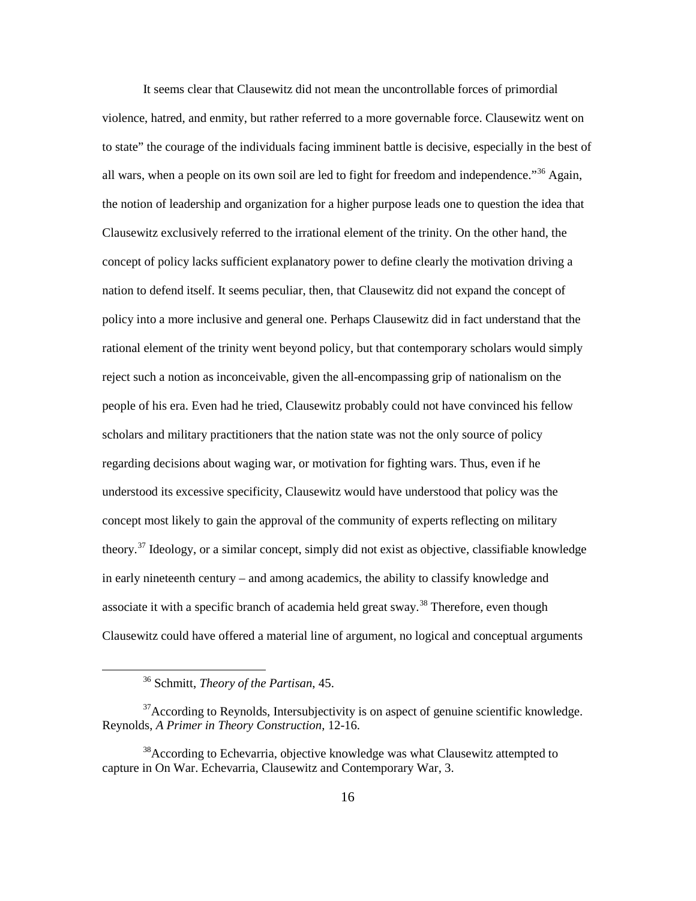It seems clear that Clausewitz did not mean the uncontrollable forces of primordial violence, hatred, and enmity, but rather referred to a more governable force. Clausewitz went on to state" the courage of the individuals facing imminent battle is decisive, especially in the best of all wars, when a people on its own soil are led to fight for freedom and independence."[36] Again, the notion of leadership and organization for a higher purpose leads one to question the idea that Clausewitz exclusively referred to the irrational element of the trinity. On the other hand, the concept of policy lacks sufficient explanatory power to define clearly the motivation driving a nation to defend itself. It seems peculiar, then, that Clausewitz did not expand the concept of policy into a more inclusive and general one. Perhaps Clausewitz did in fact understand that the rational element of the trinity went beyond policy, but that contemporary scholars would simply reject such a notion as inconceivable, given the all-encompassing grip of nationalism on the people of his era. Even had he tried, Clausewitz probably could not have convinced his fellow scholars and military practitioners that the nation state was not the only source of policy regarding decisions about waging war, or motivation for fighting wars. Thus, even if he understood its excessive specificity, Clausewitz would have understood that policy was the concept most likely to gain the approval of the community of experts reflecting on military theory.[37] Ideology, or a similar concept, simply did not exist as objective, classifiable knowledge in early nineteenth century – and among academics, the ability to classify knowledge and associate it with a specific branch of academia held great sway.[38] Therefore, even though Clausewitz could have offered a material line of argument, no logical and conceptual arguments

---

[36] Schmitt, *Theory of the Partisan*, 45.

[37] According to Reynolds, Intersubjectivity is on aspect of genuine scientific knowledge. Reynolds, *A Primer in Theory Construction*, 12-16.

[38] According to Echevarria, objective knowledge was what Clausewitz attempted to capture in On War. Echevarria, Clausewitz and Contemporary War, 3.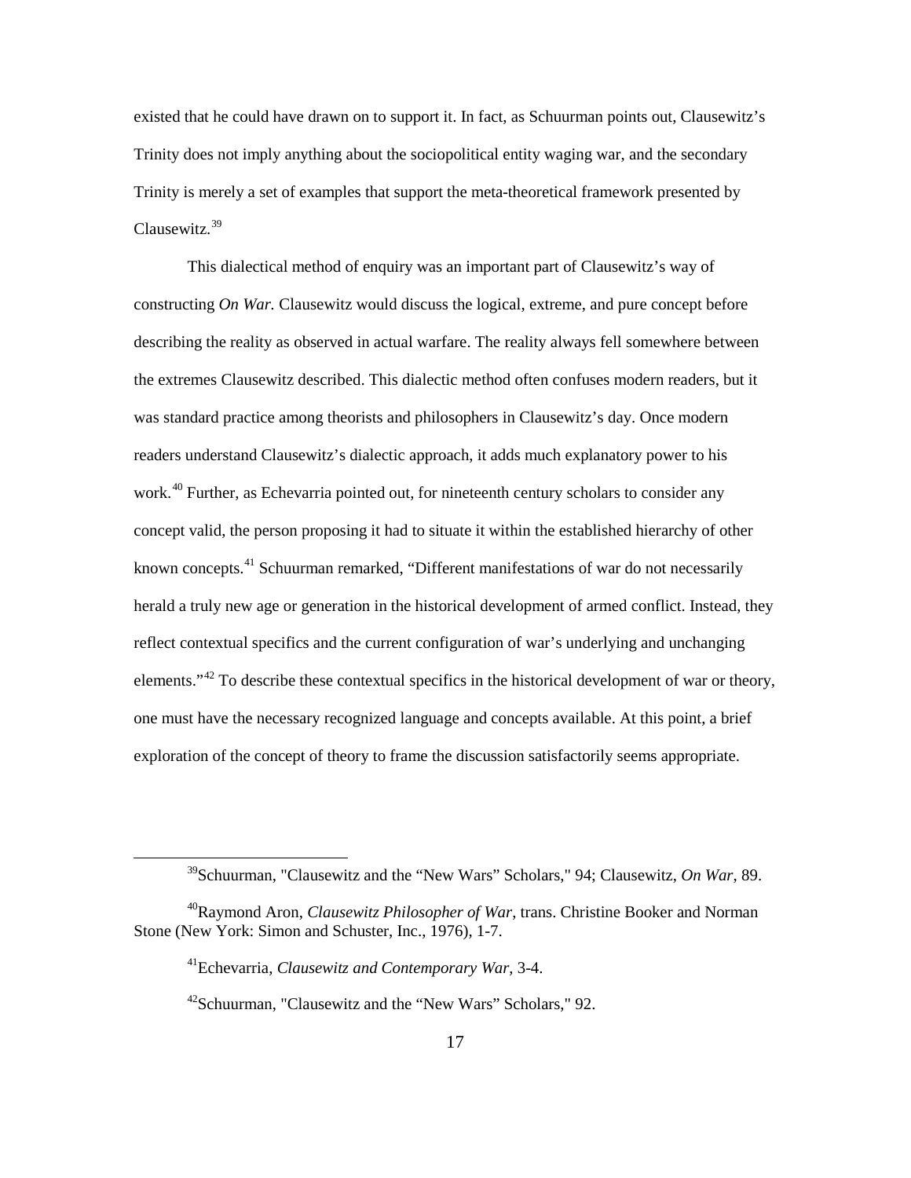existed that he could have drawn on to support it. In fact, as Schuurman points out, Clausewitz's Trinity does not imply anything about the sociopolitical entity waging war, and the secondary Trinity is merely a set of examples that support the meta-theoretical framework presented by Clausewitz.[39]

This dialectical method of enquiry was an important part of Clausewitz's way of constructing *On War.* Clausewitz would discuss the logical, extreme, and pure concept before describing the reality as observed in actual warfare. The reality always fell somewhere between the extremes Clausewitz described. This dialectic method often confuses modern readers, but it was standard practice among theorists and philosophers in Clausewitz's day. Once modern readers understand Clausewitz's dialectic approach, it adds much explanatory power to his work.[40] Further, as Echevarria pointed out, for nineteenth century scholars to consider any concept valid, the person proposing it had to situate it within the established hierarchy of other known concepts.[41] Schuurman remarked, "Different manifestations of war do not necessarily herald a truly new age or generation in the historical development of armed conflict. Instead, they reflect contextual specifics and the current configuration of war's underlying and unchanging elements."[42] To describe these contextual specifics in the historical development of war or theory, one must have the necessary recognized language and concepts available. At this point, a brief exploration of the concept of theory to frame the discussion satisfactorily seems appropriate.

---

[39]Schuurman, "Clausewitz and the "New Wars" Scholars," 94; Clausewitz, *On War*, 89.

[40]Raymond Aron, *Clausewitz Philosopher of War*, trans. Christine Booker and Norman Stone (New York: Simon and Schuster, Inc., 1976), 1-7.

[41]Echevarria, *Clausewitz and Contemporary War*, 3-4.

[42]Schuurman, "Clausewitz and the "New Wars" Scholars," 92.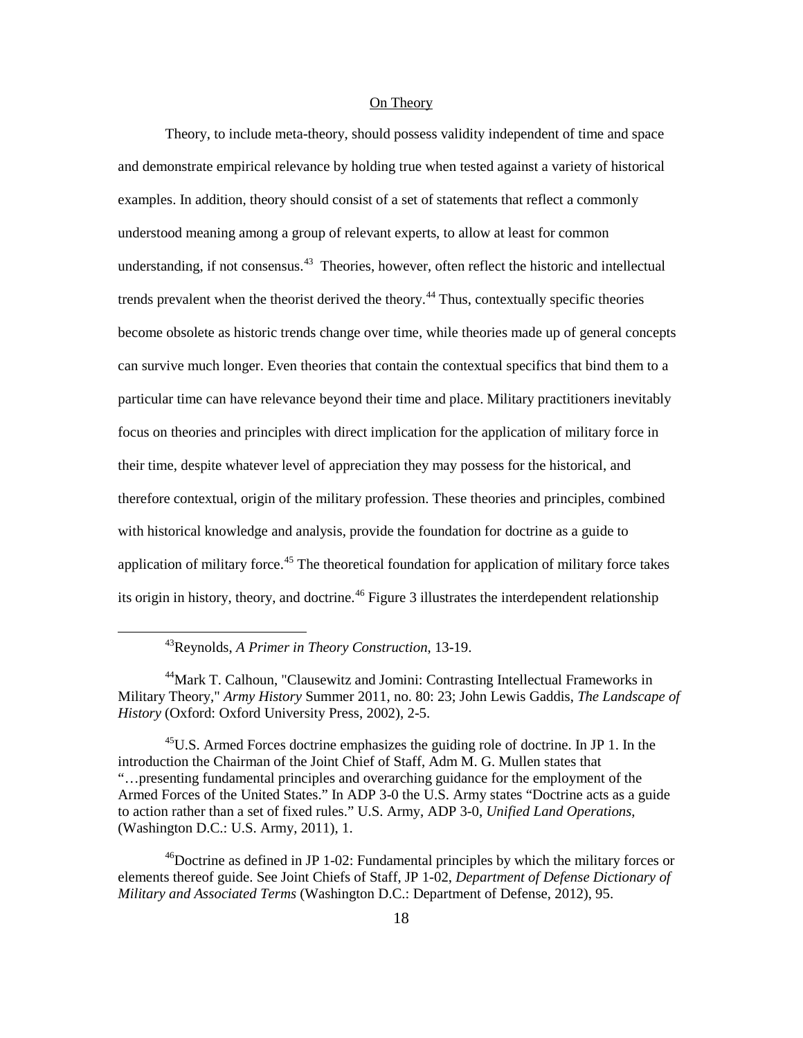## On Theory

Theory, to include meta-theory, should possess validity independent of time and space and demonstrate empirical relevance by holding true when tested against a variety of historical examples. In addition, theory should consist of a set of statements that reflect a commonly understood meaning among a group of relevant experts, to allow at least for common understanding, if not consensus.[43] Theories, however, often reflect the historic and intellectual trends prevalent when the theorist derived the theory.[44] Thus, contextually specific theories become obsolete as historic trends change over time, while theories made up of general concepts can survive much longer. Even theories that contain the contextual specifics that bind them to a particular time can have relevance beyond their time and place. Military practitioners inevitably focus on theories and principles with direct implication for the application of military force in their time, despite whatever level of appreciation they may possess for the historical, and therefore contextual, origin of the military profession. These theories and principles, combined with historical knowledge and analysis, provide the foundation for doctrine as a guide to application of military force.[45] The theoretical foundation for application of military force takes its origin in history, theory, and doctrine.[46] Figure 3 illustrates the interdependent relationship

---

[43]Reynolds, *A Primer in Theory Construction*, 13-19.

[44]Mark T. Calhoun, "Clausewitz and Jomini: Contrasting Intellectual Frameworks in Military Theory," *Army History* Summer 2011, no. 80: 23; John Lewis Gaddis, *The Landscape of History* (Oxford: Oxford University Press, 2002), 2-5.

[45]U.S. Armed Forces doctrine emphasizes the guiding role of doctrine. In JP 1. In the introduction the Chairman of the Joint Chief of Staff, Adm M. G. Mullen states that "…presenting fundamental principles and overarching guidance for the employment of the Armed Forces of the United States." In ADP 3-0 the U.S. Army states "Doctrine acts as a guide to action rather than a set of fixed rules." U.S. Army, ADP 3-0, *Unified Land Operations*, (Washington D.C.: U.S. Army, 2011), 1.

[46]Doctrine as defined in JP 1-02: Fundamental principles by which the military forces or elements thereof guide. See Joint Chiefs of Staff, JP 1-02, *Department of Defense Dictionary of Military and Associated Terms* (Washington D.C.: Department of Defense, 2012), 95.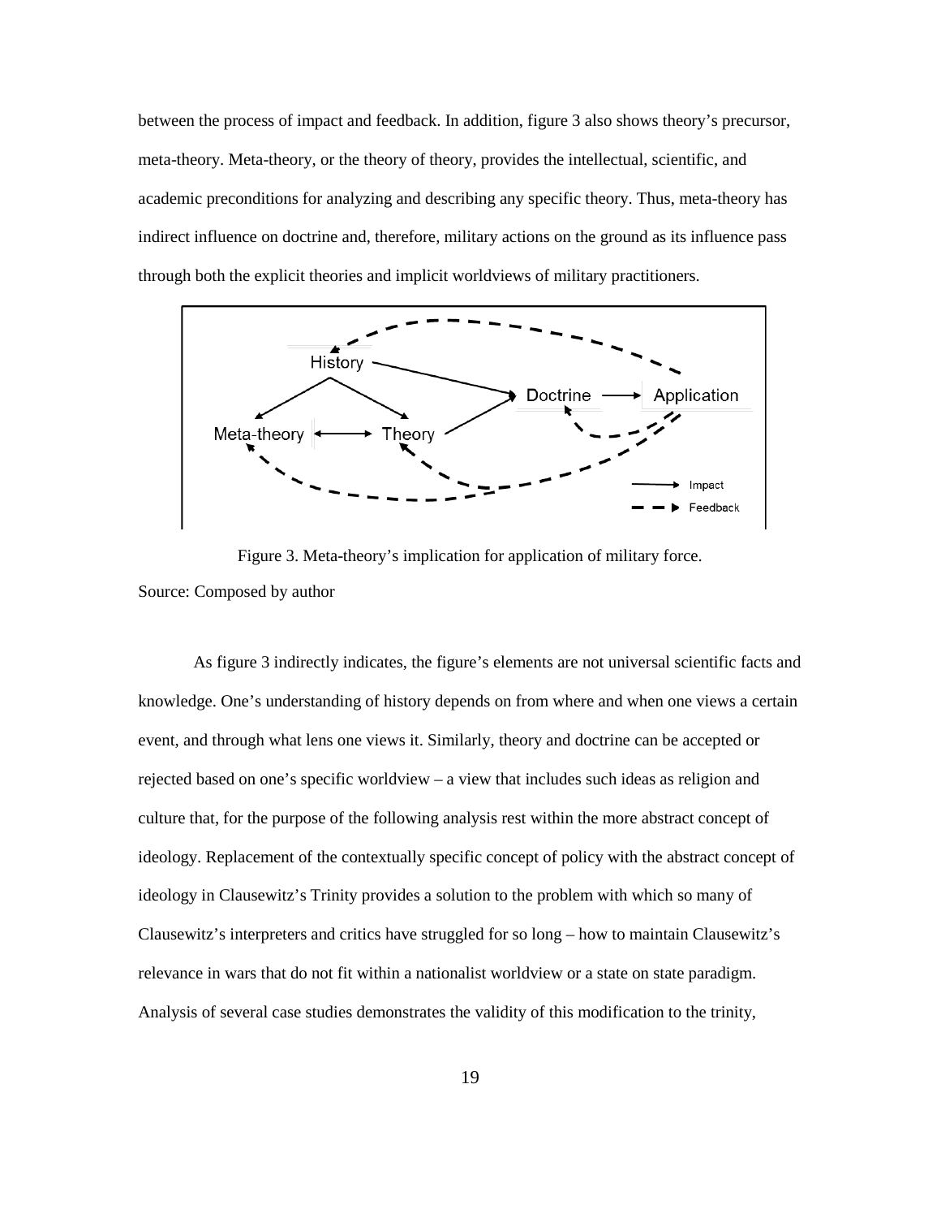between the process of impact and feedback. In addition, figure 3 also shows theory's precursor, meta-theory. Meta-theory, or the theory of theory, provides the intellectual, scientific, and academic preconditions for analyzing and describing any specific theory. Thus, meta-theory has indirect influence on doctrine and, therefore, military actions on the ground as its influence pass through both the explicit theories and implicit worldviews of military practitioners.

Figure 3. Meta-theory's implication for application of military force.

Source: Composed by author

As figure 3 indirectly indicates, the figure's elements are not universal scientific facts and knowledge. One's understanding of history depends on from where and when one views a certain event, and through what lens one views it. Similarly, theory and doctrine can be accepted or rejected based on one's specific worldview – a view that includes such ideas as religion and culture that, for the purpose of the following analysis rest within the more abstract concept of ideology. Replacement of the contextually specific concept of policy with the abstract concept of ideology in Clausewitz's Trinity provides a solution to the problem with which so many of Clausewitz's interpreters and critics have struggled for so long – how to maintain Clausewitz's relevance in wars that do not fit within a nationalist worldview or a state on state paradigm. Analysis of several case studies demonstrates the validity of this modification to the trinity,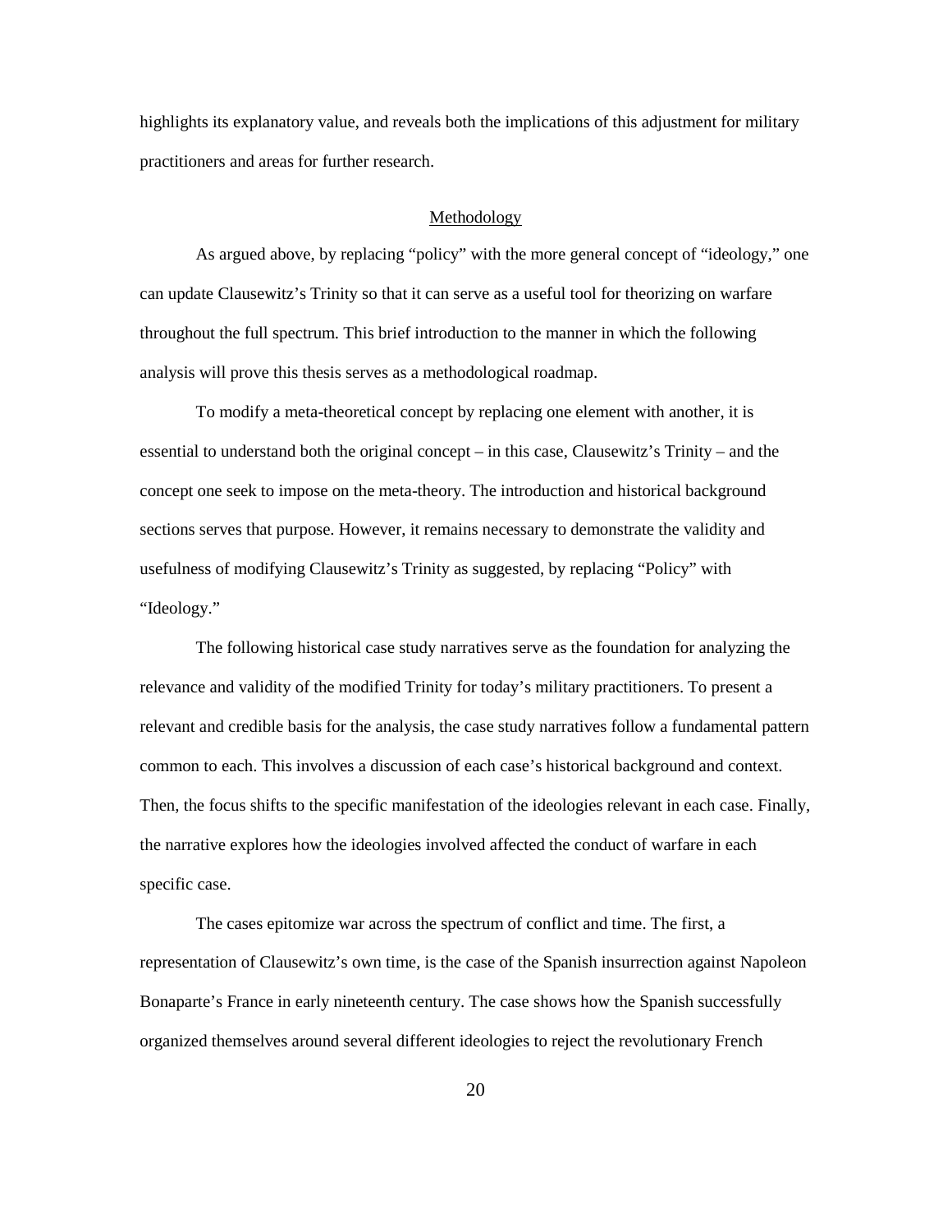highlights its explanatory value, and reveals both the implications of this adjustment for military practitioners and areas for further research.

## Methodology

As argued above, by replacing "policy" with the more general concept of "ideology," one can update Clausewitz's Trinity so that it can serve as a useful tool for theorizing on warfare throughout the full spectrum. This brief introduction to the manner in which the following analysis will prove this thesis serves as a methodological roadmap.

To modify a meta-theoretical concept by replacing one element with another, it is essential to understand both the original concept – in this case, Clausewitz's Trinity – and the concept one seek to impose on the meta-theory. The introduction and historical background sections serves that purpose. However, it remains necessary to demonstrate the validity and usefulness of modifying Clausewitz's Trinity as suggested, by replacing "Policy" with "Ideology."

The following historical case study narratives serve as the foundation for analyzing the relevance and validity of the modified Trinity for today's military practitioners. To present a relevant and credible basis for the analysis, the case study narratives follow a fundamental pattern common to each. This involves a discussion of each case's historical background and context. Then, the focus shifts to the specific manifestation of the ideologies relevant in each case. Finally, the narrative explores how the ideologies involved affected the conduct of warfare in each specific case.

The cases epitomize war across the spectrum of conflict and time. The first, a representation of Clausewitz's own time, is the case of the Spanish insurrection against Napoleon Bonaparte's France in early nineteenth century. The case shows how the Spanish successfully organized themselves around several different ideologies to reject the revolutionary French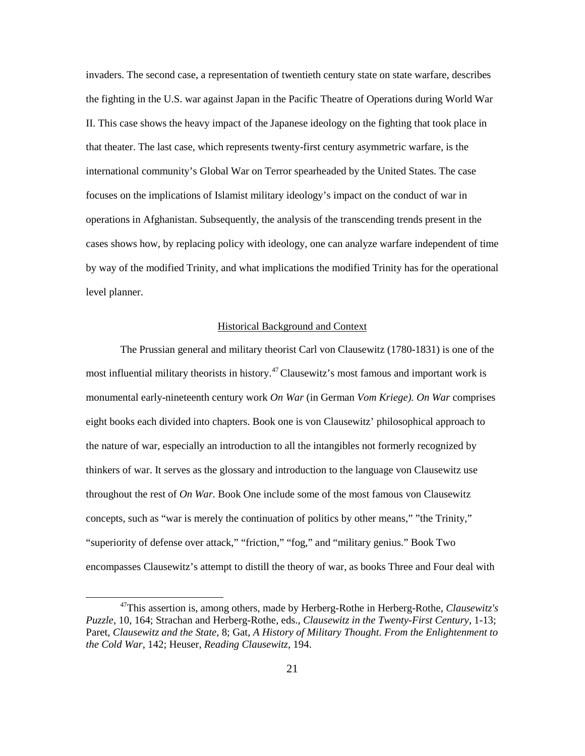invaders. The second case, a representation of twentieth century state on state warfare, describes the fighting in the U.S. war against Japan in the Pacific Theatre of Operations during World War II. This case shows the heavy impact of the Japanese ideology on the fighting that took place in that theater. The last case, which represents twenty-first century asymmetric warfare, is the international community's Global War on Terror spearheaded by the United States. The case focuses on the implications of Islamist military ideology's impact on the conduct of war in operations in Afghanistan. Subsequently, the analysis of the transcending trends present in the cases shows how, by replacing policy with ideology, one can analyze warfare independent of time by way of the modified Trinity, and what implications the modified Trinity has for the operational level planner.

## Historical Background and Context

The Prussian general and military theorist Carl von Clausewitz (1780-1831) is one of the most influential military theorists in history.[47] Clausewitz's most famous and important work is monumental early-nineteenth century work *On War* (in German *Vom Kriege). On War* comprises eight books each divided into chapters. Book one is von Clausewitz' philosophical approach to the nature of war, especially an introduction to all the intangibles not formerly recognized by thinkers of war. It serves as the glossary and introduction to the language von Clausewitz use throughout the rest of *On War.* Book One include some of the most famous von Clausewitz concepts, such as "war is merely the continuation of politics by other means," "the Trinity," "superiority of defense over attack," "friction," "fog," and "military genius." Book Two encompasses Clausewitz's attempt to distill the theory of war, as books Three and Four deal with

[47]This assertion is, among others, made by Herberg-Rothe in Herberg-Rothe, *Clausewitz's Puzzle*, 10, 164; Strachan and Herberg-Rothe, eds., *Clausewitz in the Twenty-First Century*, 1-13; Paret, *Clausewitz and the State*, 8; Gat, *A History of Military Thought. From the Enlightenment to the Cold War*, 142; Heuser, *Reading Clausewitz*, 194.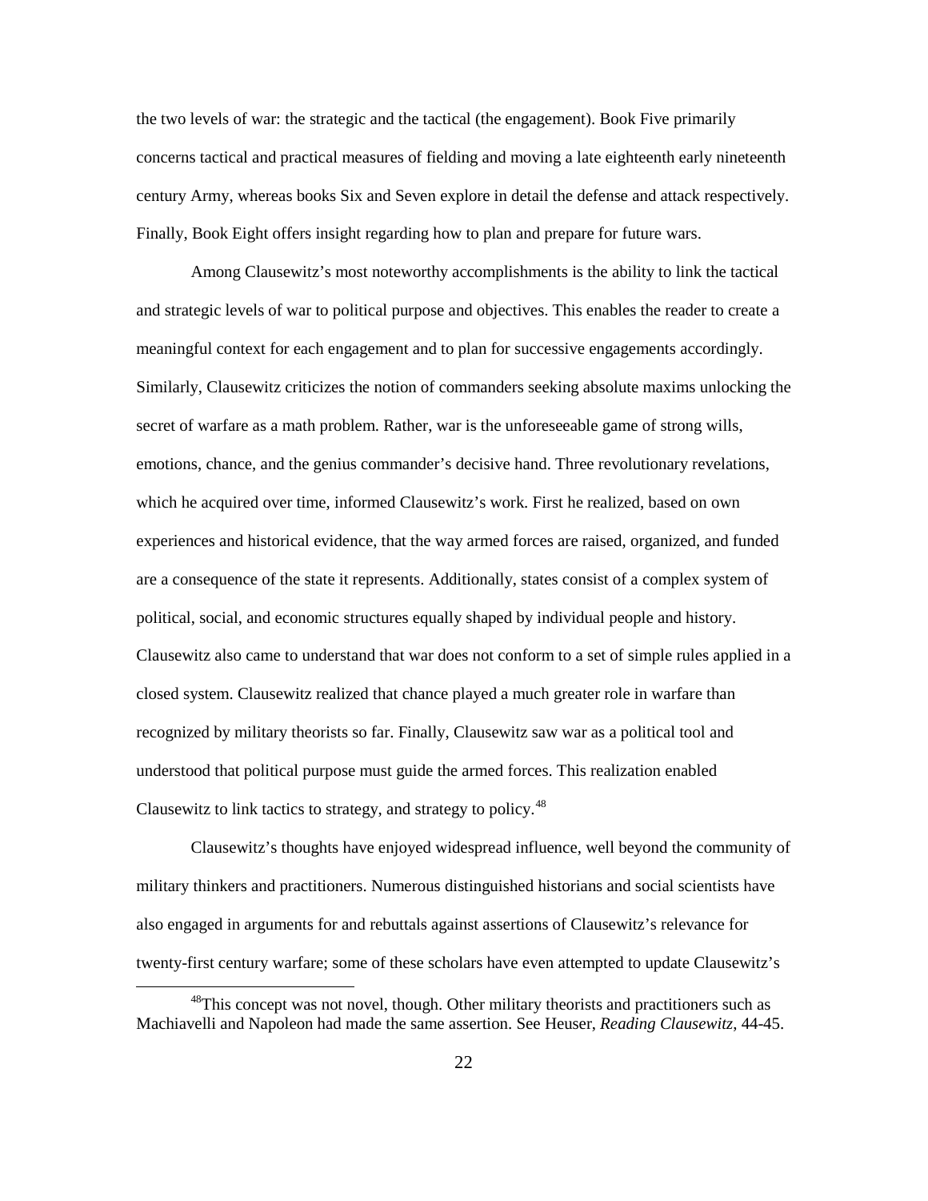the two levels of war: the strategic and the tactical (the engagement). Book Five primarily concerns tactical and practical measures of fielding and moving a late eighteenth early nineteenth century Army, whereas books Six and Seven explore in detail the defense and attack respectively. Finally, Book Eight offers insight regarding how to plan and prepare for future wars.

Among Clausewitz's most noteworthy accomplishments is the ability to link the tactical and strategic levels of war to political purpose and objectives. This enables the reader to create a meaningful context for each engagement and to plan for successive engagements accordingly. Similarly, Clausewitz criticizes the notion of commanders seeking absolute maxims unlocking the secret of warfare as a math problem. Rather, war is the unforeseeable game of strong wills, emotions, chance, and the genius commander's decisive hand. Three revolutionary revelations, which he acquired over time, informed Clausewitz's work. First he realized, based on own experiences and historical evidence, that the way armed forces are raised, organized, and funded are a consequence of the state it represents. Additionally, states consist of a complex system of political, social, and economic structures equally shaped by individual people and history. Clausewitz also came to understand that war does not conform to a set of simple rules applied in a closed system. Clausewitz realized that chance played a much greater role in warfare than recognized by military theorists so far. Finally, Clausewitz saw war as a political tool and understood that political purpose must guide the armed forces. This realization enabled Clausewitz to link tactics to strategy, and strategy to policy.[48]

Clausewitz's thoughts have enjoyed widespread influence, well beyond the community of military thinkers and practitioners. Numerous distinguished historians and social scientists have also engaged in arguments for and rebuttals against assertions of Clausewitz's relevance for twenty-first century warfare; some of these scholars have even attempted to update Clausewitz's

[48]This concept was not novel, though. Other military theorists and practitioners such as Machiavelli and Napoleon had made the same assertion. See Heuser, *Reading Clausewitz*, 44-45.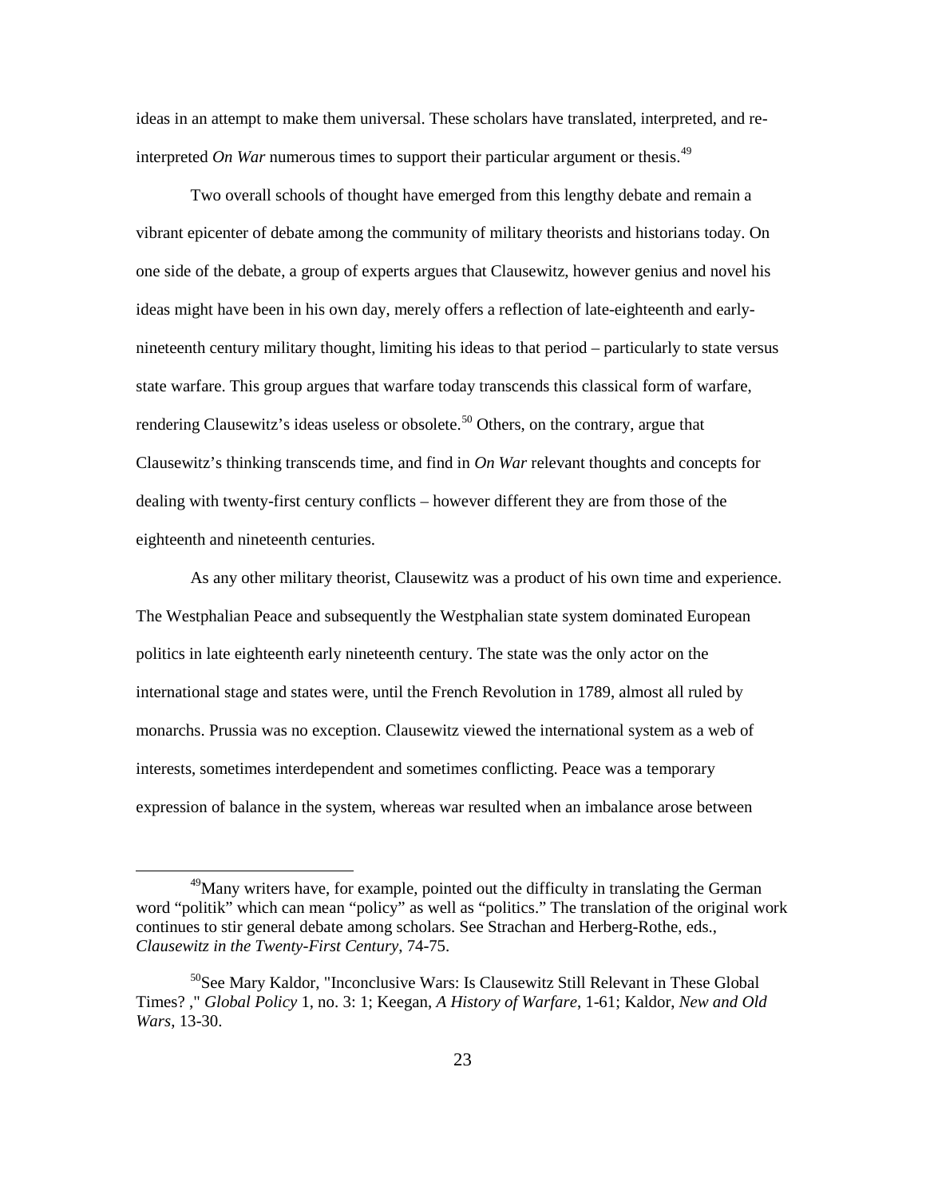ideas in an attempt to make them universal. These scholars have translated, interpreted, and re-interpreted *On War* numerous times to support their particular argument or thesis.[49]

Two overall schools of thought have emerged from this lengthy debate and remain a vibrant epicenter of debate among the community of military theorists and historians today. On one side of the debate, a group of experts argues that Clausewitz, however genius and novel his ideas might have been in his own day, merely offers a reflection of late-eighteenth and early-nineteenth century military thought, limiting his ideas to that period – particularly to state versus state warfare. This group argues that warfare today transcends this classical form of warfare, rendering Clausewitz's ideas useless or obsolete.[50] Others, on the contrary, argue that Clausewitz's thinking transcends time, and find in *On War* relevant thoughts and concepts for dealing with twenty-first century conflicts – however different they are from those of the eighteenth and nineteenth centuries.

As any other military theorist, Clausewitz was a product of his own time and experience. The Westphalian Peace and subsequently the Westphalian state system dominated European politics in late eighteenth early nineteenth century. The state was the only actor on the international stage and states were, until the French Revolution in 1789, almost all ruled by monarchs. Prussia was no exception. Clausewitz viewed the international system as a web of interests, sometimes interdependent and sometimes conflicting. Peace was a temporary expression of balance in the system, whereas war resulted when an imbalance arose between

---

[49]Many writers have, for example, pointed out the difficulty in translating the German word "politik" which can mean "policy" as well as "politics." The translation of the original work continues to stir general debate among scholars. See Strachan and Herberg-Rothe, eds., *Clausewitz in the Twenty-First Century*, 74-75.

[50]See Mary Kaldor, "Inconclusive Wars: Is Clausewitz Still Relevant in These Global Times? ," *Global Policy* 1, no. 3: 1; Keegan, *A History of Warfare*, 1-61; Kaldor, *New and Old Wars*, 13-30.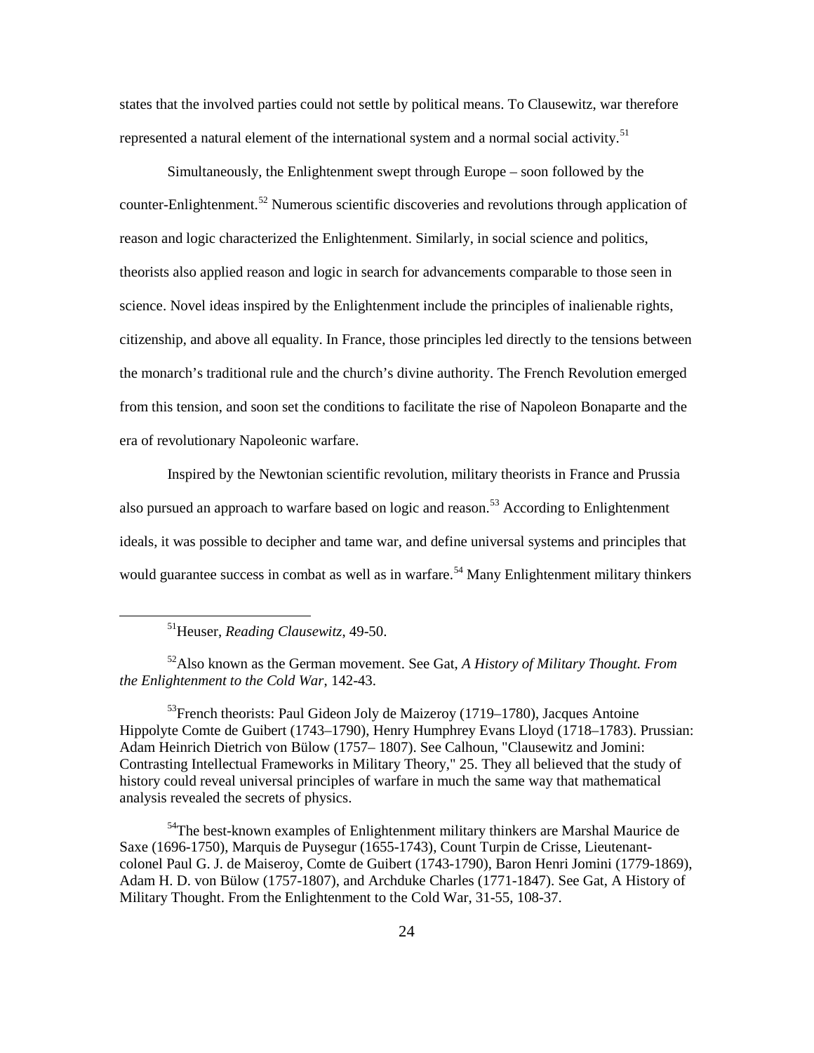states that the involved parties could not settle by political means. To Clausewitz, war therefore represented a natural element of the international system and a normal social activity.[51]

Simultaneously, the Enlightenment swept through Europe – soon followed by the counter-Enlightenment.[52] Numerous scientific discoveries and revolutions through application of reason and logic characterized the Enlightenment. Similarly, in social science and politics, theorists also applied reason and logic in search for advancements comparable to those seen in science. Novel ideas inspired by the Enlightenment include the principles of inalienable rights, citizenship, and above all equality. In France, those principles led directly to the tensions between the monarch's traditional rule and the church's divine authority. The French Revolution emerged from this tension, and soon set the conditions to facilitate the rise of Napoleon Bonaparte and the era of revolutionary Napoleonic warfare.

Inspired by the Newtonian scientific revolution, military theorists in France and Prussia also pursued an approach to warfare based on logic and reason.[53] According to Enlightenment ideals, it was possible to decipher and tame war, and define universal systems and principles that would guarantee success in combat as well as in warfare.[54] Many Enlightenment military thinkers

---

[51]Heuser, *Reading Clausewitz*, 49-50.

[52]Also known as the German movement. See Gat, *A History of Military Thought. From the Enlightenment to the Cold War*, 142-43.

[53]French theorists: Paul Gideon Joly de Maizeroy (1719–1780), Jacques Antoine Hippolyte Comte de Guibert (1743–1790), Henry Humphrey Evans Lloyd (1718–1783). Prussian: Adam Heinrich Dietrich von Bülow (1757– 1807). See Calhoun, "Clausewitz and Jomini: Contrasting Intellectual Frameworks in Military Theory," 25. They all believed that the study of history could reveal universal principles of warfare in much the same way that mathematical analysis revealed the secrets of physics.

[54]The best-known examples of Enlightenment military thinkers are Marshal Maurice de Saxe (1696-1750), Marquis de Puysegur (1655-1743), Count Turpin de Crisse, Lieutenant-colonel Paul G. J. de Maiseroy, Comte de Guibert (1743-1790), Baron Henri Jomini (1779-1869), Adam H. D. von Bülow (1757-1807), and Archduke Charles (1771-1847). See Gat, A History of Military Thought. From the Enlightenment to the Cold War, 31-55, 108-37.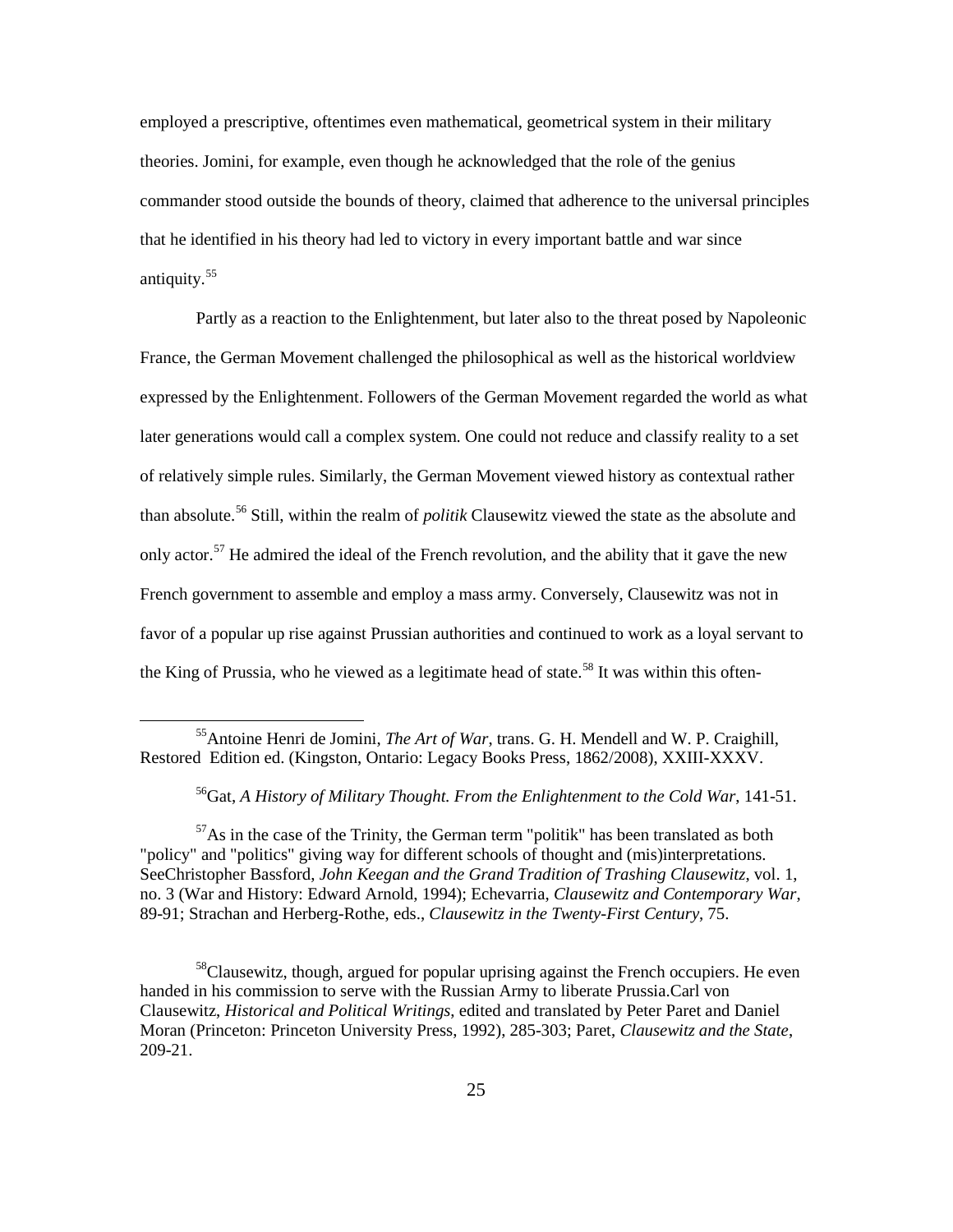employed a prescriptive, oftentimes even mathematical, geometrical system in their military theories. Jomini, for example, even though he acknowledged that the role of the genius commander stood outside the bounds of theory, claimed that adherence to the universal principles that he identified in his theory had led to victory in every important battle and war since antiquity.[55]

Partly as a reaction to the Enlightenment, but later also to the threat posed by Napoleonic France, the German Movement challenged the philosophical as well as the historical worldview expressed by the Enlightenment. Followers of the German Movement regarded the world as what later generations would call a complex system. One could not reduce and classify reality to a set of relatively simple rules. Similarly, the German Movement viewed history as contextual rather than absolute.[56] Still, within the realm of *politik* Clausewitz viewed the state as the absolute and only actor.[57] He admired the ideal of the French revolution, and the ability that it gave the new French government to assemble and employ a mass army. Conversely, Clausewitz was not in favor of a popular up rise against Prussian authorities and continued to work as a loyal servant to the King of Prussia, who he viewed as a legitimate head of state.[58] It was within this often-

---

[55] Antoine Henri de Jomini, *The Art of War*, trans. G. H. Mendell and W. P. Craighill, Restored Edition ed. (Kingston, Ontario: Legacy Books Press, 1862/2008), XXIII-XXXV.

[56] Gat, *A History of Military Thought. From the Enlightenment to the Cold War*, 141-51.

[57] As in the case of the Trinity, the German term "politik" has been translated as both "policy" and "politics" giving way for different schools of thought and (mis)interpretations. SeeChristopher Bassford, *John Keegan and the Grand Tradition of Trashing Clausewitz*, vol. 1, no. 3 (War and History: Edward Arnold, 1994); Echevarria, *Clausewitz and Contemporary War*, 89-91; Strachan and Herberg-Rothe, eds., *Clausewitz in the Twenty-First Century*, 75.

[58] Clausewitz, though, argued for popular uprising against the French occupiers. He even handed in his commission to serve with the Russian Army to liberate Prussia.Carl von Clausewitz, *Historical and Political Writings*, edited and translated by Peter Paret and Daniel Moran (Princeton: Princeton University Press, 1992), 285-303; Paret, *Clausewitz and the State*, 209-21.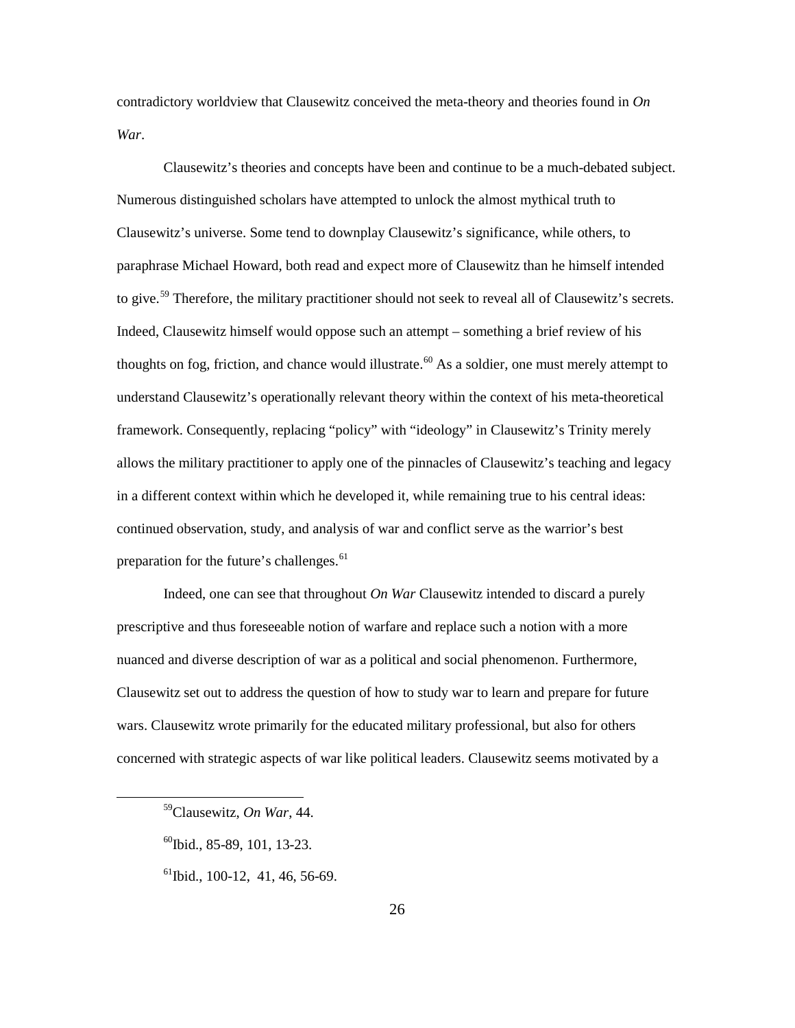contradictory worldview that Clausewitz conceived the meta-theory and theories found in *On War*.

Clausewitz's theories and concepts have been and continue to be a much-debated subject. Numerous distinguished scholars have attempted to unlock the almost mythical truth to Clausewitz's universe. Some tend to downplay Clausewitz's significance, while others, to paraphrase Michael Howard, both read and expect more of Clausewitz than he himself intended to give.[59] Therefore, the military practitioner should not seek to reveal all of Clausewitz's secrets. Indeed, Clausewitz himself would oppose such an attempt – something a brief review of his thoughts on fog, friction, and chance would illustrate.[60] As a soldier, one must merely attempt to understand Clausewitz's operationally relevant theory within the context of his meta-theoretical framework. Consequently, replacing "policy" with "ideology" in Clausewitz's Trinity merely allows the military practitioner to apply one of the pinnacles of Clausewitz's teaching and legacy in a different context within which he developed it, while remaining true to his central ideas: continued observation, study, and analysis of war and conflict serve as the warrior's best preparation for the future's challenges.[61]

Indeed, one can see that throughout *On War* Clausewitz intended to discard a purely prescriptive and thus foreseeable notion of warfare and replace such a notion with a more nuanced and diverse description of war as a political and social phenomenon. Furthermore, Clausewitz set out to address the question of how to study war to learn and prepare for future wars. Clausewitz wrote primarily for the educated military professional, but also for others concerned with strategic aspects of war like political leaders. Clausewitz seems motivated by a

---

[59]Clausewitz, *On War*, 44.

[60]Ibid., 85-89, 101, 13-23.

[61]Ibid., 100-12, 41, 46, 56-69.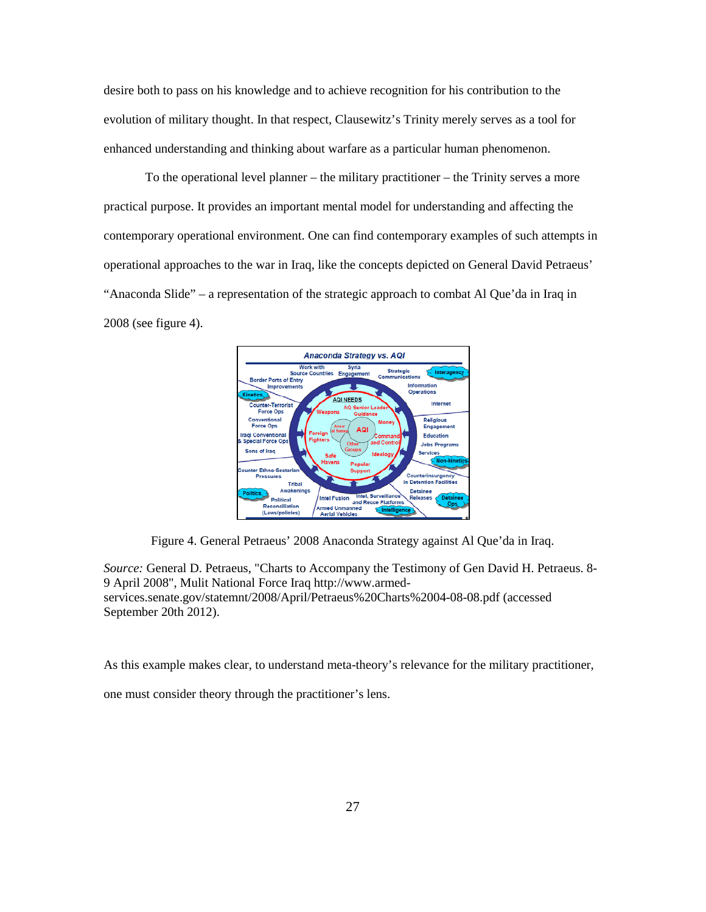desire both to pass on his knowledge and to achieve recognition for his contribution to the evolution of military thought. In that respect, Clausewitz's Trinity merely serves as a tool for enhanced understanding and thinking about warfare as a particular human phenomenon.

To the operational level planner – the military practitioner – the Trinity serves a more practical purpose. It provides an important mental model for understanding and affecting the contemporary operational environment. One can find contemporary examples of such attempts in operational approaches to the war in Iraq, like the concepts depicted on General David Petraeus' "Anaconda Slide" – a representation of the strategic approach to combat Al Que'da in Iraq in 2008 (see figure 4).

Figure 4. General Petraeus' 2008 Anaconda Strategy against Al Que'da in Iraq.

*Source:* General D. Petraeus, "Charts to Accompany the Testimony of Gen David H. Petraeus. 8-9 April 2008", Mulit National Force Iraq http://www.armed-services.senate.gov/statemnt/2008/April/Petraeus%20Charts%2004-08-08.pdf (accessed September 20th 2012).

As this example makes clear, to understand meta-theory's relevance for the military practitioner, one must consider theory through the practitioner's lens.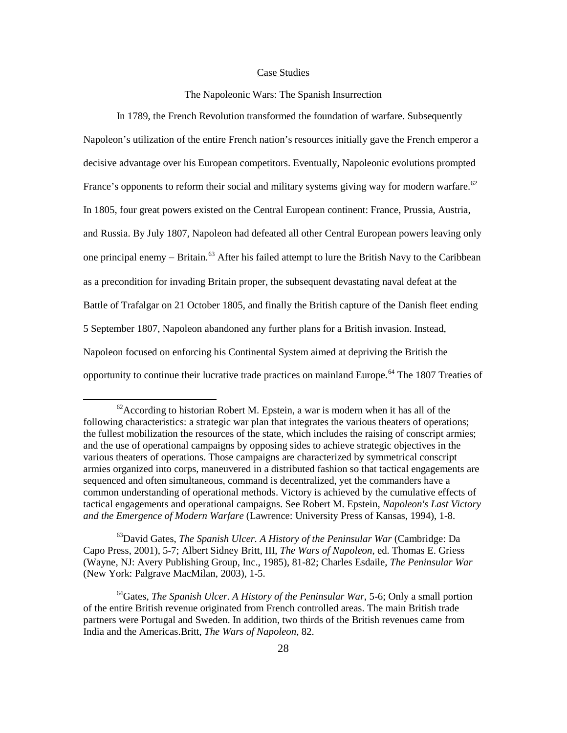## Case Studies

### The Napoleonic Wars: The Spanish Insurrection

In 1789, the French Revolution transformed the foundation of warfare. Subsequently Napoleon's utilization of the entire French nation's resources initially gave the French emperor a decisive advantage over his European competitors. Eventually, Napoleonic evolutions prompted France's opponents to reform their social and military systems giving way for modern warfare.[62] In 1805, four great powers existed on the Central European continent: France, Prussia, Austria, and Russia. By July 1807, Napoleon had defeated all other Central European powers leaving only one principal enemy – Britain.[63] After his failed attempt to lure the British Navy to the Caribbean as a precondition for invading Britain proper, the subsequent devastating naval defeat at the Battle of Trafalgar on 21 October 1805, and finally the British capture of the Danish fleet ending 5 September 1807, Napoleon abandoned any further plans for a British invasion. Instead, Napoleon focused on enforcing his Continental System aimed at depriving the British the opportunity to continue their lucrative trade practices on mainland Europe.[64] The 1807 Treaties of

---

[62] According to historian Robert M. Epstein, a war is modern when it has all of the following characteristics: a strategic war plan that integrates the various theaters of operations; the fullest mobilization the resources of the state, which includes the raising of conscript armies; and the use of operational campaigns by opposing sides to achieve strategic objectives in the various theaters of operations. Those campaigns are characterized by symmetrical conscript armies organized into corps, maneuvered in a distributed fashion so that tactical engagements are sequenced and often simultaneous, command is decentralized, yet the commanders have a common understanding of operational methods. Victory is achieved by the cumulative effects of tactical engagements and operational campaigns. See Robert M. Epstein, *Napoleon's Last Victory and the Emergence of Modern Warfare* (Lawrence: University Press of Kansas, 1994), 1-8.

[63] David Gates, *The Spanish Ulcer. A History of the Peninsular War* (Cambridge: Da Capo Press, 2001), 5-7; Albert Sidney Britt, III, *The Wars of Napoleon*, ed. Thomas E. Griess (Wayne, NJ: Avery Publishing Group, Inc., 1985), 81-82; Charles Esdaile, *The Peninsular War* (New York: Palgrave MacMilan, 2003), 1-5.

[64] Gates, *The Spanish Ulcer. A History of the Peninsular War*, 5-6; Only a small portion of the entire British revenue originated from French controlled areas. The main British trade partners were Portugal and Sweden. In addition, two thirds of the British revenues came from India and the Americas.Britt, *The Wars of Napoleon*, 82.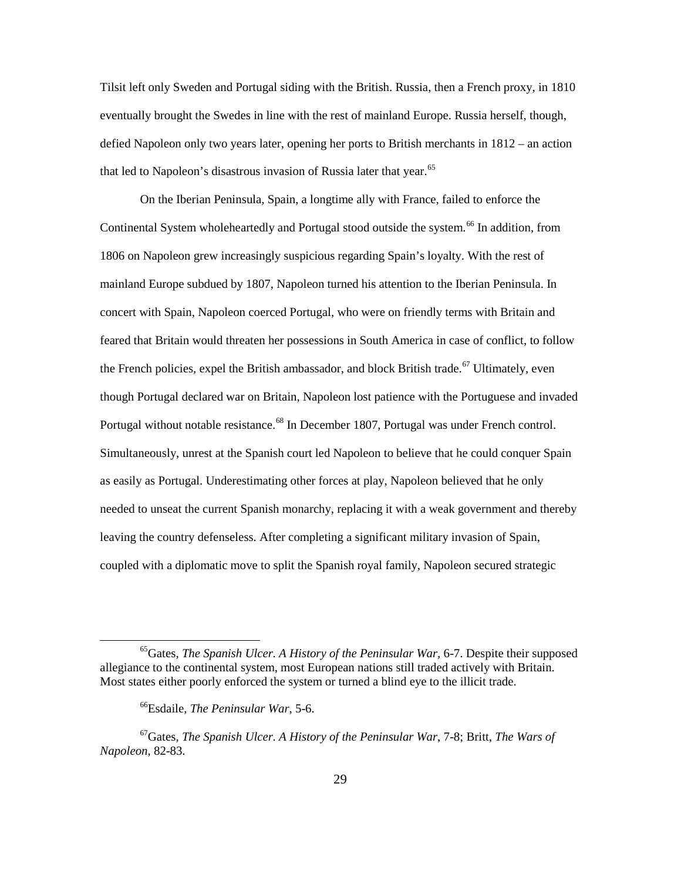Tilsit left only Sweden and Portugal siding with the British. Russia, then a French proxy, in 1810 eventually brought the Swedes in line with the rest of mainland Europe. Russia herself, though, defied Napoleon only two years later, opening her ports to British merchants in 1812 – an action that led to Napoleon's disastrous invasion of Russia later that year.[65]

On the Iberian Peninsula, Spain, a longtime ally with France, failed to enforce the Continental System wholeheartedly and Portugal stood outside the system.[66] In addition, from 1806 on Napoleon grew increasingly suspicious regarding Spain's loyalty. With the rest of mainland Europe subdued by 1807, Napoleon turned his attention to the Iberian Peninsula. In concert with Spain, Napoleon coerced Portugal, who were on friendly terms with Britain and feared that Britain would threaten her possessions in South America in case of conflict, to follow the French policies, expel the British ambassador, and block British trade.[67] Ultimately, even though Portugal declared war on Britain, Napoleon lost patience with the Portuguese and invaded Portugal without notable resistance.[68] In December 1807, Portugal was under French control. Simultaneously, unrest at the Spanish court led Napoleon to believe that he could conquer Spain as easily as Portugal. Underestimating other forces at play, Napoleon believed that he only needed to unseat the current Spanish monarchy, replacing it with a weak government and thereby leaving the country defenseless. After completing a significant military invasion of Spain, coupled with a diplomatic move to split the Spanish royal family, Napoleon secured strategic

---

[65] Gates, *The Spanish Ulcer. A History of the Peninsular War*, 6-7. Despite their supposed allegiance to the continental system, most European nations still traded actively with Britain. Most states either poorly enforced the system or turned a blind eye to the illicit trade.

[66] Esdaile, *The Peninsular War*, 5-6.

[67] Gates, *The Spanish Ulcer. A History of the Peninsular War*, 7-8; Britt, *The Wars of Napoleon*, 82-83.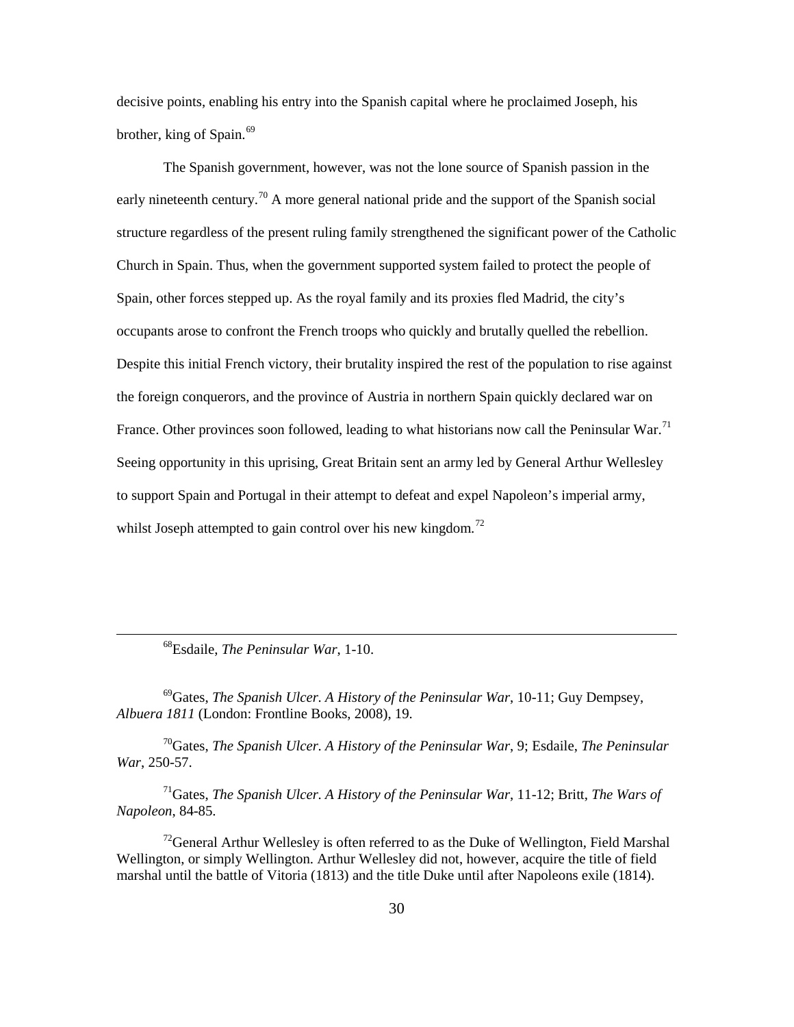decisive points, enabling his entry into the Spanish capital where he proclaimed Joseph, his brother, king of Spain.[69]

The Spanish government, however, was not the lone source of Spanish passion in the early nineteenth century.[70] A more general national pride and the support of the Spanish social structure regardless of the present ruling family strengthened the significant power of the Catholic Church in Spain. Thus, when the government supported system failed to protect the people of Spain, other forces stepped up. As the royal family and its proxies fled Madrid, the city's occupants arose to confront the French troops who quickly and brutally quelled the rebellion. Despite this initial French victory, their brutality inspired the rest of the population to rise against the foreign conquerors, and the province of Austria in northern Spain quickly declared war on France. Other provinces soon followed, leading to what historians now call the Peninsular War.[71] Seeing opportunity in this uprising, Great Britain sent an army led by General Arthur Wellesley to support Spain and Portugal in their attempt to defeat and expel Napoleon's imperial army, whilst Joseph attempted to gain control over his new kingdom.[72]

---

[68]Esdaile, *The Peninsular War*, 1-10.

[69]Gates, *The Spanish Ulcer. A History of the Peninsular War*, 10-11; Guy Dempsey, *Albuera 1811* (London: Frontline Books, 2008), 19.

[70]Gates, *The Spanish Ulcer. A History of the Peninsular War*, 9; Esdaile, *The Peninsular War*, 250-57.

[71]Gates, *The Spanish Ulcer. A History of the Peninsular War*, 11-12; Britt, *The Wars of Napoleon*, 84-85.

[72]General Arthur Wellesley is often referred to as the Duke of Wellington, Field Marshal Wellington, or simply Wellington. Arthur Wellesley did not, however, acquire the title of field marshal until the battle of Vitoria (1813) and the title Duke until after Napoleons exile (1814).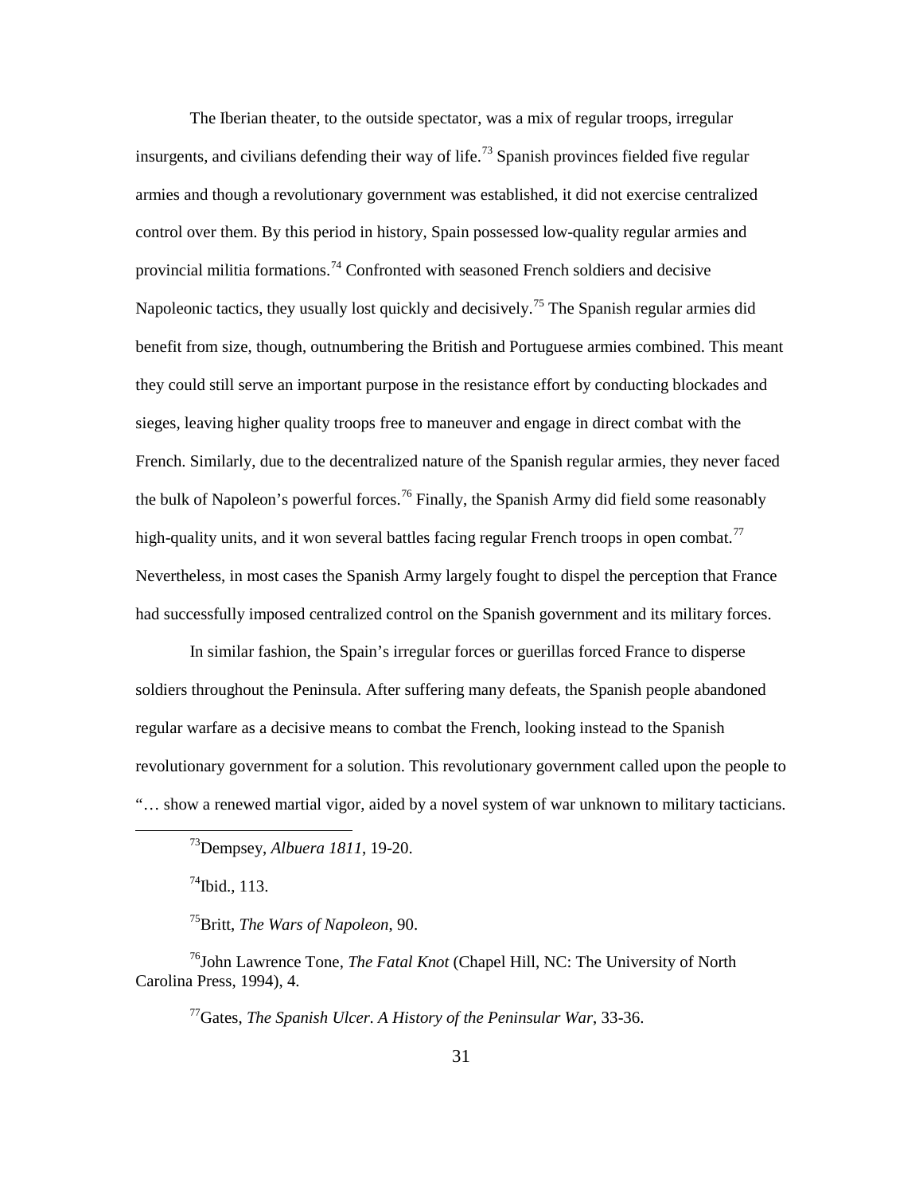The Iberian theater, to the outside spectator, was a mix of regular troops, irregular insurgents, and civilians defending their way of life.[73] Spanish provinces fielded five regular armies and though a revolutionary government was established, it did not exercise centralized control over them. By this period in history, Spain possessed low-quality regular armies and provincial militia formations.[74] Confronted with seasoned French soldiers and decisive Napoleonic tactics, they usually lost quickly and decisively.[75] The Spanish regular armies did benefit from size, though, outnumbering the British and Portuguese armies combined. This meant they could still serve an important purpose in the resistance effort by conducting blockades and sieges, leaving higher quality troops free to maneuver and engage in direct combat with the French. Similarly, due to the decentralized nature of the Spanish regular armies, they never faced the bulk of Napoleon's powerful forces.[76] Finally, the Spanish Army did field some reasonably high-quality units, and it won several battles facing regular French troops in open combat.[77] Nevertheless, in most cases the Spanish Army largely fought to dispel the perception that France had successfully imposed centralized control on the Spanish government and its military forces.

In similar fashion, the Spain's irregular forces or guerillas forced France to disperse soldiers throughout the Peninsula. After suffering many defeats, the Spanish people abandoned regular warfare as a decisive means to combat the French, looking instead to the Spanish revolutionary government for a solution. This revolutionary government called upon the people to "… show a renewed martial vigor, aided by a novel system of war unknown to military tacticians.

---

[73] Dempsey, *Albuera 1811*, 19-20.

[74] Ibid., 113.

[75] Britt, *The Wars of Napoleon*, 90.

[76] John Lawrence Tone, *The Fatal Knot* (Chapel Hill, NC: The University of North Carolina Press, 1994), 4.

[77] Gates, *The Spanish Ulcer. A History of the Peninsular War*, 33-36.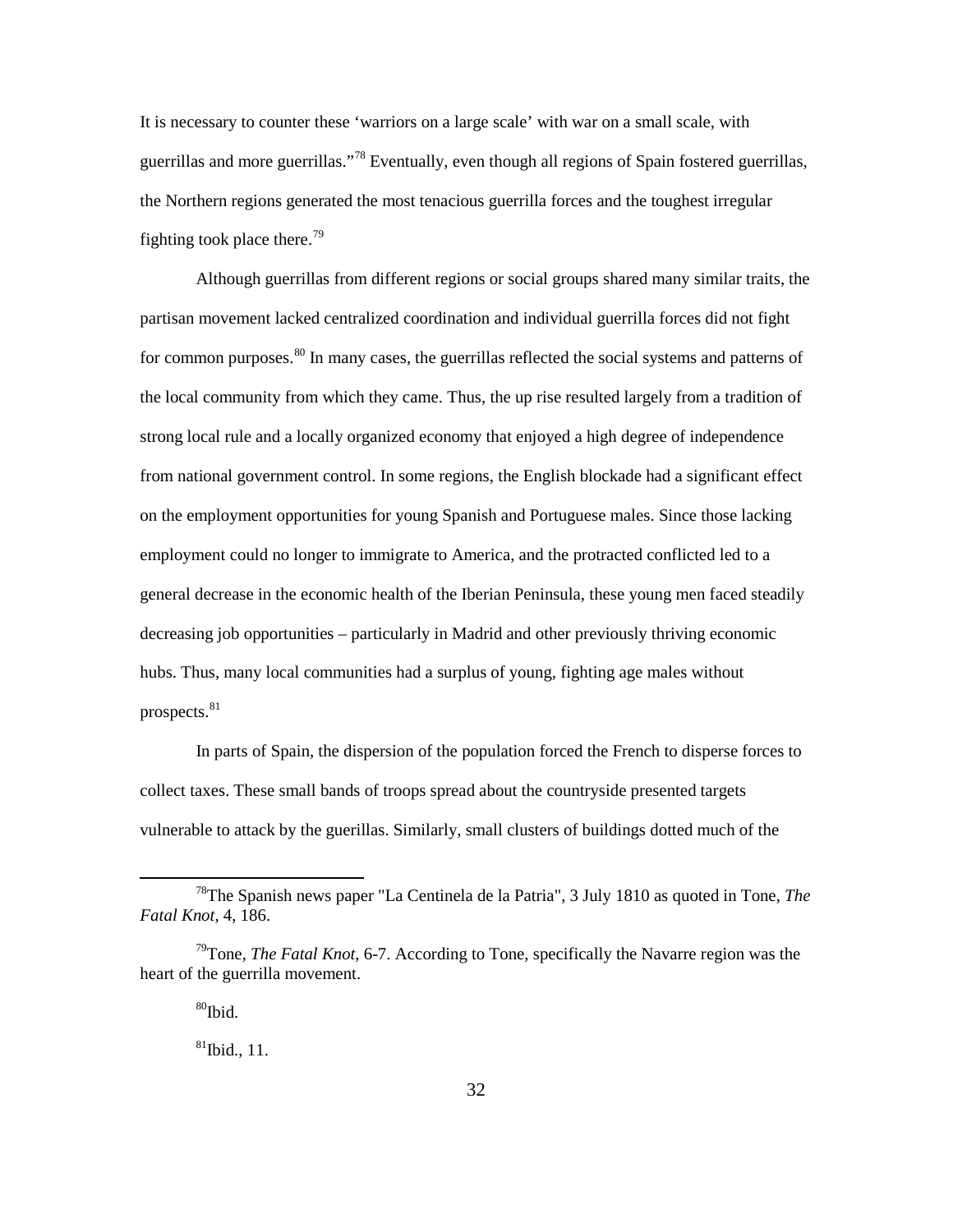It is necessary to counter these 'warriors on a large scale' with war on a small scale, with guerrillas and more guerrillas."[78] Eventually, even though all regions of Spain fostered guerrillas, the Northern regions generated the most tenacious guerrilla forces and the toughest irregular fighting took place there.[79]

Although guerrillas from different regions or social groups shared many similar traits, the partisan movement lacked centralized coordination and individual guerrilla forces did not fight for common purposes.[80] In many cases, the guerrillas reflected the social systems and patterns of the local community from which they came. Thus, the up rise resulted largely from a tradition of strong local rule and a locally organized economy that enjoyed a high degree of independence from national government control. In some regions, the English blockade had a significant effect on the employment opportunities for young Spanish and Portuguese males. Since those lacking employment could no longer to immigrate to America, and the protracted conflicted led to a general decrease in the economic health of the Iberian Peninsula, these young men faced steadily decreasing job opportunities – particularly in Madrid and other previously thriving economic hubs. Thus, many local communities had a surplus of young, fighting age males without prospects.[81]

In parts of Spain, the dispersion of the population forced the French to disperse forces to collect taxes. These small bands of troops spread about the countryside presented targets vulnerable to attack by the guerillas. Similarly, small clusters of buildings dotted much of the

---

[78] The Spanish news paper "La Centinela de la Patria", 3 July 1810 as quoted in Tone, *The Fatal Knot*, 4, 186.

[79] Tone, *The Fatal Knot*, 6-7. According to Tone, specifically the Navarre region was the heart of the guerrilla movement.

[80] Ibid.

[81] Ibid., 11.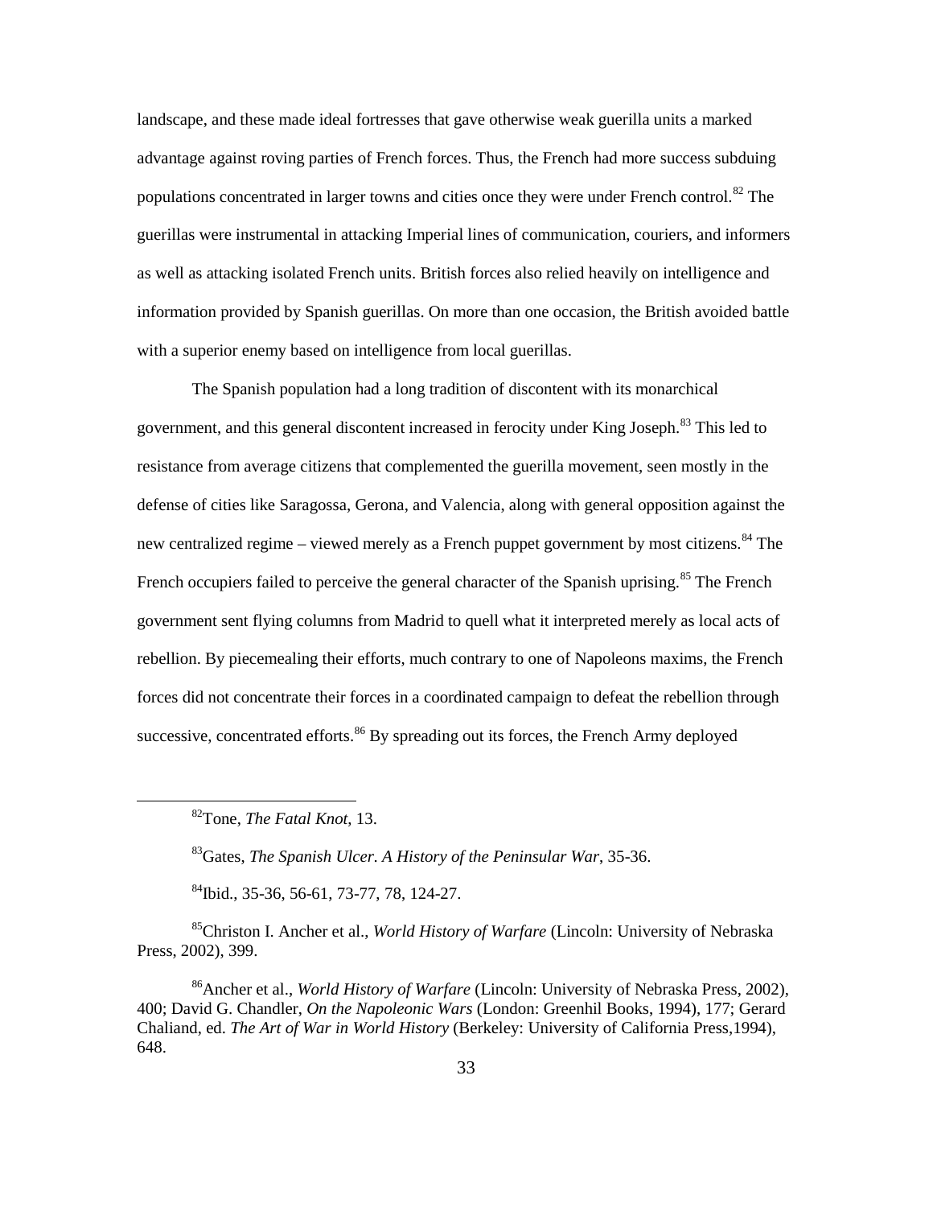landscape, and these made ideal fortresses that gave otherwise weak guerilla units a marked advantage against roving parties of French forces. Thus, the French had more success subduing populations concentrated in larger towns and cities once they were under French control.[82] The guerillas were instrumental in attacking Imperial lines of communication, couriers, and informers as well as attacking isolated French units. British forces also relied heavily on intelligence and information provided by Spanish guerillas. On more than one occasion, the British avoided battle with a superior enemy based on intelligence from local guerillas.

The Spanish population had a long tradition of discontent with its monarchical government, and this general discontent increased in ferocity under King Joseph.[83] This led to resistance from average citizens that complemented the guerilla movement, seen mostly in the defense of cities like Saragossa, Gerona, and Valencia, along with general opposition against the new centralized regime – viewed merely as a French puppet government by most citizens.[84] The French occupiers failed to perceive the general character of the Spanish uprising.[85] The French government sent flying columns from Madrid to quell what it interpreted merely as local acts of rebellion. By piecemealing their efforts, much contrary to one of Napoleons maxims, the French forces did not concentrate their forces in a coordinated campaign to defeat the rebellion through successive, concentrated efforts.[86] By spreading out its forces, the French Army deployed

---

[82]Tone, *The Fatal Knot*, 13.

[83]Gates, *The Spanish Ulcer. A History of the Peninsular War*, 35-36.

[84]Ibid., 35-36, 56-61, 73-77, 78, 124-27.

[85]Christon I. Ancher et al., *World History of Warfare* (Lincoln: University of Nebraska Press, 2002), 399.

[86]Ancher et al., *World History of Warfare* (Lincoln: University of Nebraska Press, 2002), 400; David G. Chandler, *On the Napoleonic Wars* (London: Greenhil Books, 1994), 177; Gerard Chaliand, ed. *The Art of War in World History* (Berkeley: University of California Press,1994), 648.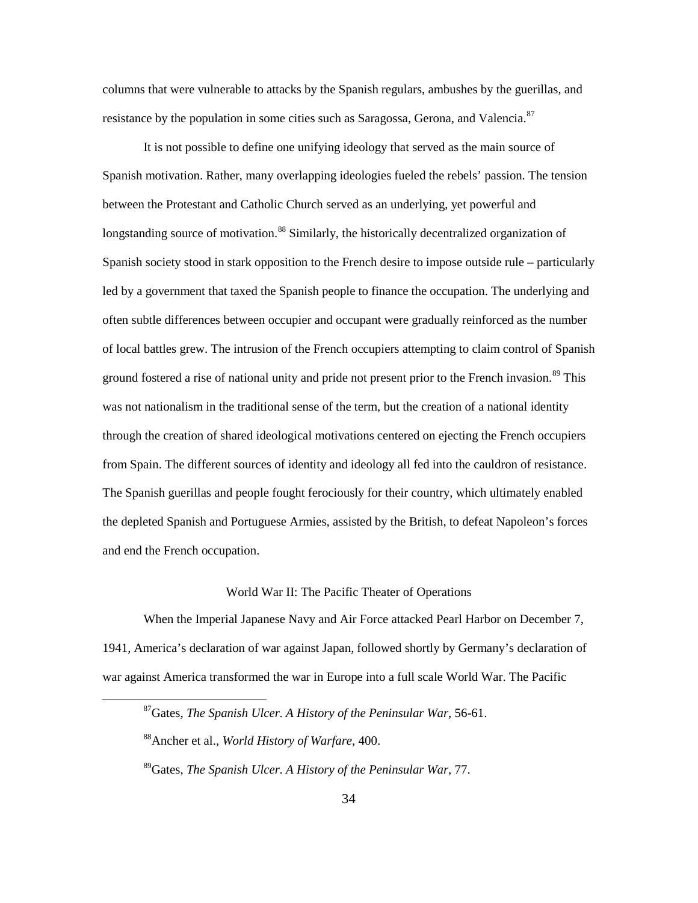columns that were vulnerable to attacks by the Spanish regulars, ambushes by the guerillas, and resistance by the population in some cities such as Saragossa, Gerona, and Valencia.[87]

It is not possible to define one unifying ideology that served as the main source of Spanish motivation. Rather, many overlapping ideologies fueled the rebels' passion. The tension between the Protestant and Catholic Church served as an underlying, yet powerful and longstanding source of motivation.[88] Similarly, the historically decentralized organization of Spanish society stood in stark opposition to the French desire to impose outside rule – particularly led by a government that taxed the Spanish people to finance the occupation. The underlying and often subtle differences between occupier and occupant were gradually reinforced as the number of local battles grew. The intrusion of the French occupiers attempting to claim control of Spanish ground fostered a rise of national unity and pride not present prior to the French invasion.[89] This was not nationalism in the traditional sense of the term, but the creation of a national identity through the creation of shared ideological motivations centered on ejecting the French occupiers from Spain. The different sources of identity and ideology all fed into the cauldron of resistance. The Spanish guerillas and people fought ferociously for their country, which ultimately enabled the depleted Spanish and Portuguese Armies, assisted by the British, to defeat Napoleon's forces and end the French occupation.

## World War II: The Pacific Theater of Operations

When the Imperial Japanese Navy and Air Force attacked Pearl Harbor on December 7, 1941, America's declaration of war against Japan, followed shortly by Germany's declaration of war against America transformed the war in Europe into a full scale World War. The Pacific

[87]Gates, *The Spanish Ulcer. A History of the Peninsular War*, 56-61.

[88]Ancher et al., *World History of Warfare*, 400.

[89]Gates, *The Spanish Ulcer. A History of the Peninsular War*, 77.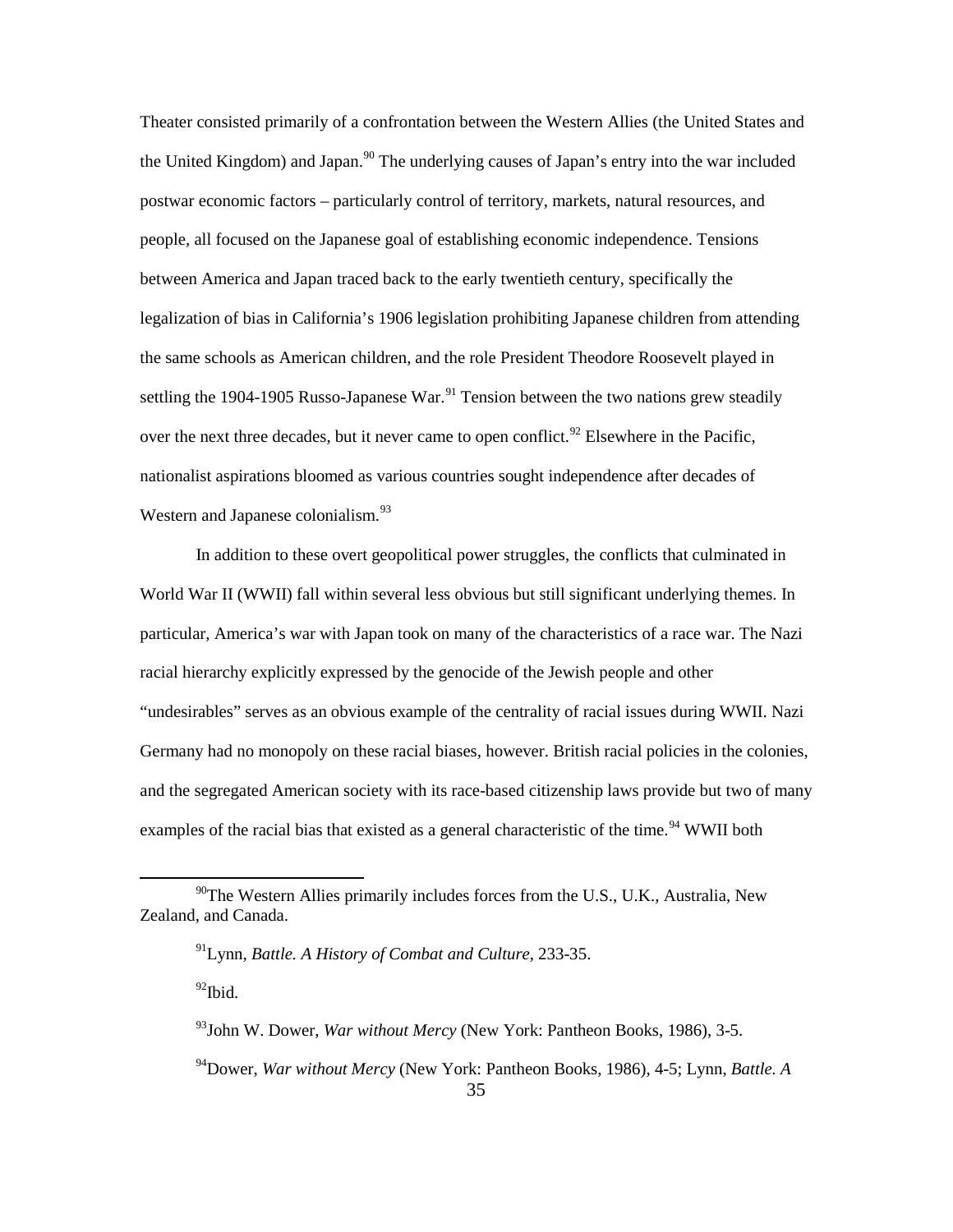Theater consisted primarily of a confrontation between the Western Allies (the United States and the United Kingdom) and Japan.[90] The underlying causes of Japan's entry into the war included postwar economic factors – particularly control of territory, markets, natural resources, and people, all focused on the Japanese goal of establishing economic independence. Tensions between America and Japan traced back to the early twentieth century, specifically the legalization of bias in California's 1906 legislation prohibiting Japanese children from attending the same schools as American children, and the role President Theodore Roosevelt played in settling the 1904-1905 Russo-Japanese War.[91] Tension between the two nations grew steadily over the next three decades, but it never came to open conflict.[92] Elsewhere in the Pacific, nationalist aspirations bloomed as various countries sought independence after decades of Western and Japanese colonialism.[93]

In addition to these overt geopolitical power struggles, the conflicts that culminated in World War II (WWII) fall within several less obvious but still significant underlying themes. In particular, America's war with Japan took on many of the characteristics of a race war. The Nazi racial hierarchy explicitly expressed by the genocide of the Jewish people and other "undesirables" serves as an obvious example of the centrality of racial issues during WWII. Nazi Germany had no monopoly on these racial biases, however. British racial policies in the colonies, and the segregated American society with its race-based citizenship laws provide but two of many examples of the racial bias that existed as a general characteristic of the time.[94] WWII both

---

[90]The Western Allies primarily includes forces from the U.S., U.K., Australia, New Zealand, and Canada.

[91]Lynn, *Battle. A History of Combat and Culture*, 233-35.

[92]Ibid.

[93]John W. Dower, *War without Mercy* (New York: Pantheon Books, 1986), 3-5.

[94]Dower, *War without Mercy* (New York: Pantheon Books, 1986), 4-5; Lynn, *Battle. A*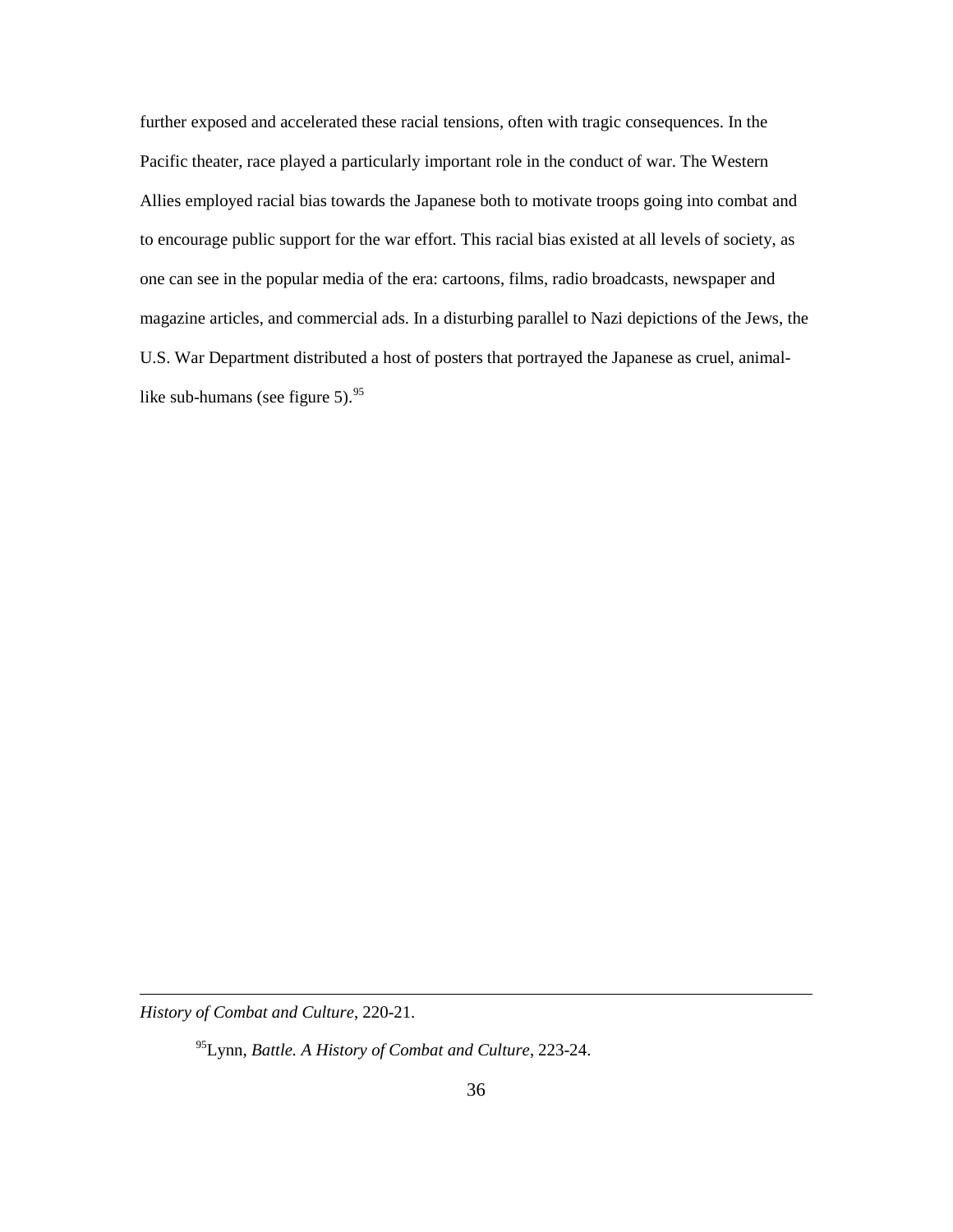further exposed and accelerated these racial tensions, often with tragic consequences. In the Pacific theater, race played a particularly important role in the conduct of war. The Western Allies employed racial bias towards the Japanese both to motivate troops going into combat and to encourage public support for the war effort. This racial bias existed at all levels of society, as one can see in the popular media of the era: cartoons, films, radio broadcasts, newspaper and magazine articles, and commercial ads. In a disturbing parallel to Nazi depictions of the Jews, the U.S. War Department distributed a host of posters that portrayed the Japanese as cruel, animal-like sub-humans (see figure 5).[95]

---

*History of Combat and Culture*, 220-21.

[95]Lynn, *Battle. A History of Combat and Culture*, 223-24.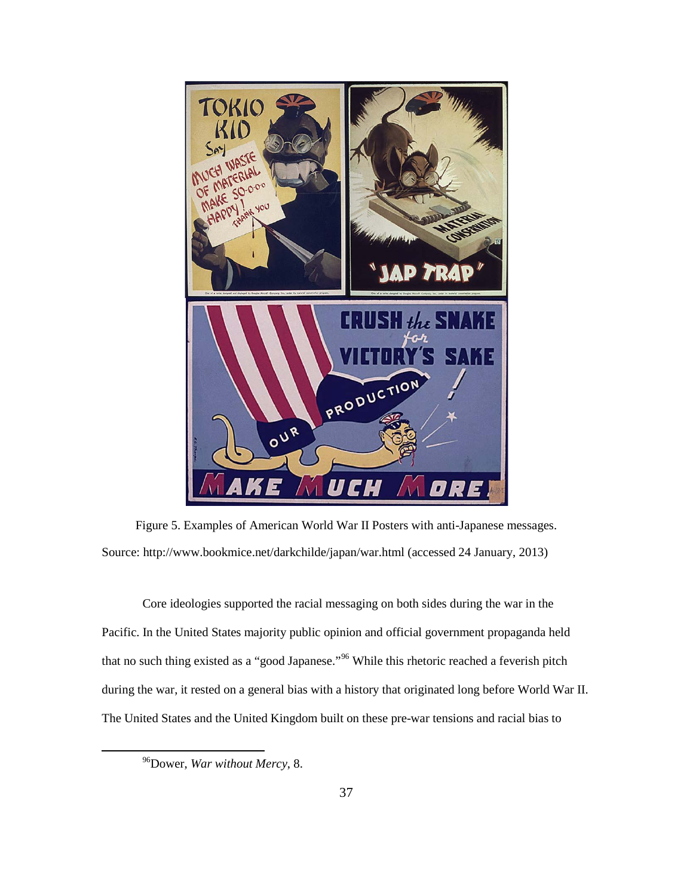Figure 5. Examples of American World War II Posters with anti-Japanese messages. Source: http://www.bookmice.net/darkchilde/japan/war.html (accessed 24 January, 2013)

Core ideologies supported the racial messaging on both sides during the war in the Pacific. In the United States majority public opinion and official government propaganda held that no such thing existed as a "good Japanese."[96] While this rhetoric reached a feverish pitch during the war, it rested on a general bias with a history that originated long before World War II. The United States and the United Kingdom built on these pre-war tensions and racial bias to

[96] Dower, *War without Mercy*, 8.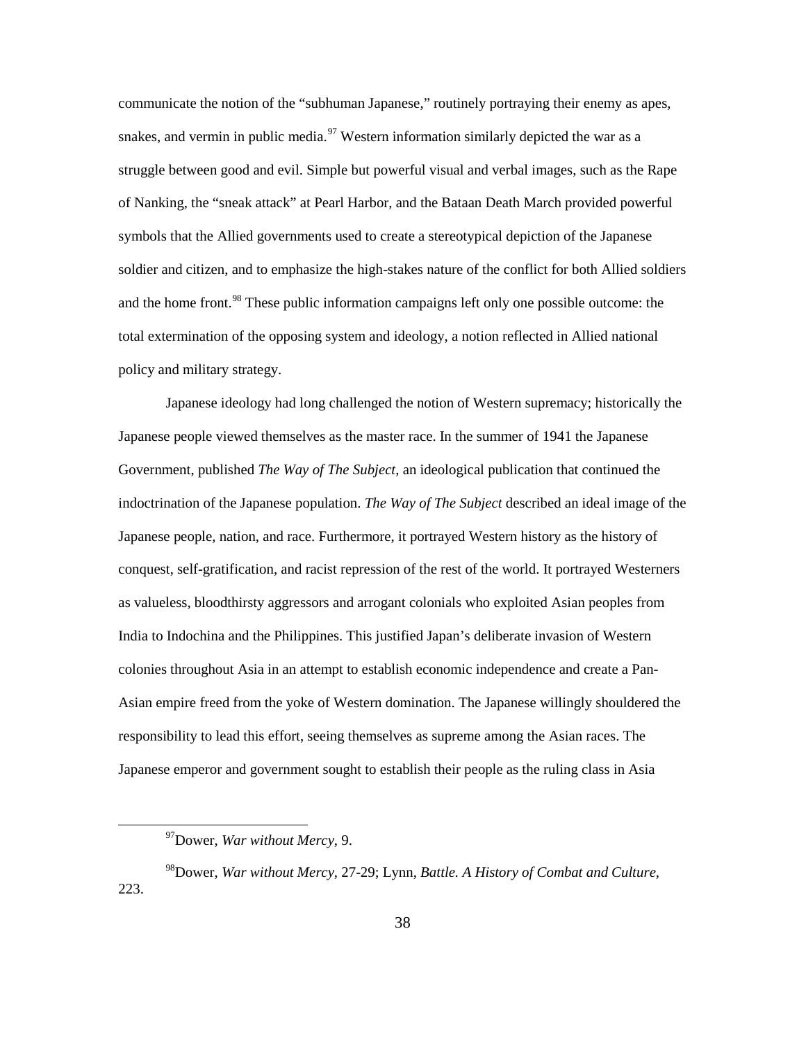communicate the notion of the "subhuman Japanese," routinely portraying their enemy as apes, snakes, and vermin in public media.[97] Western information similarly depicted the war as a struggle between good and evil. Simple but powerful visual and verbal images, such as the Rape of Nanking, the "sneak attack" at Pearl Harbor, and the Bataan Death March provided powerful symbols that the Allied governments used to create a stereotypical depiction of the Japanese soldier and citizen, and to emphasize the high-stakes nature of the conflict for both Allied soldiers and the home front.[98] These public information campaigns left only one possible outcome: the total extermination of the opposing system and ideology, a notion reflected in Allied national policy and military strategy.

Japanese ideology had long challenged the notion of Western supremacy; historically the Japanese people viewed themselves as the master race. In the summer of 1941 the Japanese Government, published *The Way of The Subject*, an ideological publication that continued the indoctrination of the Japanese population. *The Way of The Subject* described an ideal image of the Japanese people, nation, and race. Furthermore, it portrayed Western history as the history of conquest, self-gratification, and racist repression of the rest of the world. It portrayed Westerners as valueless, bloodthirsty aggressors and arrogant colonials who exploited Asian peoples from India to Indochina and the Philippines. This justified Japan's deliberate invasion of Western colonies throughout Asia in an attempt to establish economic independence and create a Pan-Asian empire freed from the yoke of Western domination. The Japanese willingly shouldered the responsibility to lead this effort, seeing themselves as supreme among the Asian races. The Japanese emperor and government sought to establish their people as the ruling class in Asia

---

[97] Dower, *War without Mercy*, 9.

[98] Dower, *War without Mercy*, 27-29; Lynn, *Battle. A History of Combat and Culture*, 223.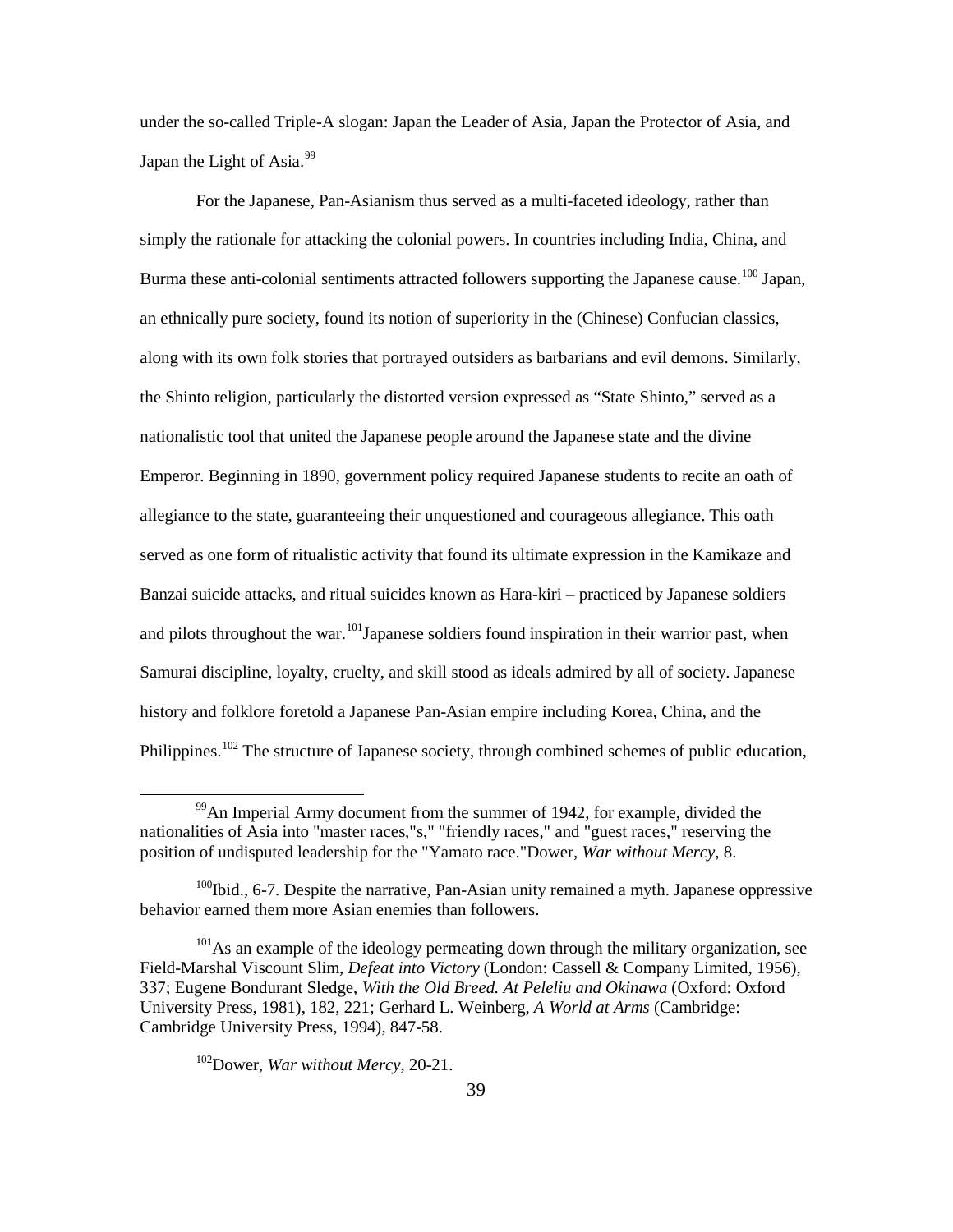under the so-called Triple-A slogan: Japan the Leader of Asia, Japan the Protector of Asia, and Japan the Light of Asia.[99]

For the Japanese, Pan-Asianism thus served as a multi-faceted ideology, rather than simply the rationale for attacking the colonial powers. In countries including India, China, and Burma these anti-colonial sentiments attracted followers supporting the Japanese cause.[100] Japan, an ethnically pure society, found its notion of superiority in the (Chinese) Confucian classics, along with its own folk stories that portrayed outsiders as barbarians and evil demons. Similarly, the Shinto religion, particularly the distorted version expressed as "State Shinto," served as a nationalistic tool that united the Japanese people around the Japanese state and the divine Emperor. Beginning in 1890, government policy required Japanese students to recite an oath of allegiance to the state, guaranteeing their unquestioned and courageous allegiance. This oath served as one form of ritualistic activity that found its ultimate expression in the Kamikaze and Banzai suicide attacks, and ritual suicides known as Hara-kiri – practiced by Japanese soldiers and pilots throughout the war.[101]Japanese soldiers found inspiration in their warrior past, when Samurai discipline, loyalty, cruelty, and skill stood as ideals admired by all of society. Japanese history and folklore foretold a Japanese Pan-Asian empire including Korea, China, and the Philippines.[102] The structure of Japanese society, through combined schemes of public education,

---

[99]An Imperial Army document from the summer of 1942, for example, divided the nationalities of Asia into "master races,"s," "friendly races," and "guest races," reserving the position of undisputed leadership for the "Yamato race."Dower, *War without Mercy*, 8.

[100]Ibid., 6-7. Despite the narrative, Pan-Asian unity remained a myth. Japanese oppressive behavior earned them more Asian enemies than followers.

[101]As an example of the ideology permeating down through the military organization, see Field-Marshal Viscount Slim, *Defeat into Victory* (London: Cassell & Company Limited, 1956), 337; Eugene Bondurant Sledge, *With the Old Breed. At Peleliu and Okinawa* (Oxford: Oxford University Press, 1981), 182, 221; Gerhard L. Weinberg, *A World at Arms* (Cambridge: Cambridge University Press, 1994), 847-58.

[102]Dower, *War without Mercy*, 20-21.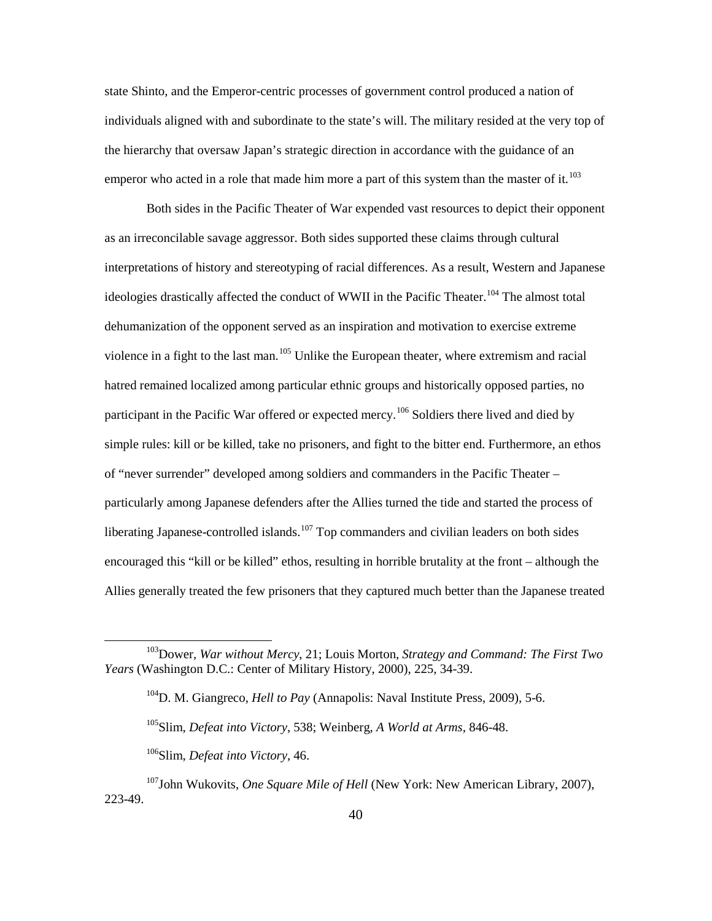state Shinto, and the Emperor-centric processes of government control produced a nation of individuals aligned with and subordinate to the state's will. The military resided at the very top of the hierarchy that oversaw Japan's strategic direction in accordance with the guidance of an emperor who acted in a role that made him more a part of this system than the master of it.[103]

Both sides in the Pacific Theater of War expended vast resources to depict their opponent as an irreconcilable savage aggressor. Both sides supported these claims through cultural interpretations of history and stereotyping of racial differences. As a result, Western and Japanese ideologies drastically affected the conduct of WWII in the Pacific Theater.[104] The almost total dehumanization of the opponent served as an inspiration and motivation to exercise extreme violence in a fight to the last man.[105] Unlike the European theater, where extremism and racial hatred remained localized among particular ethnic groups and historically opposed parties, no participant in the Pacific War offered or expected mercy.[106] Soldiers there lived and died by simple rules: kill or be killed, take no prisoners, and fight to the bitter end. Furthermore, an ethos of "never surrender" developed among soldiers and commanders in the Pacific Theater – particularly among Japanese defenders after the Allies turned the tide and started the process of liberating Japanese-controlled islands.[107] Top commanders and civilian leaders on both sides encouraged this "kill or be killed" ethos, resulting in horrible brutality at the front – although the Allies generally treated the few prisoners that they captured much better than the Japanese treated

---

[103] Dower, *War without Mercy*, 21; Louis Morton, *Strategy and Command: The First Two Years* (Washington D.C.: Center of Military History, 2000), 225, 34-39.

[104] D. M. Giangreco, *Hell to Pay* (Annapolis: Naval Institute Press, 2009), 5-6.

[105] Slim, *Defeat into Victory*, 538; Weinberg, *A World at Arms*, 846-48.

[106] Slim, *Defeat into Victory*, 46.

[107] John Wukovits, *One Square Mile of Hell* (New York: New American Library, 2007), 223-49.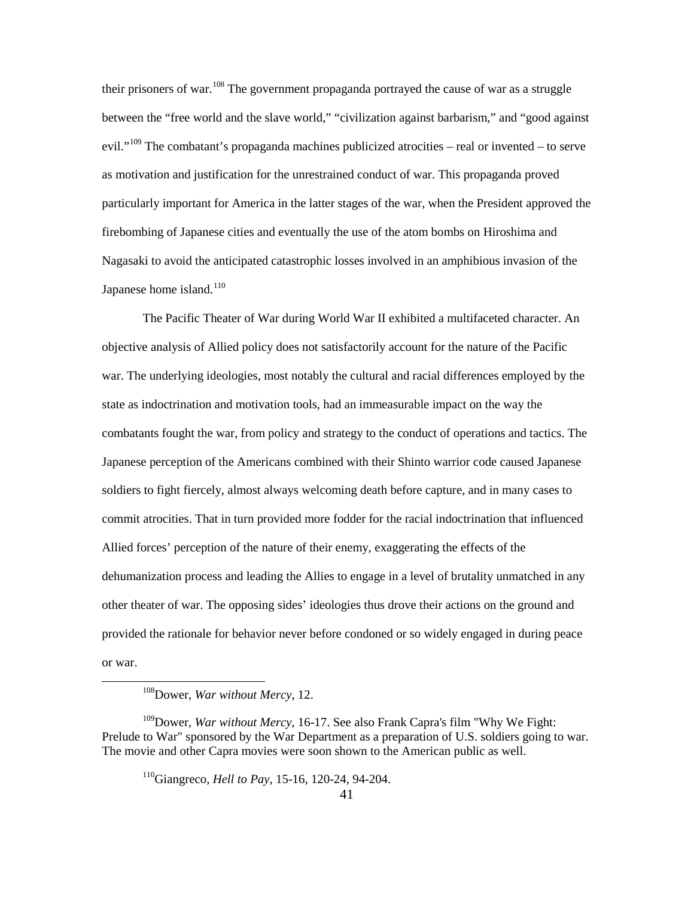their prisoners of war.[108] The government propaganda portrayed the cause of war as a struggle between the "free world and the slave world," "civilization against barbarism," and "good against evil."[109] The combatant's propaganda machines publicized atrocities – real or invented – to serve as motivation and justification for the unrestrained conduct of war. This propaganda proved particularly important for America in the latter stages of the war, when the President approved the firebombing of Japanese cities and eventually the use of the atom bombs on Hiroshima and Nagasaki to avoid the anticipated catastrophic losses involved in an amphibious invasion of the Japanese home island.[110]

The Pacific Theater of War during World War II exhibited a multifaceted character. An objective analysis of Allied policy does not satisfactorily account for the nature of the Pacific war. The underlying ideologies, most notably the cultural and racial differences employed by the state as indoctrination and motivation tools, had an immeasurable impact on the way the combatants fought the war, from policy and strategy to the conduct of operations and tactics. The Japanese perception of the Americans combined with their Shinto warrior code caused Japanese soldiers to fight fiercely, almost always welcoming death before capture, and in many cases to commit atrocities. That in turn provided more fodder for the racial indoctrination that influenced Allied forces' perception of the nature of their enemy, exaggerating the effects of the dehumanization process and leading the Allies to engage in a level of brutality unmatched in any other theater of war. The opposing sides' ideologies thus drove their actions on the ground and provided the rationale for behavior never before condoned or so widely engaged in during peace or war.

---

[108]Dower, *War without Mercy*, 12.

[109]Dower, *War without Mercy*, 16-17. See also Frank Capra's film "Why We Fight: Prelude to War" sponsored by the War Department as a preparation of U.S. soldiers going to war. The movie and other Capra movies were soon shown to the American public as well.

[110]Giangreco, *Hell to Pay*, 15-16, 120-24, 94-204.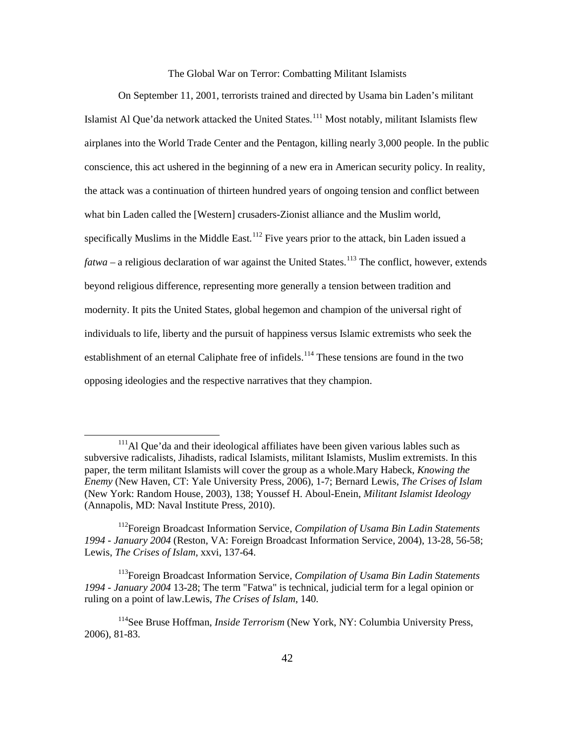## The Global War on Terror: Combatting Militant Islamists

On September 11, 2001, terrorists trained and directed by Usama bin Laden's militant Islamist Al Que'da network attacked the United States.[111] Most notably, militant Islamists flew airplanes into the World Trade Center and the Pentagon, killing nearly 3,000 people. In the public conscience, this act ushered in the beginning of a new era in American security policy. In reality, the attack was a continuation of thirteen hundred years of ongoing tension and conflict between what bin Laden called the [Western] crusaders-Zionist alliance and the Muslim world, specifically Muslims in the Middle East.[112] Five years prior to the attack, bin Laden issued a *fatwa* – a religious declaration of war against the United States.[113] The conflict, however, extends beyond religious difference, representing more generally a tension between tradition and modernity. It pits the United States, global hegemon and champion of the universal right of individuals to life, liberty and the pursuit of happiness versus Islamic extremists who seek the establishment of an eternal Caliphate free of infidels.[114] These tensions are found in the two opposing ideologies and the respective narratives that they champion.

---

[111] Al Que'da and their ideological affiliates have been given various lables such as subversive radicalists, Jihadists, radical Islamists, militant Islamists, Muslim extremists. In this paper, the term militant Islamists will cover the group as a whole.Mary Habeck, *Knowing the Enemy* (New Haven, CT: Yale University Press, 2006), 1-7; Bernard Lewis, *The Crises of Islam* (New York: Random House, 2003), 138; Youssef H. Aboul-Enein, *Militant Islamist Ideology* (Annapolis, MD: Naval Institute Press, 2010).

[112] Foreign Broadcast Information Service, *Compilation of Usama Bin Ladin Statements 1994 - January 2004* (Reston, VA: Foreign Broadcast Information Service, 2004), 13-28, 56-58; Lewis, *The Crises of Islam*, xxvi, 137-64.

[113] Foreign Broadcast Information Service, *Compilation of Usama Bin Ladin Statements 1994 - January 2004* 13-28; The term "Fatwa" is technical, judicial term for a legal opinion or ruling on a point of law.Lewis, *The Crises of Islam*, 140.

[114] See Bruse Hoffman, *Inside Terrorism* (New York, NY: Columbia University Press, 2006), 81-83.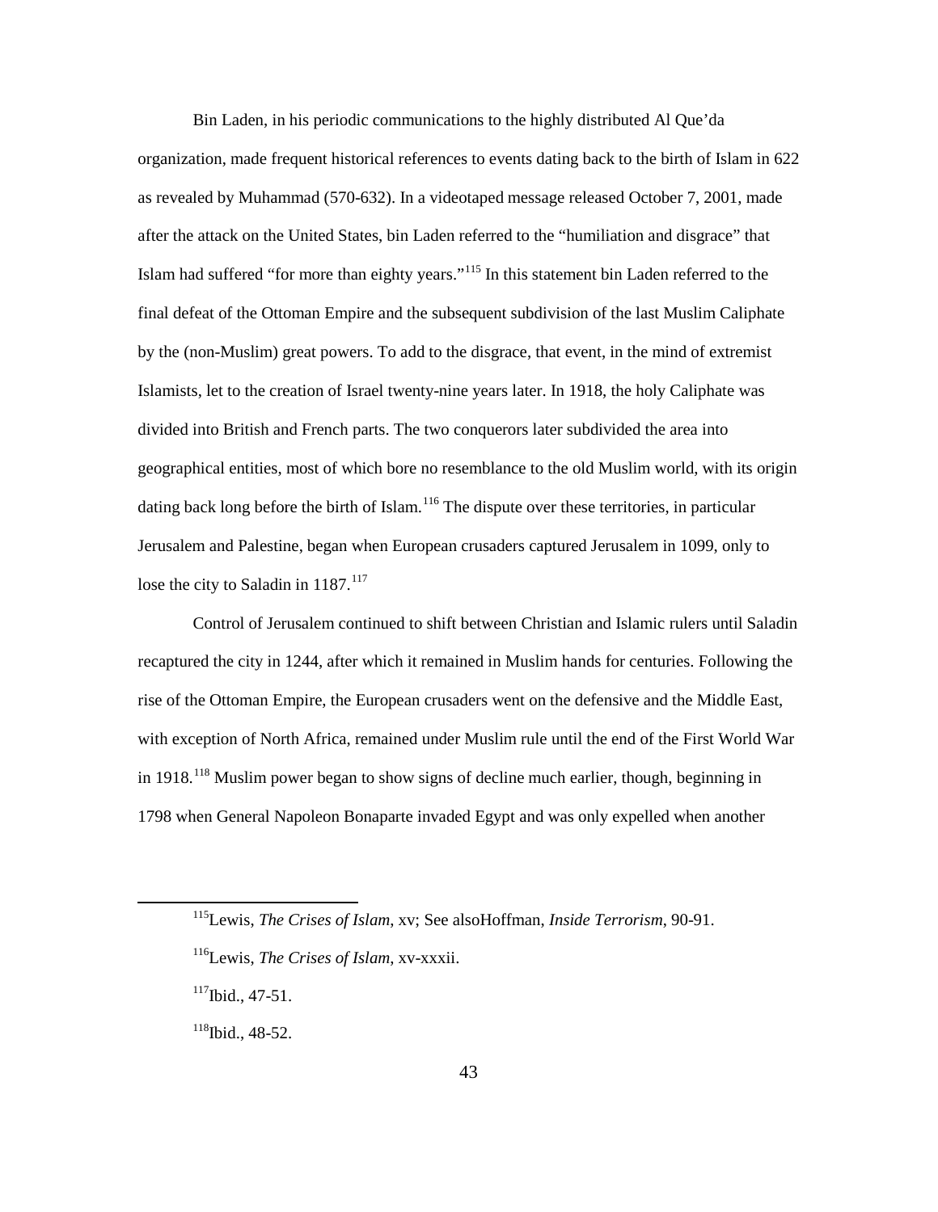Bin Laden, in his periodic communications to the highly distributed Al Que'da organization, made frequent historical references to events dating back to the birth of Islam in 622 as revealed by Muhammad (570-632). In a videotaped message released October 7, 2001, made after the attack on the United States, bin Laden referred to the "humiliation and disgrace" that Islam had suffered "for more than eighty years."[115] In this statement bin Laden referred to the final defeat of the Ottoman Empire and the subsequent subdivision of the last Muslim Caliphate by the (non-Muslim) great powers. To add to the disgrace, that event, in the mind of extremist Islamists, let to the creation of Israel twenty-nine years later. In 1918, the holy Caliphate was divided into British and French parts. The two conquerors later subdivided the area into geographical entities, most of which bore no resemblance to the old Muslim world, with its origin dating back long before the birth of Islam.[116] The dispute over these territories, in particular Jerusalem and Palestine, began when European crusaders captured Jerusalem in 1099, only to lose the city to Saladin in 1187.[117]

Control of Jerusalem continued to shift between Christian and Islamic rulers until Saladin recaptured the city in 1244, after which it remained in Muslim hands for centuries. Following the rise of the Ottoman Empire, the European crusaders went on the defensive and the Middle East, with exception of North Africa, remained under Muslim rule until the end of the First World War in 1918.[118] Muslim power began to show signs of decline much earlier, though, beginning in 1798 when General Napoleon Bonaparte invaded Egypt and was only expelled when another

---

[115]Lewis, *The Crises of Islam*, xv; See alsoHoffman, *Inside Terrorism*, 90-91.

[116]Lewis, *The Crises of Islam*, xv-xxxii.

[117]Ibid., 47-51.

[118]Ibid., 48-52.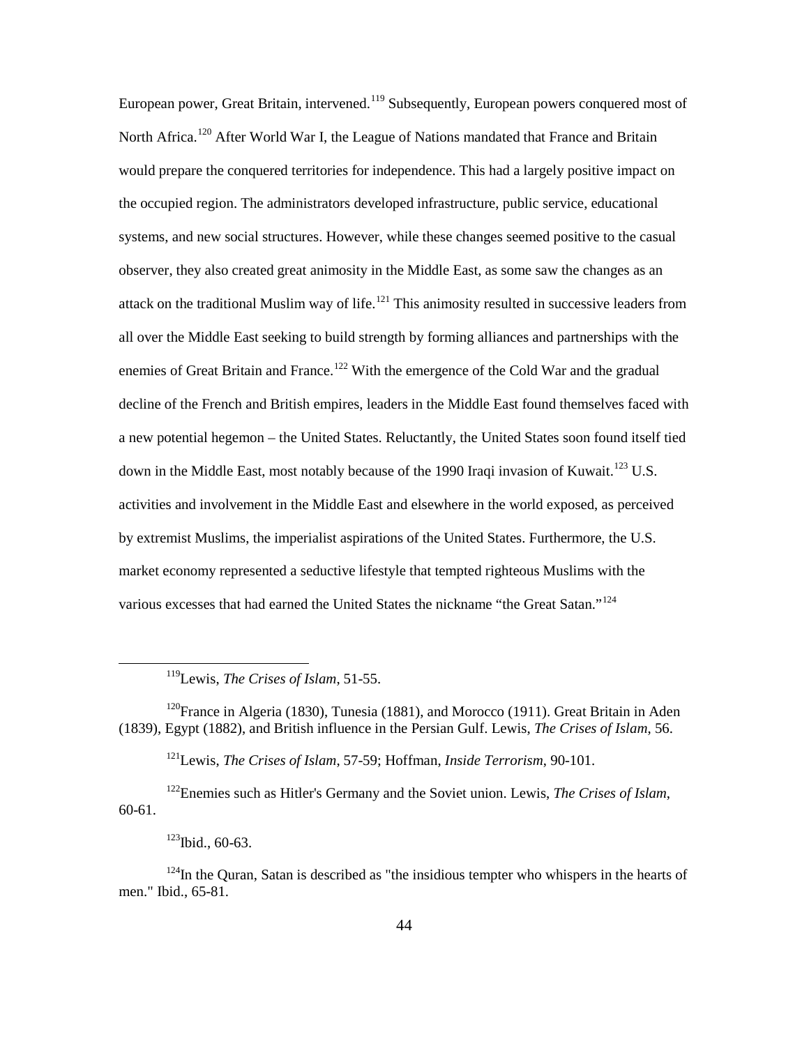European power, Great Britain, intervened.[119] Subsequently, European powers conquered most of North Africa.[120] After World War I, the League of Nations mandated that France and Britain would prepare the conquered territories for independence. This had a largely positive impact on the occupied region. The administrators developed infrastructure, public service, educational systems, and new social structures. However, while these changes seemed positive to the casual observer, they also created great animosity in the Middle East, as some saw the changes as an attack on the traditional Muslim way of life.[121] This animosity resulted in successive leaders from all over the Middle East seeking to build strength by forming alliances and partnerships with the enemies of Great Britain and France.[122] With the emergence of the Cold War and the gradual decline of the French and British empires, leaders in the Middle East found themselves faced with a new potential hegemon – the United States. Reluctantly, the United States soon found itself tied down in the Middle East, most notably because of the 1990 Iraqi invasion of Kuwait.[123] U.S. activities and involvement in the Middle East and elsewhere in the world exposed, as perceived by extremist Muslims, the imperialist aspirations of the United States. Furthermore, the U.S. market economy represented a seductive lifestyle that tempted righteous Muslims with the various excesses that had earned the United States the nickname "the Great Satan."[124]

---

[119] Lewis, *The Crises of Islam*, 51-55.

[120] France in Algeria (1830), Tunesia (1881), and Morocco (1911). Great Britain in Aden (1839), Egypt (1882), and British influence in the Persian Gulf. Lewis, *The Crises of Islam*, 56.

[121] Lewis, *The Crises of Islam*, 57-59; Hoffman, *Inside Terrorism*, 90-101.

[122] Enemies such as Hitler's Germany and the Soviet union. Lewis, *The Crises of Islam*, 60-61.

[123] Ibid., 60-63.

[124] In the Quran, Satan is described as "the insidious tempter who whispers in the hearts of men." Ibid., 65-81.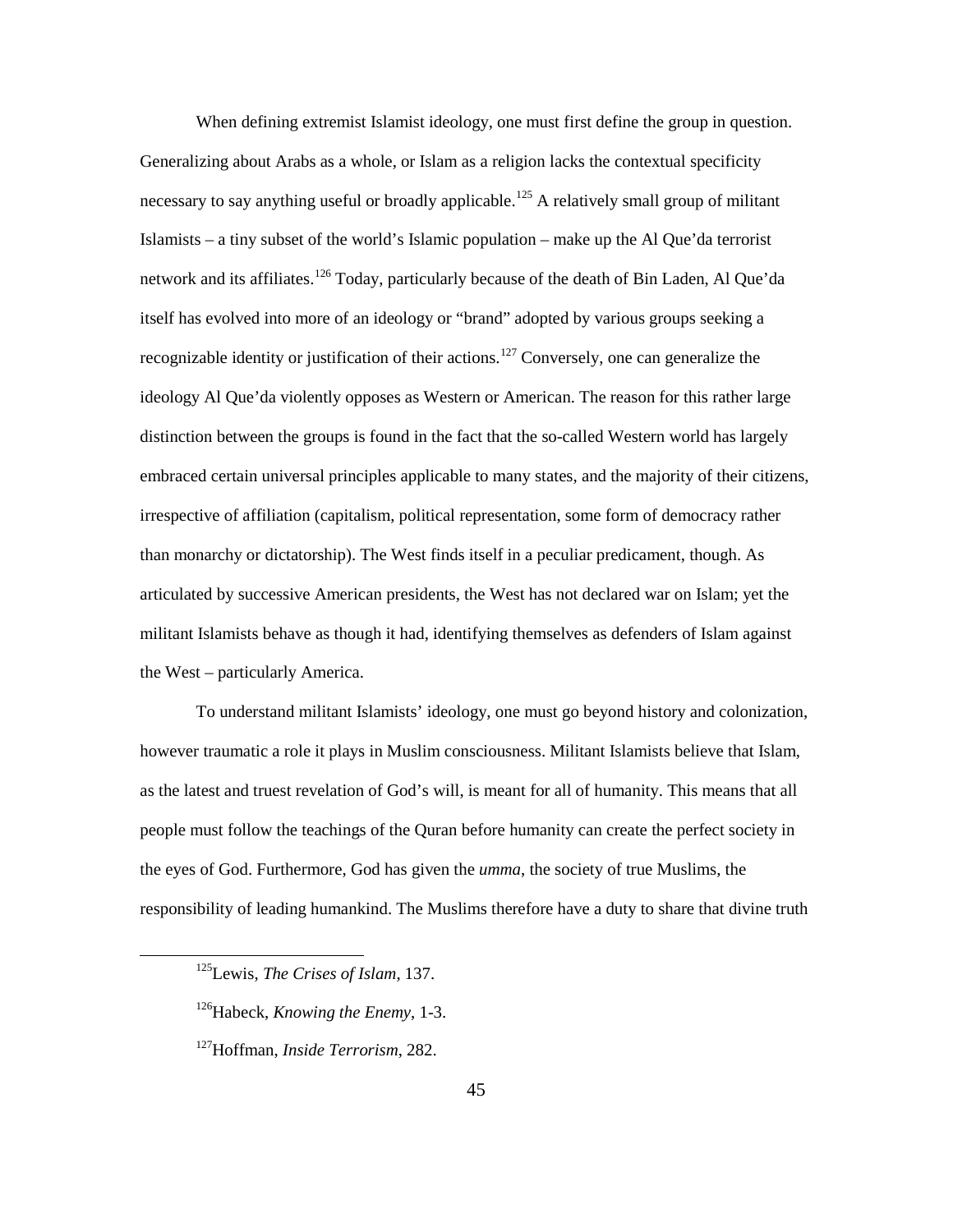When defining extremist Islamist ideology, one must first define the group in question. Generalizing about Arabs as a whole, or Islam as a religion lacks the contextual specificity necessary to say anything useful or broadly applicable.[125] A relatively small group of militant Islamists – a tiny subset of the world's Islamic population – make up the Al Que'da terrorist network and its affiliates.[126] Today, particularly because of the death of Bin Laden, Al Que'da itself has evolved into more of an ideology or "brand" adopted by various groups seeking a recognizable identity or justification of their actions.[127] Conversely, one can generalize the ideology Al Que'da violently opposes as Western or American. The reason for this rather large distinction between the groups is found in the fact that the so-called Western world has largely embraced certain universal principles applicable to many states, and the majority of their citizens, irrespective of affiliation (capitalism, political representation, some form of democracy rather than monarchy or dictatorship). The West finds itself in a peculiar predicament, though. As articulated by successive American presidents, the West has not declared war on Islam; yet the militant Islamists behave as though it had, identifying themselves as defenders of Islam against the West – particularly America.

To understand militant Islamists' ideology, one must go beyond history and colonization, however traumatic a role it plays in Muslim consciousness. Militant Islamists believe that Islam, as the latest and truest revelation of God's will, is meant for all of humanity. This means that all people must follow the teachings of the Quran before humanity can create the perfect society in the eyes of God. Furthermore, God has given the *umma*, the society of true Muslims, the responsibility of leading humankind. The Muslims therefore have a duty to share that divine truth

[125] Lewis, *The Crises of Islam*, 137.

[126] Habeck, *Knowing the Enemy*, 1-3.

[127] Hoffman, *Inside Terrorism*, 282.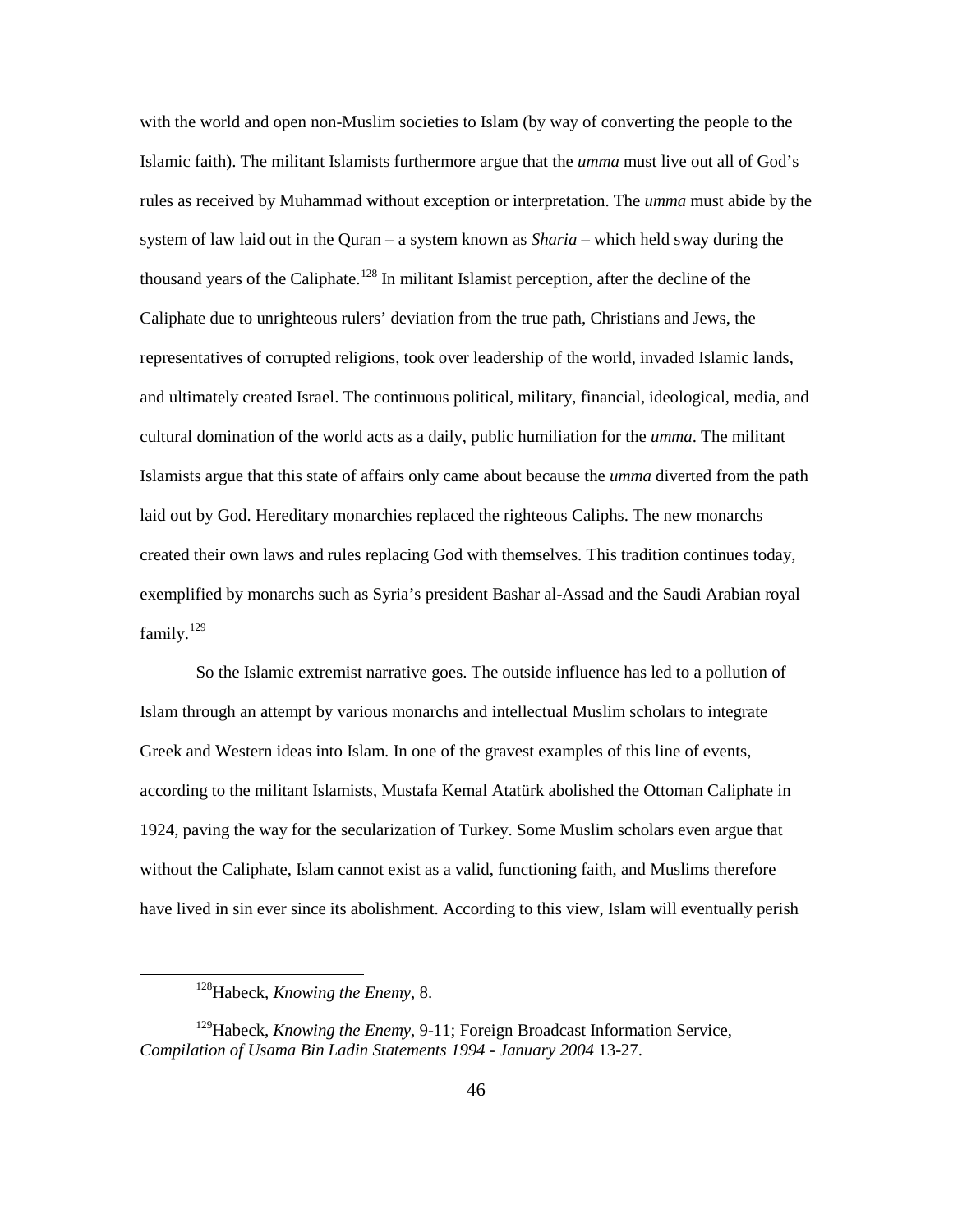with the world and open non-Muslim societies to Islam (by way of converting the people to the Islamic faith). The militant Islamists furthermore argue that the *umma* must live out all of God's rules as received by Muhammad without exception or interpretation. The *umma* must abide by the system of law laid out in the Quran – a system known as *Sharia* – which held sway during the thousand years of the Caliphate.[128] In militant Islamist perception, after the decline of the Caliphate due to unrighteous rulers' deviation from the true path, Christians and Jews, the representatives of corrupted religions, took over leadership of the world, invaded Islamic lands, and ultimately created Israel. The continuous political, military, financial, ideological, media, and cultural domination of the world acts as a daily, public humiliation for the *umma*. The militant Islamists argue that this state of affairs only came about because the *umma* diverted from the path laid out by God. Hereditary monarchies replaced the righteous Caliphs. The new monarchs created their own laws and rules replacing God with themselves. This tradition continues today, exemplified by monarchs such as Syria's president Bashar al-Assad and the Saudi Arabian royal family.[129]

So the Islamic extremist narrative goes. The outside influence has led to a pollution of Islam through an attempt by various monarchs and intellectual Muslim scholars to integrate Greek and Western ideas into Islam. In one of the gravest examples of this line of events, according to the militant Islamists, Mustafa Kemal Atatürk abolished the Ottoman Caliphate in 1924, paving the way for the secularization of Turkey. Some Muslim scholars even argue that without the Caliphate, Islam cannot exist as a valid, functioning faith, and Muslims therefore have lived in sin ever since its abolishment. According to this view, Islam will eventually perish

---

[128] Habeck, *Knowing the Enemy*, 8.

[129] Habeck, *Knowing the Enemy*, 9-11; Foreign Broadcast Information Service, *Compilation of Usama Bin Ladin Statements 1994 - January 2004* 13-27.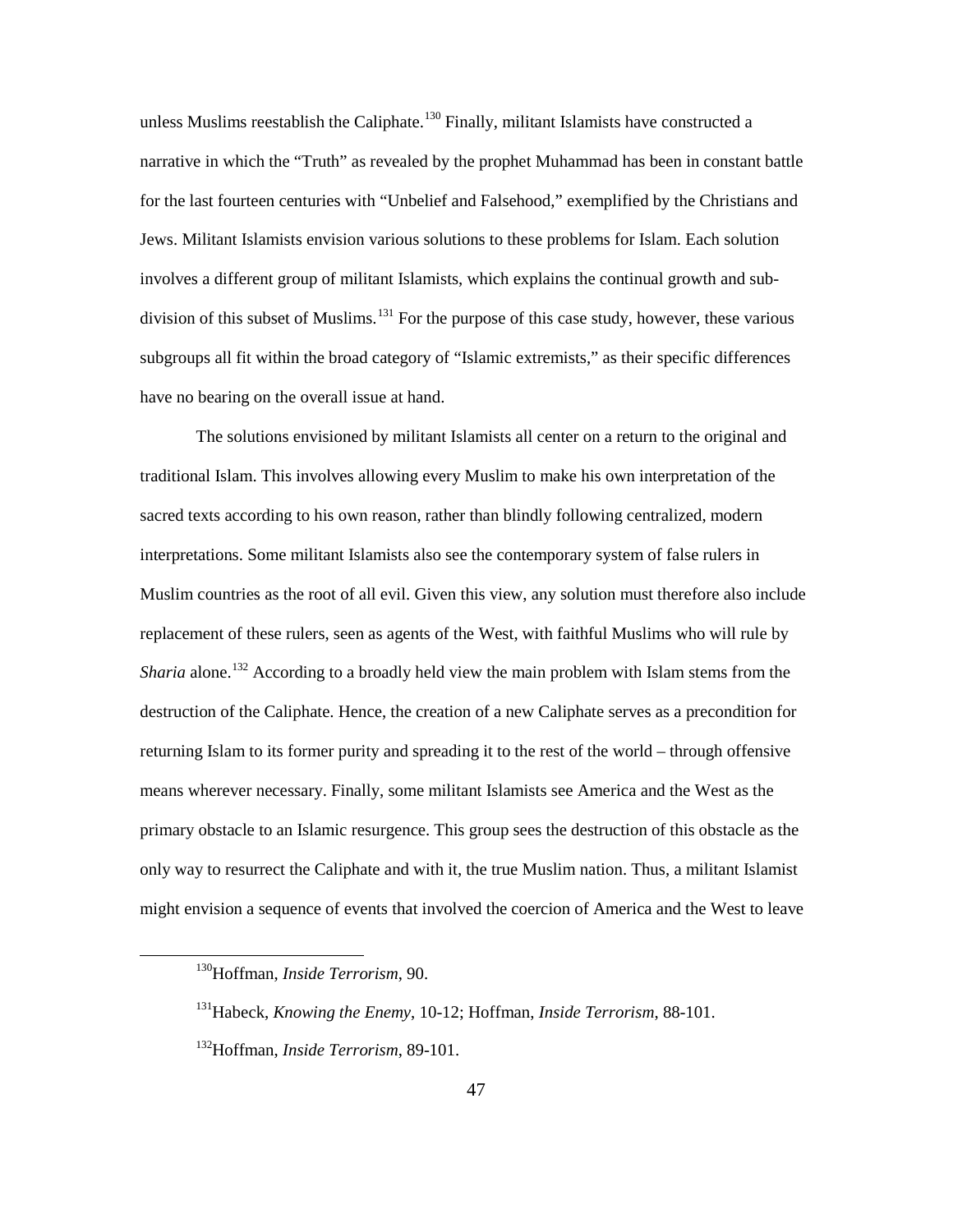unless Muslims reestablish the Caliphate.[130] Finally, militant Islamists have constructed a narrative in which the "Truth" as revealed by the prophet Muhammad has been in constant battle for the last fourteen centuries with "Unbelief and Falsehood," exemplified by the Christians and Jews. Militant Islamists envision various solutions to these problems for Islam. Each solution involves a different group of militant Islamists, which explains the continual growth and sub-division of this subset of Muslims.[131] For the purpose of this case study, however, these various subgroups all fit within the broad category of "Islamic extremists," as their specific differences have no bearing on the overall issue at hand.

The solutions envisioned by militant Islamists all center on a return to the original and traditional Islam. This involves allowing every Muslim to make his own interpretation of the sacred texts according to his own reason, rather than blindly following centralized, modern interpretations. Some militant Islamists also see the contemporary system of false rulers in Muslim countries as the root of all evil. Given this view, any solution must therefore also include replacement of these rulers, seen as agents of the West, with faithful Muslims who will rule by *Sharia* alone.[132] According to a broadly held view the main problem with Islam stems from the destruction of the Caliphate. Hence, the creation of a new Caliphate serves as a precondition for returning Islam to its former purity and spreading it to the rest of the world – through offensive means wherever necessary. Finally, some militant Islamists see America and the West as the primary obstacle to an Islamic resurgence. This group sees the destruction of this obstacle as the only way to resurrect the Caliphate and with it, the true Muslim nation. Thus, a militant Islamist might envision a sequence of events that involved the coercion of America and the West to leave

---

[130] Hoffman, *Inside Terrorism*, 90.

[131] Habeck, *Knowing the Enemy*, 10-12; Hoffman, *Inside Terrorism*, 88-101.

[132] Hoffman, *Inside Terrorism*, 89-101.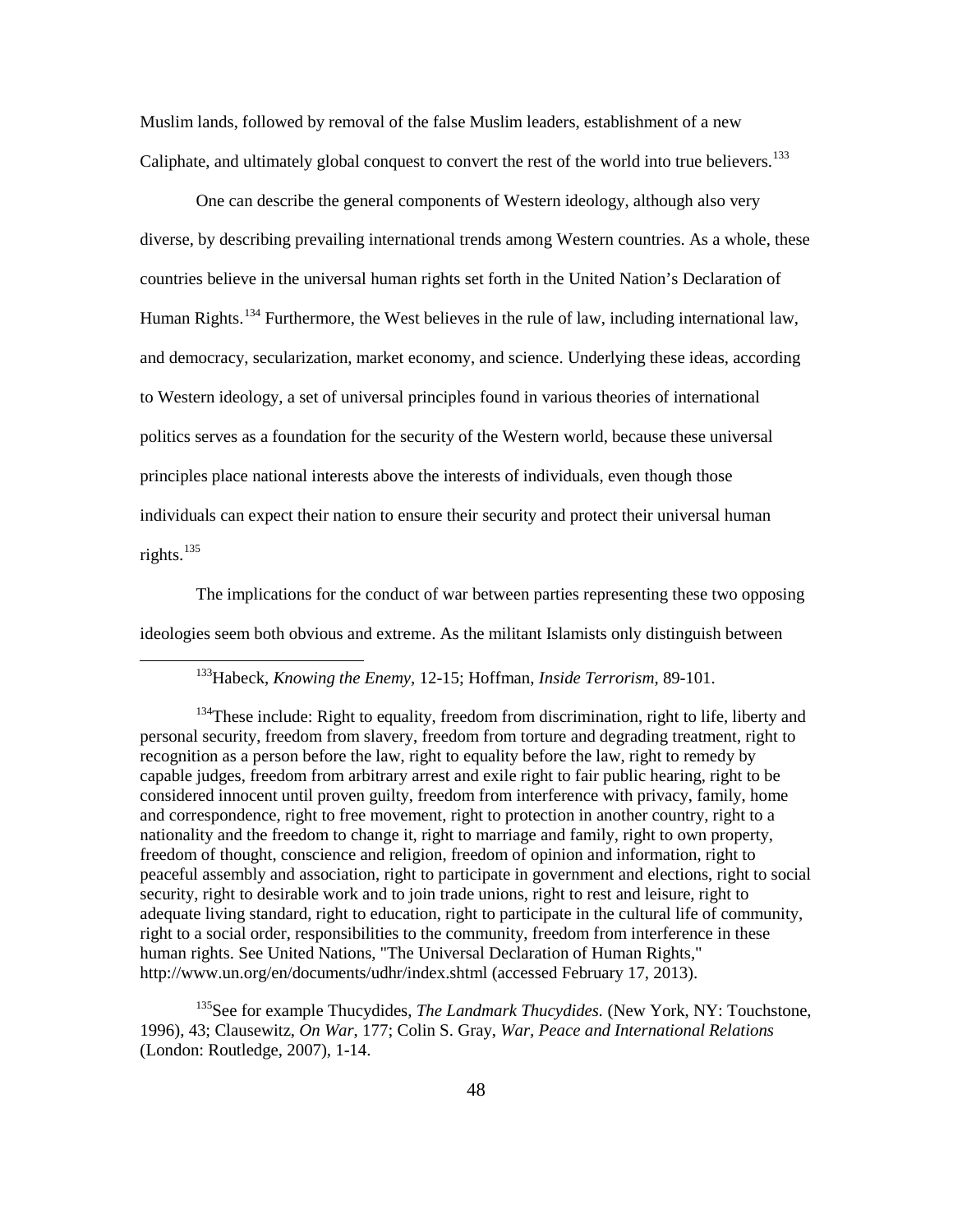Muslim lands, followed by removal of the false Muslim leaders, establishment of a new Caliphate, and ultimately global conquest to convert the rest of the world into true believers.[133]

One can describe the general components of Western ideology, although also very diverse, by describing prevailing international trends among Western countries. As a whole, these countries believe in the universal human rights set forth in the United Nation's Declaration of Human Rights.[134] Furthermore, the West believes in the rule of law, including international law, and democracy, secularization, market economy, and science. Underlying these ideas, according to Western ideology, a set of universal principles found in various theories of international politics serves as a foundation for the security of the Western world, because these universal principles place national interests above the interests of individuals, even though those individuals can expect their nation to ensure their security and protect their universal human rights.[135]

The implications for the conduct of war between parties representing these two opposing ideologies seem both obvious and extreme. As the militant Islamists only distinguish between

---

[133]Habeck, *Knowing the Enemy*, 12-15; Hoffman, *Inside Terrorism*, 89-101.

[134]These include: Right to equality, freedom from discrimination, right to life, liberty and personal security, freedom from slavery, freedom from torture and degrading treatment, right to recognition as a person before the law, right to equality before the law, right to remedy by capable judges, freedom from arbitrary arrest and exile right to fair public hearing, right to be considered innocent until proven guilty, freedom from interference with privacy, family, home and correspondence, right to free movement, right to protection in another country, right to a nationality and the freedom to change it, right to marriage and family, right to own property, freedom of thought, conscience and religion, freedom of opinion and information, right to peaceful assembly and association, right to participate in government and elections, right to social security, right to desirable work and to join trade unions, right to rest and leisure, right to adequate living standard, right to education, right to participate in the cultural life of community, right to a social order, responsibilities to the community, freedom from interference in these human rights. See United Nations, "The Universal Declaration of Human Rights," http://www.un.org/en/documents/udhr/index.shtml (accessed February 17, 2013).

[135]See for example Thucydides, *The Landmark Thucydides.* (New York, NY: Touchstone, 1996), 43; Clausewitz, *On War*, 177; Colin S. Gray, *War, Peace and International Relations* (London: Routledge, 2007), 1-14.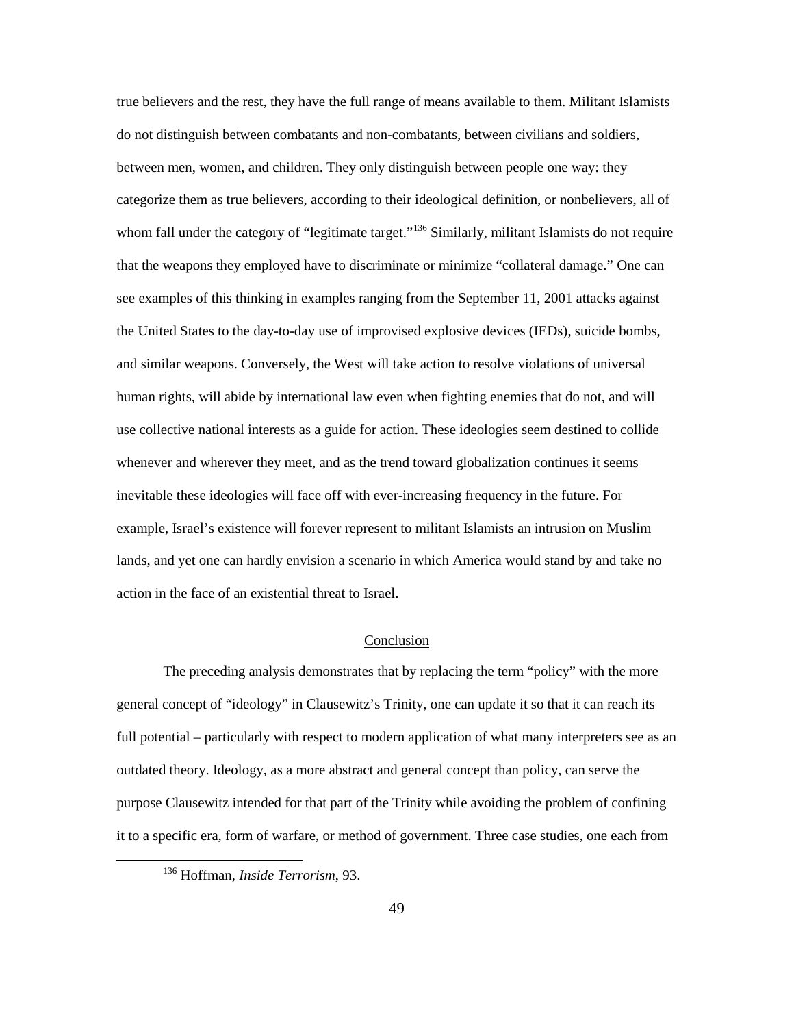true believers and the rest, they have the full range of means available to them. Militant Islamists do not distinguish between combatants and non-combatants, between civilians and soldiers, between men, women, and children. They only distinguish between people one way: they categorize them as true believers, according to their ideological definition, or nonbelievers, all of whom fall under the category of "legitimate target."[136] Similarly, militant Islamists do not require that the weapons they employed have to discriminate or minimize "collateral damage." One can see examples of this thinking in examples ranging from the September 11, 2001 attacks against the United States to the day-to-day use of improvised explosive devices (IEDs), suicide bombs, and similar weapons. Conversely, the West will take action to resolve violations of universal human rights, will abide by international law even when fighting enemies that do not, and will use collective national interests as a guide for action. These ideologies seem destined to collide whenever and wherever they meet, and as the trend toward globalization continues it seems inevitable these ideologies will face off with ever-increasing frequency in the future. For example, Israel's existence will forever represent to militant Islamists an intrusion on Muslim lands, and yet one can hardly envision a scenario in which America would stand by and take no action in the face of an existential threat to Israel.

## Conclusion

The preceding analysis demonstrates that by replacing the term "policy" with the more general concept of "ideology" in Clausewitz's Trinity, one can update it so that it can reach its full potential – particularly with respect to modern application of what many interpreters see as an outdated theory. Ideology, as a more abstract and general concept than policy, can serve the purpose Clausewitz intended for that part of the Trinity while avoiding the problem of confining it to a specific era, form of warfare, or method of government. Three case studies, one each from

[136] Hoffman, *Inside Terrorism*, 93.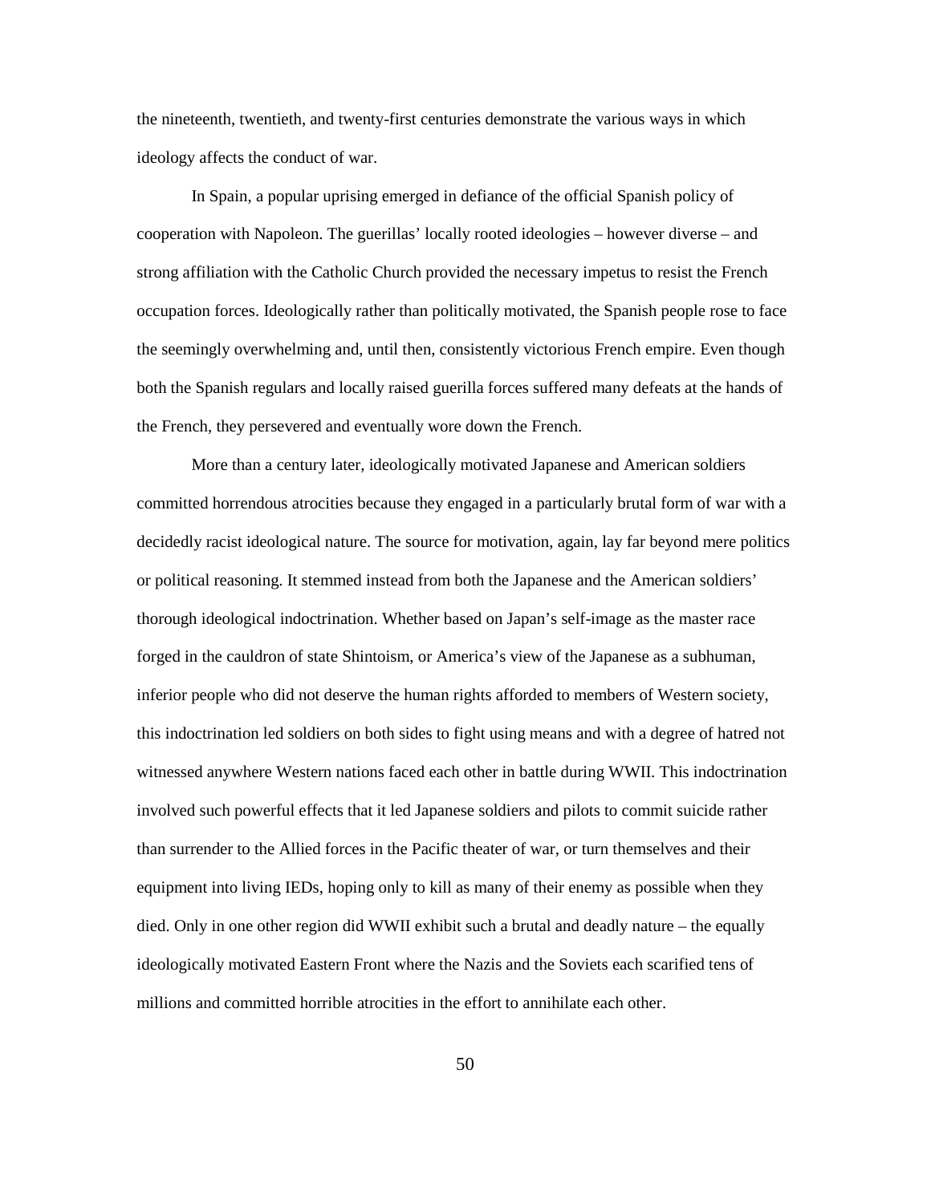the nineteenth, twentieth, and twenty-first centuries demonstrate the various ways in which ideology affects the conduct of war.

In Spain, a popular uprising emerged in defiance of the official Spanish policy of cooperation with Napoleon. The guerillas' locally rooted ideologies – however diverse – and strong affiliation with the Catholic Church provided the necessary impetus to resist the French occupation forces. Ideologically rather than politically motivated, the Spanish people rose to face the seemingly overwhelming and, until then, consistently victorious French empire. Even though both the Spanish regulars and locally raised guerilla forces suffered many defeats at the hands of the French, they persevered and eventually wore down the French.

More than a century later, ideologically motivated Japanese and American soldiers committed horrendous atrocities because they engaged in a particularly brutal form of war with a decidedly racist ideological nature. The source for motivation, again, lay far beyond mere politics or political reasoning. It stemmed instead from both the Japanese and the American soldiers' thorough ideological indoctrination. Whether based on Japan's self-image as the master race forged in the cauldron of state Shintoism, or America's view of the Japanese as a subhuman, inferior people who did not deserve the human rights afforded to members of Western society, this indoctrination led soldiers on both sides to fight using means and with a degree of hatred not witnessed anywhere Western nations faced each other in battle during WWII. This indoctrination involved such powerful effects that it led Japanese soldiers and pilots to commit suicide rather than surrender to the Allied forces in the Pacific theater of war, or turn themselves and their equipment into living IEDs, hoping only to kill as many of their enemy as possible when they died. Only in one other region did WWII exhibit such a brutal and deadly nature – the equally ideologically motivated Eastern Front where the Nazis and the Soviets each scarified tens of millions and committed horrible atrocities in the effort to annihilate each other.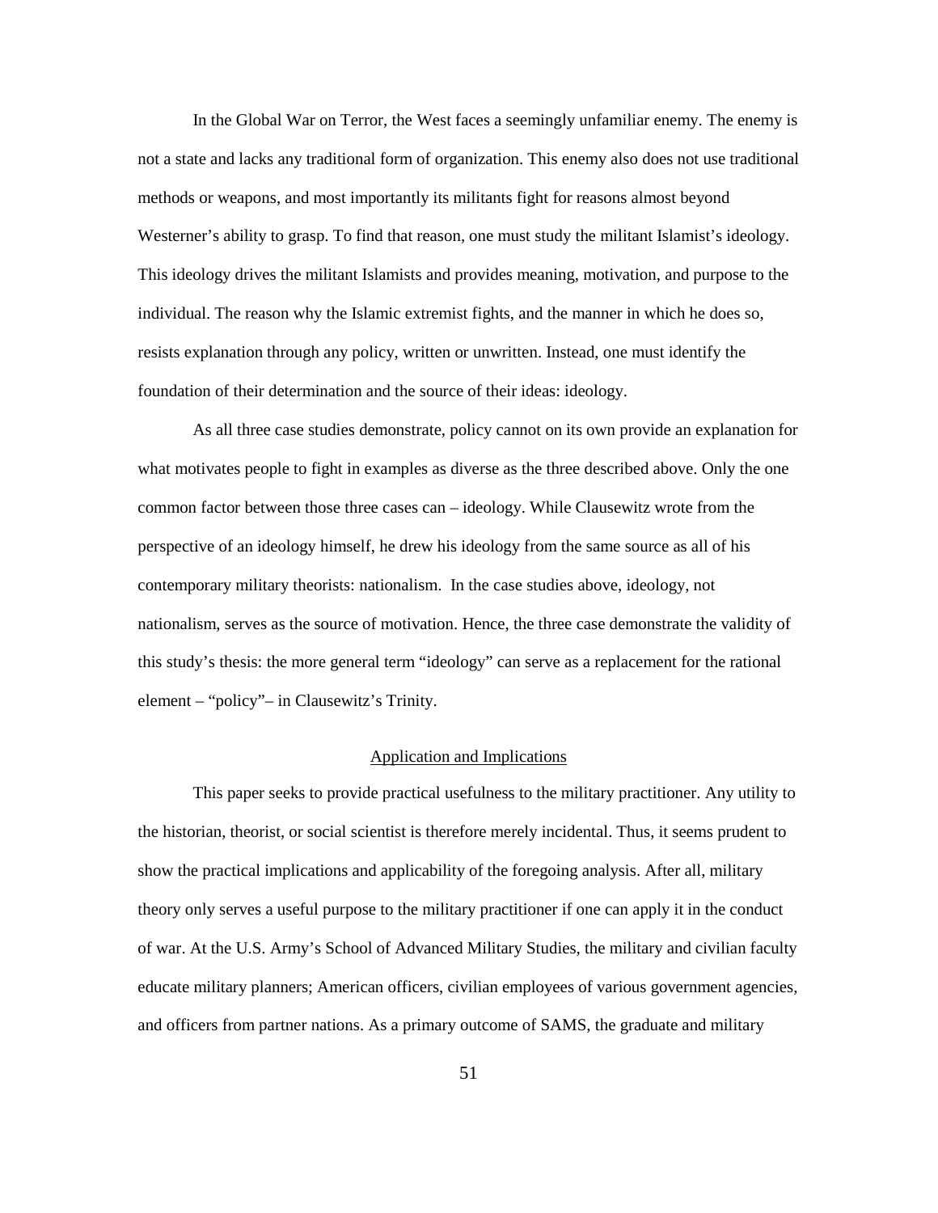In the Global War on Terror, the West faces a seemingly unfamiliar enemy. The enemy is not a state and lacks any traditional form of organization. This enemy also does not use traditional methods or weapons, and most importantly its militants fight for reasons almost beyond Westerner's ability to grasp. To find that reason, one must study the militant Islamist's ideology. This ideology drives the militant Islamists and provides meaning, motivation, and purpose to the individual. The reason why the Islamic extremist fights, and the manner in which he does so, resists explanation through any policy, written or unwritten. Instead, one must identify the foundation of their determination and the source of their ideas: ideology.

As all three case studies demonstrate, policy cannot on its own provide an explanation for what motivates people to fight in examples as diverse as the three described above. Only the one common factor between those three cases can – ideology. While Clausewitz wrote from the perspective of an ideology himself, he drew his ideology from the same source as all of his contemporary military theorists: nationalism. In the case studies above, ideology, not nationalism, serves as the source of motivation. Hence, the three case demonstrate the validity of this study's thesis: the more general term "ideology" can serve as a replacement for the rational element – "policy"– in Clausewitz's Trinity.

## Application and Implications

This paper seeks to provide practical usefulness to the military practitioner. Any utility to the historian, theorist, or social scientist is therefore merely incidental. Thus, it seems prudent to show the practical implications and applicability of the foregoing analysis. After all, military theory only serves a useful purpose to the military practitioner if one can apply it in the conduct of war. At the U.S. Army's School of Advanced Military Studies, the military and civilian faculty educate military planners; American officers, civilian employees of various government agencies, and officers from partner nations. As a primary outcome of SAMS, the graduate and military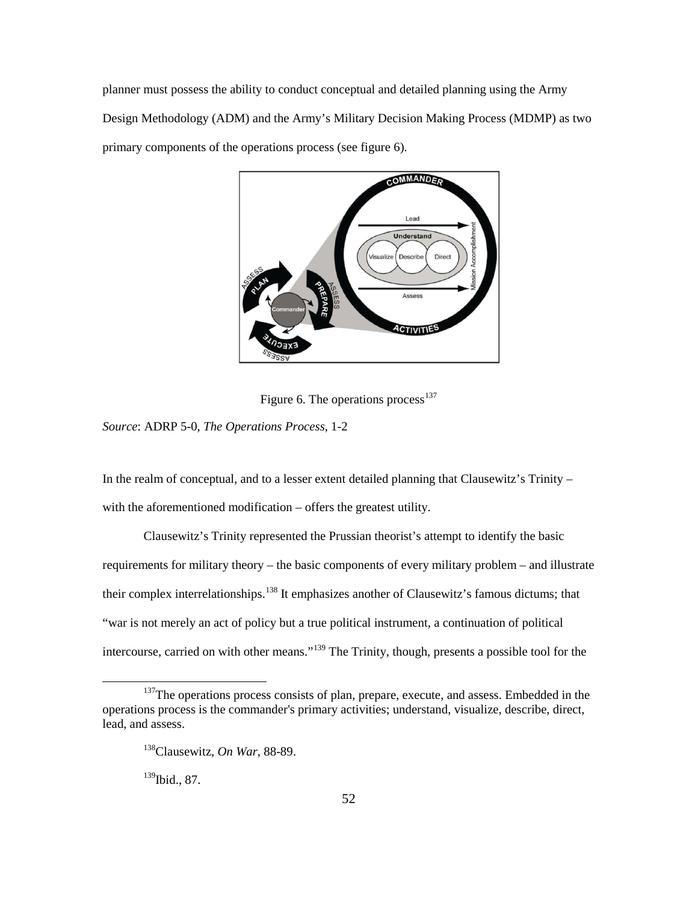planner must possess the ability to conduct conceptual and detailed planning using the Army Design Methodology (ADM) and the Army's Military Decision Making Process (MDMP) as two primary components of the operations process (see figure 6).

Figure 6. The operations process[137]

*Source*: ADRP 5-0, *The Operations Process*, 1-2

In the realm of conceptual, and to a lesser extent detailed planning that Clausewitz's Trinity – with the aforementioned modification – offers the greatest utility.

Clausewitz's Trinity represented the Prussian theorist's attempt to identify the basic requirements for military theory – the basic components of every military problem – and illustrate their complex interrelationships.[138] It emphasizes another of Clausewitz's famous dictums; that "war is not merely an act of policy but a true political instrument, a continuation of political intercourse, carried on with other means."[139] The Trinity, though, presents a possible tool for the

---

[137]The operations process consists of plan, prepare, execute, and assess. Embedded in the operations process is the commander's primary activities; understand, visualize, describe, direct, lead, and assess.

[138]Clausewitz, *On War*, 88-89.

[139]Ibid., 87.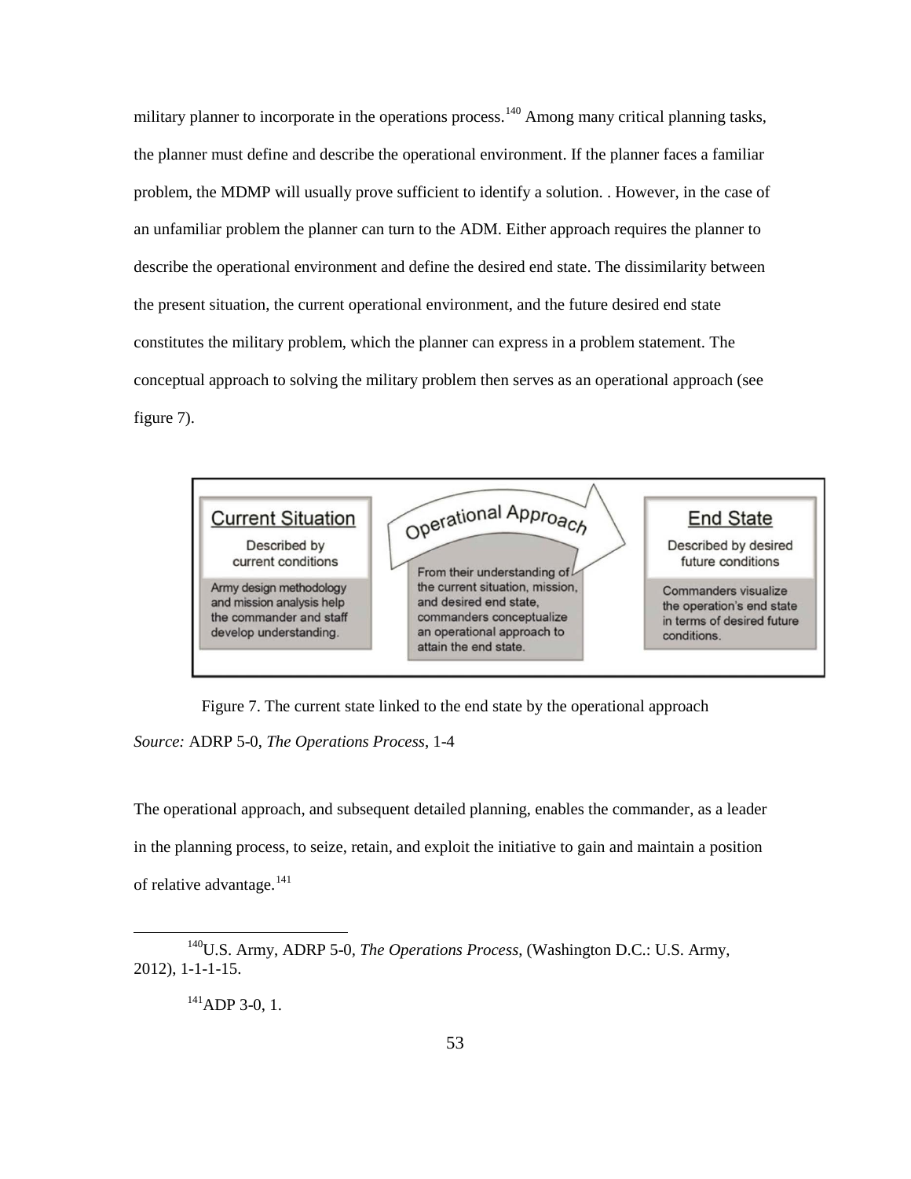military planner to incorporate in the operations process.[140] Among many critical planning tasks, the planner must define and describe the operational environment. If the planner faces a familiar problem, the MDMP will usually prove sufficient to identify a solution. . However, in the case of an unfamiliar problem the planner can turn to the ADM. Either approach requires the planner to describe the operational environment and define the desired end state. The dissimilarity between the present situation, the current operational environment, and the future desired end state constitutes the military problem, which the planner can express in a problem statement. The conceptual approach to solving the military problem then serves as an operational approach (see figure 7).

**Current Situation**

Described by current conditions

Army design methodology and mission analysis help the commander and staff develop understanding.

**Operational Approach**

From their understanding of the current situation, mission, and desired end state, commanders conceptualize an operational approach to attain the end state.

**End State**

Described by desired future conditions

Commanders visualize the operation's end state in terms of desired future conditions.

Figure 7. The current state linked to the end state by the operational approach

*Source:* ADRP 5-0, *The Operations Process*, 1-4

The operational approach, and subsequent detailed planning, enables the commander, as a leader in the planning process, to seize, retain, and exploit the initiative to gain and maintain a position of relative advantage.[141]

[140] U.S. Army, ADRP 5-0, *The Operations Process*, (Washington D.C.: U.S. Army, 2012), 1-1-1-15.

[141] ADP 3-0, 1.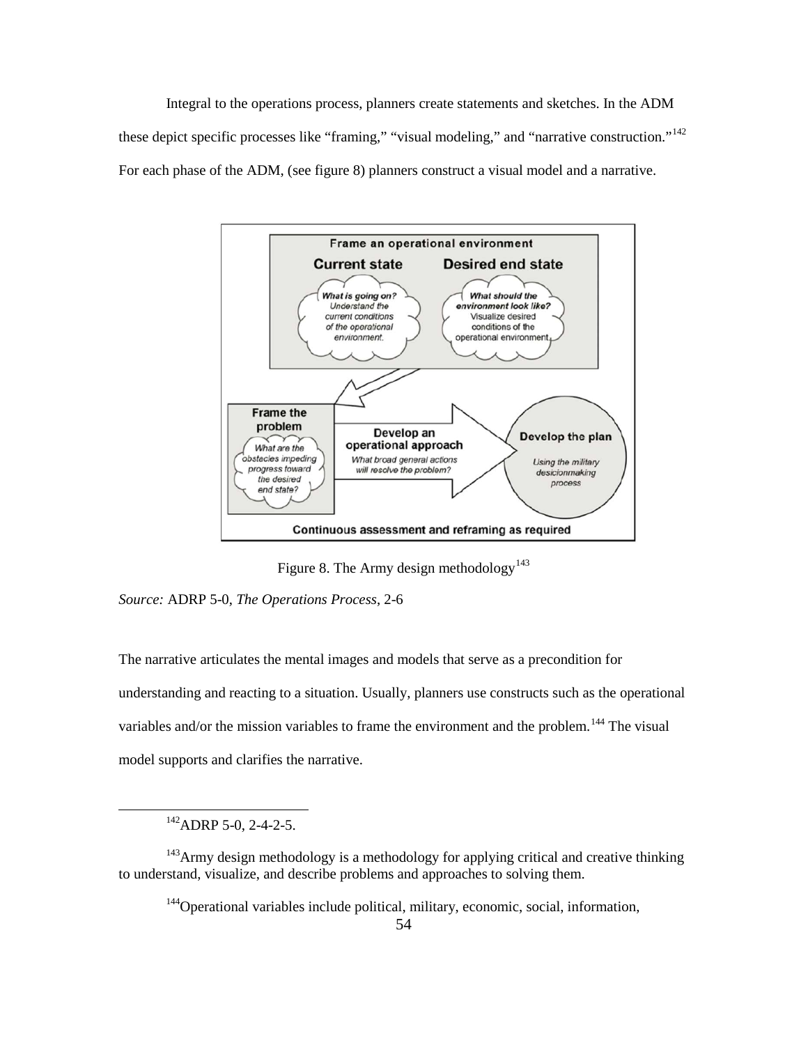Integral to the operations process, planners create statements and sketches. In the ADM these depict specific processes like "framing," "visual modeling," and "narrative construction."[142] For each phase of the ADM, (see figure 8) planners construct a visual model and a narrative.

Figure 8. The Army design methodology[143]

*Source:* ADRP 5-0, *The Operations Process*, 2-6

The narrative articulates the mental images and models that serve as a precondition for understanding and reacting to a situation. Usually, planners use constructs such as the operational variables and/or the mission variables to frame the environment and the problem.[144] The visual model supports and clarifies the narrative.

[142] ADRP 5-0, 2-4-2-5.

[143] Army design methodology is a methodology for applying critical and creative thinking to understand, visualize, and describe problems and approaches to solving them.

[144] Operational variables include political, military, economic, social, information,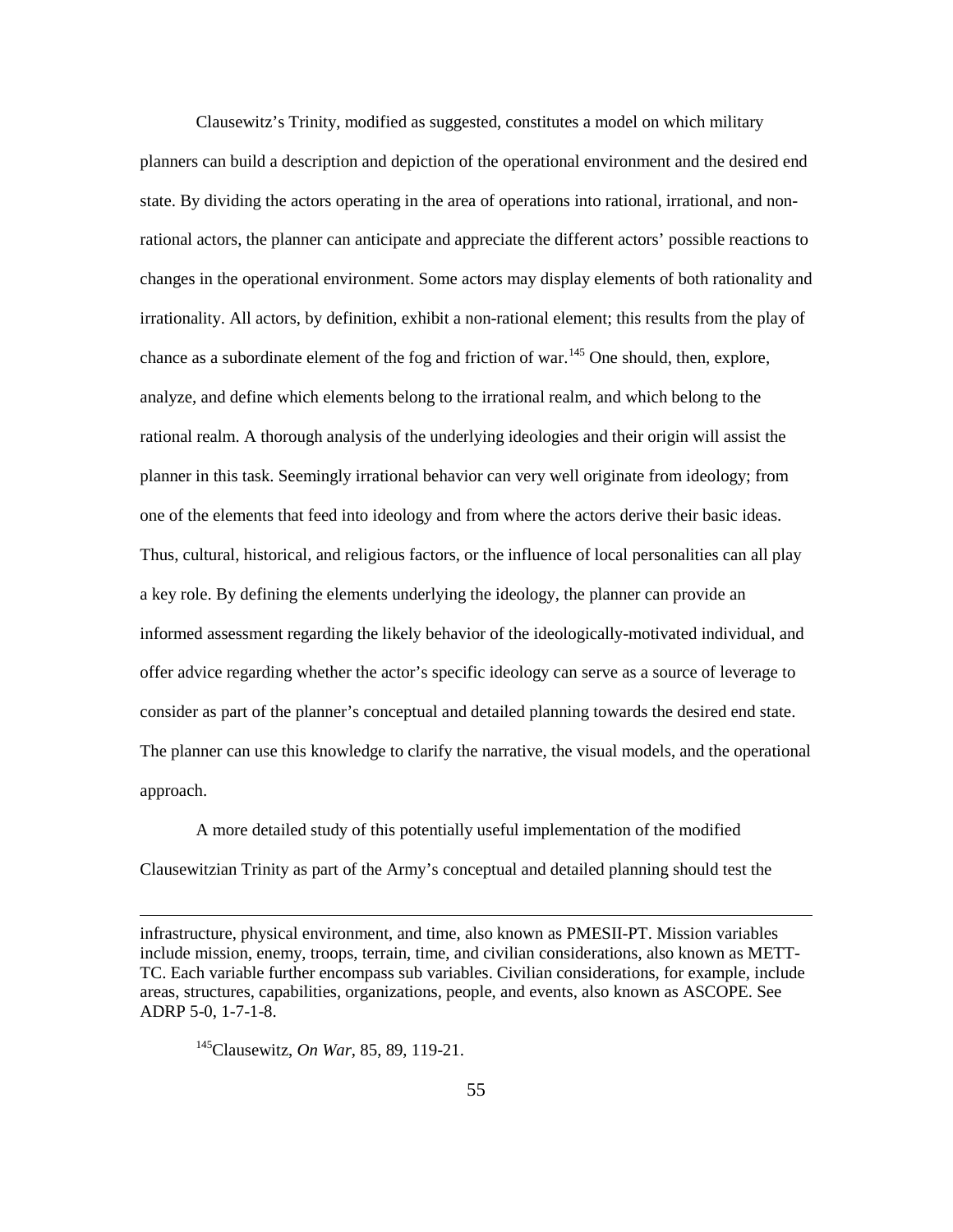Clausewitz's Trinity, modified as suggested, constitutes a model on which military planners can build a description and depiction of the operational environment and the desired end state. By dividing the actors operating in the area of operations into rational, irrational, and non-rational actors, the planner can anticipate and appreciate the different actors' possible reactions to changes in the operational environment. Some actors may display elements of both rationality and irrationality. All actors, by definition, exhibit a non-rational element; this results from the play of chance as a subordinate element of the fog and friction of war.[145] One should, then, explore, analyze, and define which elements belong to the irrational realm, and which belong to the rational realm. A thorough analysis of the underlying ideologies and their origin will assist the planner in this task. Seemingly irrational behavior can very well originate from ideology; from one of the elements that feed into ideology and from where the actors derive their basic ideas. Thus, cultural, historical, and religious factors, or the influence of local personalities can all play a key role. By defining the elements underlying the ideology, the planner can provide an informed assessment regarding the likely behavior of the ideologically-motivated individual, and offer advice regarding whether the actor's specific ideology can serve as a source of leverage to consider as part of the planner's conceptual and detailed planning towards the desired end state. The planner can use this knowledge to clarify the narrative, the visual models, and the operational approach.

A more detailed study of this potentially useful implementation of the modified Clausewitzian Trinity as part of the Army's conceptual and detailed planning should test the

---

infrastructure, physical environment, and time, also known as PMESII-PT. Mission variables include mission, enemy, troops, terrain, time, and civilian considerations, also known as METT-TC. Each variable further encompass sub variables. Civilian considerations, for example, include areas, structures, capabilities, organizations, people, and events, also known as ASCOPE. See ADRP 5-0, 1-7-1-8.

[145] Clausewitz, *On War*, 85, 89, 119-21.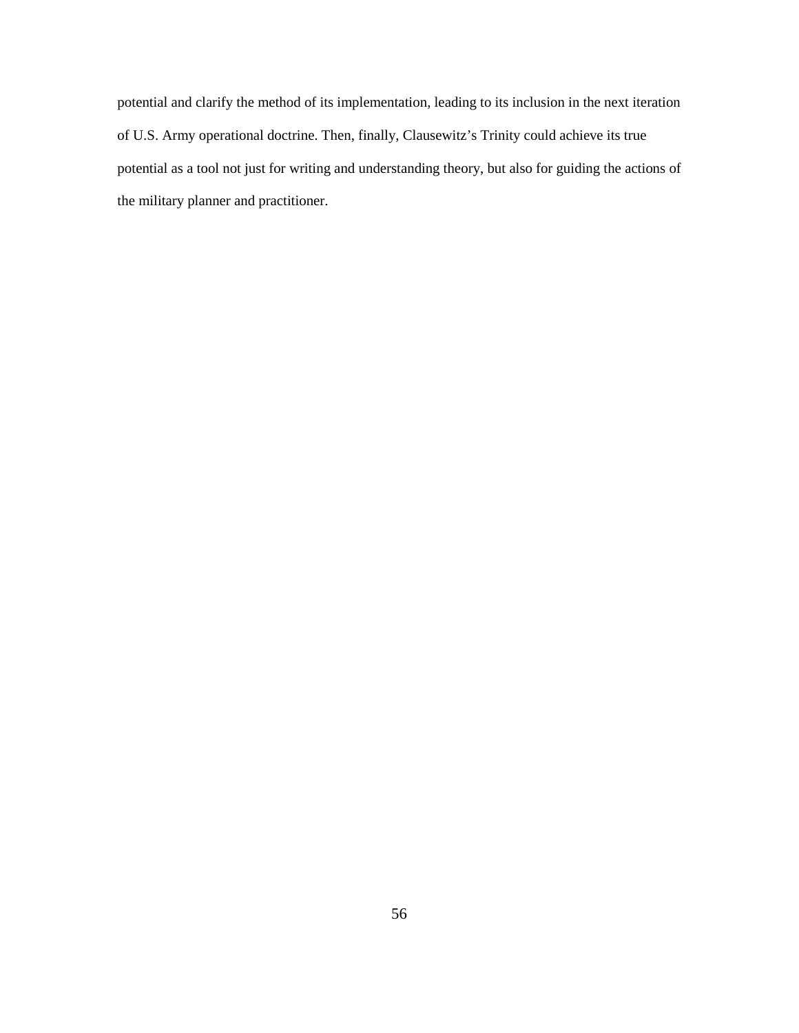potential and clarify the method of its implementation, leading to its inclusion in the next iteration of U.S. Army operational doctrine. Then, finally, Clausewitz's Trinity could achieve its true potential as a tool not just for writing and understanding theory, but also for guiding the actions of the military planner and practitioner.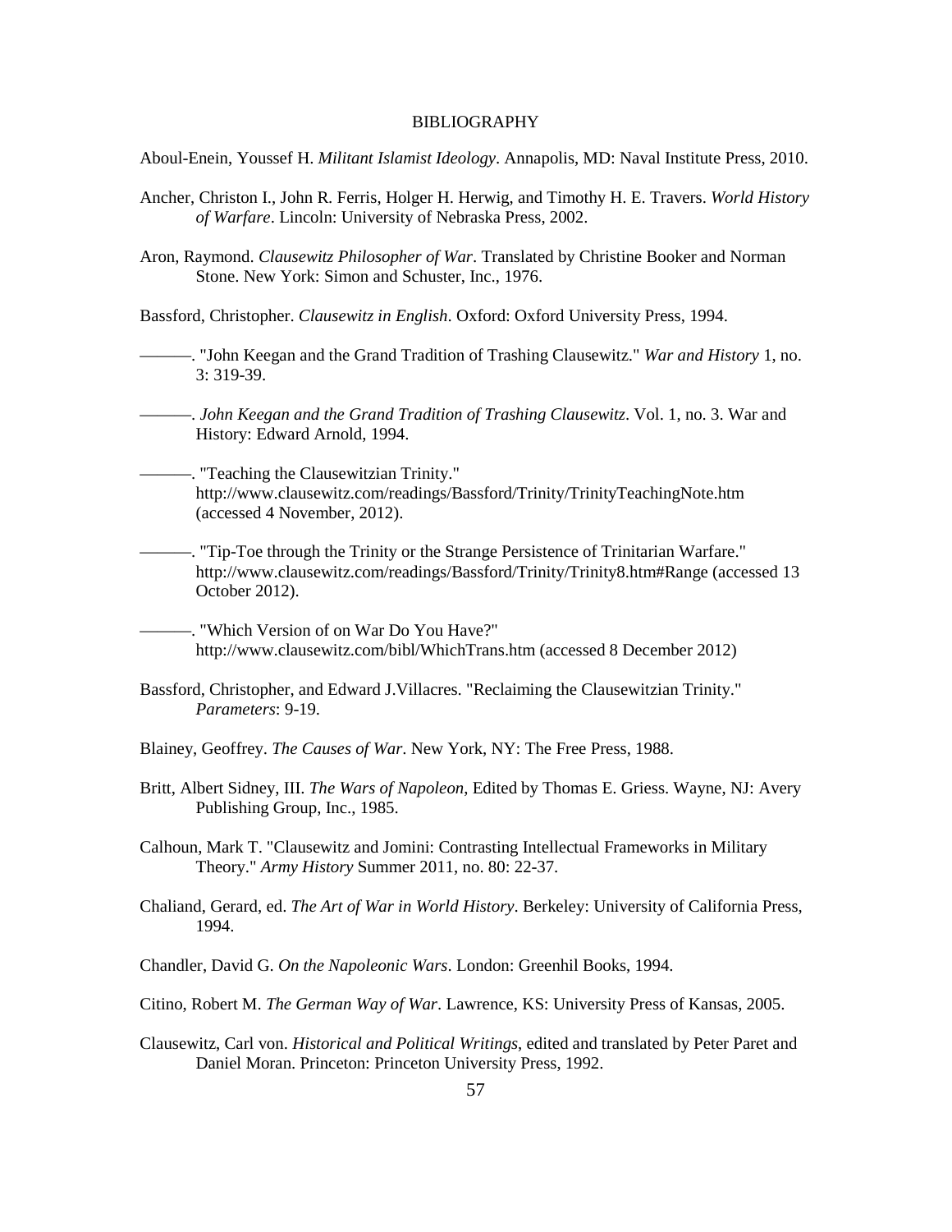# BIBLIOGRAPHY

Aboul-Enein, Youssef H. *Militant Islamist Ideology*. Annapolis, MD: Naval Institute Press, 2010.

Ancher, Christon I., John R. Ferris, Holger H. Herwig, and Timothy H. E. Travers. *World History of Warfare*. Lincoln: University of Nebraska Press, 2002.

Aron, Raymond. *Clausewitz Philosopher of War*. Translated by Christine Booker and Norman Stone. New York: Simon and Schuster, Inc., 1976.

Bassford, Christopher. *Clausewitz in English*. Oxford: Oxford University Press, 1994.

———. "John Keegan and the Grand Tradition of Trashing Clausewitz." *War and History* 1, no. 3: 319-39.

———. *John Keegan and the Grand Tradition of Trashing Clausewitz*. Vol. 1, no. 3. War and History: Edward Arnold, 1994.

———. "Teaching the Clausewitzian Trinity." http://www.clausewitz.com/readings/Bassford/Trinity/TrinityTeachingNote.htm (accessed 4 November, 2012).

———. "Tip-Toe through the Trinity or the Strange Persistence of Trinitarian Warfare." http://www.clausewitz.com/readings/Bassford/Trinity/Trinity8.htm#Range (accessed 13 October 2012).

———. "Which Version of on War Do You Have?" http://www.clausewitz.com/bibl/WhichTrans.htm (accessed 8 December 2012)

Bassford, Christopher, and Edward J.Villacres. "Reclaiming the Clausewitzian Trinity." *Parameters*: 9-19.

Blainey, Geoffrey. *The Causes of War*. New York, NY: The Free Press, 1988.

Britt, Albert Sidney, III. *The Wars of Napoleon*, Edited by Thomas E. Griess. Wayne, NJ: Avery Publishing Group, Inc., 1985.

Calhoun, Mark T. "Clausewitz and Jomini: Contrasting Intellectual Frameworks in Military Theory." *Army History* Summer 2011, no. 80: 22-37.

Chaliand, Gerard, ed. *The Art of War in World History*. Berkeley: University of California Press, 1994.

Chandler, David G. *On the Napoleonic Wars*. London: Greenhil Books, 1994.

Citino, Robert M. *The German Way of War*. Lawrence, KS: University Press of Kansas, 2005.

Clausewitz, Carl von. *Historical and Political Writings*, edited and translated by Peter Paret and Daniel Moran. Princeton: Princeton University Press, 1992.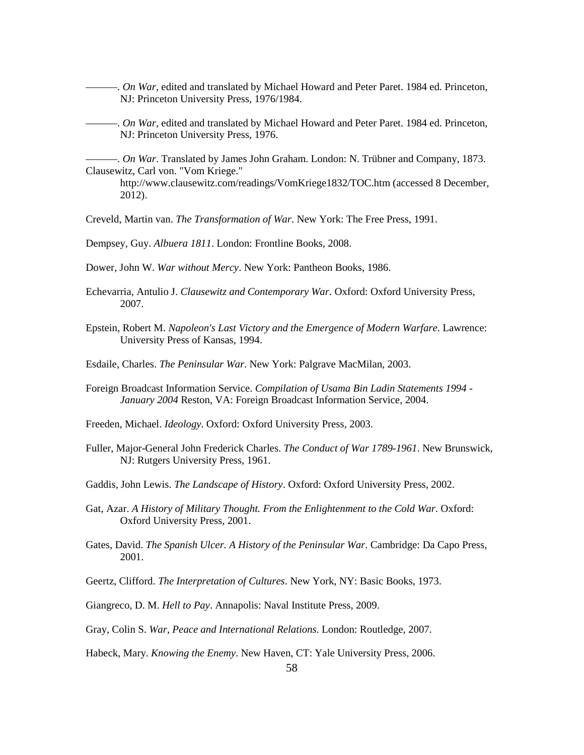———. *On War*, edited and translated by Michael Howard and Peter Paret. 1984 ed. Princeton, NJ: Princeton University Press, 1976/1984.

———. *On War*, edited and translated by Michael Howard and Peter Paret. 1984 ed. Princeton, NJ: Princeton University Press, 1976.

———. *On War*. Translated by James John Graham. London: N. Trübner and Company, 1873.

Clausewitz, Carl von. "Vom Kriege." http://www.clausewitz.com/readings/VomKriege1832/TOC.htm (accessed 8 December, 2012).

Creveld, Martin van. *The Transformation of War*. New York: The Free Press, 1991.

Dempsey, Guy. *Albuera 1811*. London: Frontline Books, 2008.

Dower, John W. *War without Mercy*. New York: Pantheon Books, 1986.

Echevarria, Antulio J. *Clausewitz and Contemporary War*. Oxford: Oxford University Press, 2007.

Epstein, Robert M. *Napoleon's Last Victory and the Emergence of Modern Warfare*. Lawrence: University Press of Kansas, 1994.

Esdaile, Charles. *The Peninsular War*. New York: Palgrave MacMilan, 2003.

Foreign Broadcast Information Service. *Compilation of Usama Bin Ladin Statements 1994 - January 2004* Reston, VA: Foreign Broadcast Information Service, 2004.

Freeden, Michael. *Ideology*. Oxford: Oxford University Press, 2003.

Fuller, Major-General John Frederick Charles. *The Conduct of War 1789-1961*. New Brunswick, NJ: Rutgers University Press, 1961.

Gaddis, John Lewis. *The Landscape of History*. Oxford: Oxford University Press, 2002.

Gat, Azar. *A History of Military Thought. From the Enlightenment to the Cold War*. Oxford: Oxford University Press, 2001.

Gates, David. *The Spanish Ulcer. A History of the Peninsular War*. Cambridge: Da Capo Press, 2001.

Geertz, Clifford. *The Interpretation of Cultures*. New York, NY: Basic Books, 1973.

Giangreco, D. M. *Hell to Pay*. Annapolis: Naval Institute Press, 2009.

Gray, Colin S. *War, Peace and International Relations*. London: Routledge, 2007.

Habeck, Mary. *Knowing the Enemy*. New Haven, CT: Yale University Press, 2006.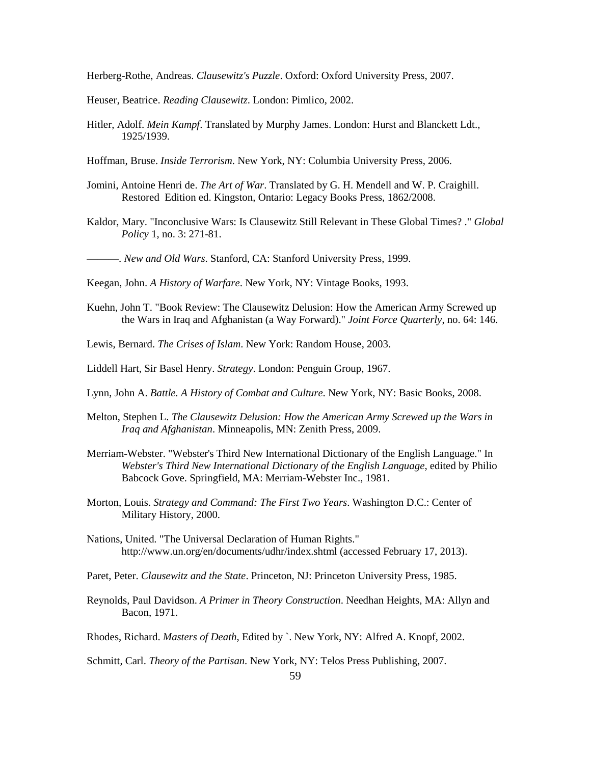Herberg-Rothe, Andreas. *Clausewitz's Puzzle*. Oxford: Oxford University Press, 2007.

Heuser, Beatrice. *Reading Clausewitz*. London: Pimlico, 2002.

Hitler, Adolf. *Mein Kampf*. Translated by Murphy James. London: Hurst and Blanckett Ldt., 1925/1939.

Hoffman, Bruse. *Inside Terrorism*. New York, NY: Columbia University Press, 2006.

Jomini, Antoine Henri de. *The Art of War*. Translated by G. H. Mendell and W. P. Craighill. Restored Edition ed. Kingston, Ontario: Legacy Books Press, 1862/2008.

Kaldor, Mary. "Inconclusive Wars: Is Clausewitz Still Relevant in These Global Times? ." *Global Policy* 1, no. 3: 271-81.

———. *New and Old Wars*. Stanford, CA: Stanford University Press, 1999.

Keegan, John. *A History of Warfare*. New York, NY: Vintage Books, 1993.

Kuehn, John T. "Book Review: The Clausewitz Delusion: How the American Army Screwed up the Wars in Iraq and Afghanistan (a Way Forward)." *Joint Force Quarterly*, no. 64: 146.

Lewis, Bernard. *The Crises of Islam*. New York: Random House, 2003.

Liddell Hart, Sir Basel Henry. *Strategy*. London: Penguin Group, 1967.

Lynn, John A. *Battle. A History of Combat and Culture*. New York, NY: Basic Books, 2008.

Melton, Stephen L. *The Clausewitz Delusion: How the American Army Screwed up the Wars in Iraq and Afghanistan*. Minneapolis, MN: Zenith Press, 2009.

Merriam-Webster. "Webster's Third New International Dictionary of the English Language." In *Webster's Third New International Dictionary of the English Language*, edited by Philio Babcock Gove. Springfield, MA: Merriam-Webster Inc., 1981.

Morton, Louis. *Strategy and Command: The First Two Years*. Washington D.C.: Center of Military History, 2000.

Nations, United. "The Universal Declaration of Human Rights." http://www.un.org/en/documents/udhr/index.shtml (accessed February 17, 2013).

Paret, Peter. *Clausewitz and the State*. Princeton, NJ: Princeton University Press, 1985.

Reynolds, Paul Davidson. *A Primer in Theory Construction*. Needhan Heights, MA: Allyn and Bacon, 1971.

Rhodes, Richard. *Masters of Death*, Edited by `. New York, NY: Alfred A. Knopf, 2002.

Schmitt, Carl. *Theory of the Partisan*. New York, NY: Telos Press Publishing, 2007.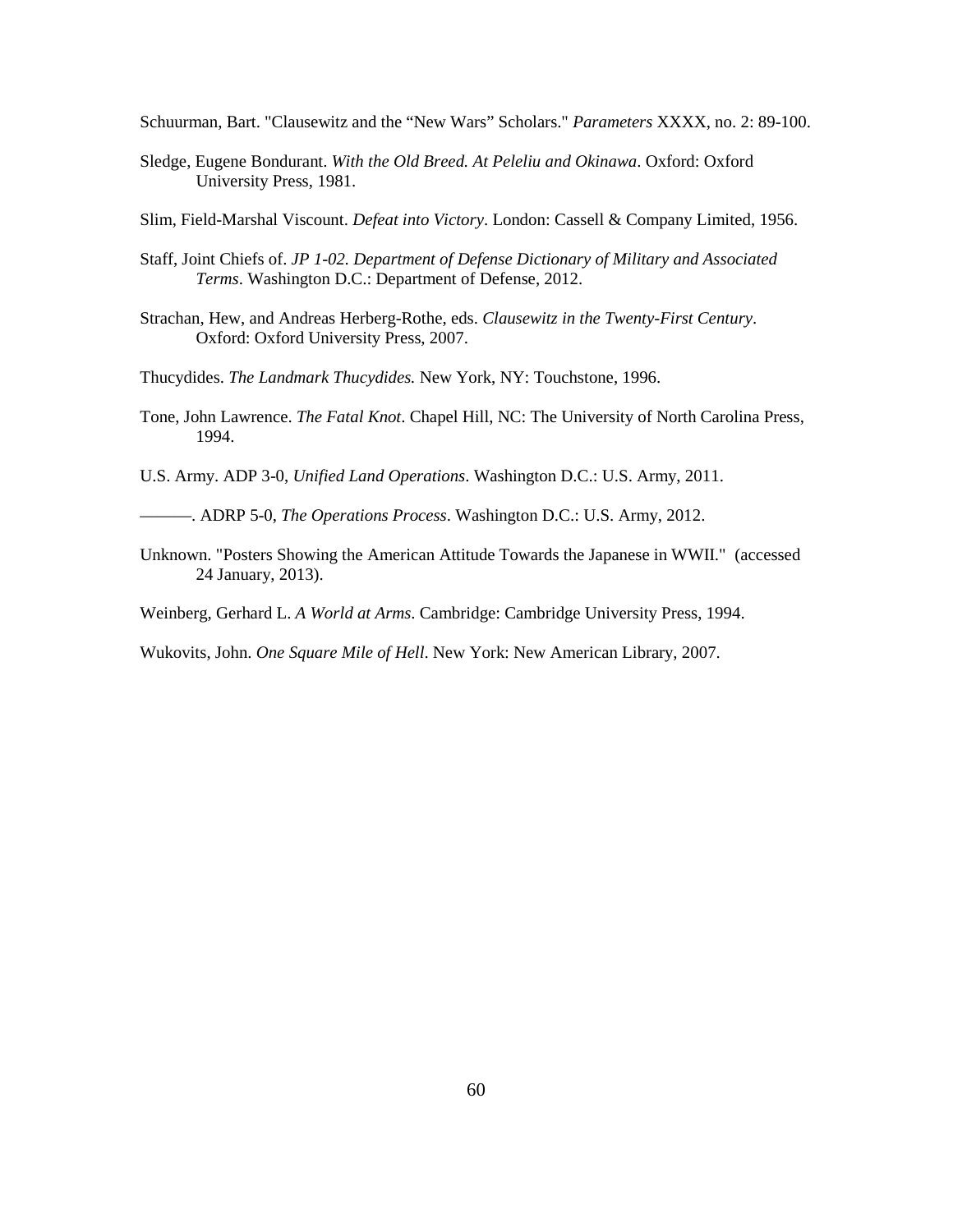Schuurman, Bart. "Clausewitz and the "New Wars" Scholars." *Parameters* XXXX, no. 2: 89-100.

Sledge, Eugene Bondurant. *With the Old Breed. At Peleliu and Okinawa*. Oxford: Oxford University Press, 1981.

Slim, Field-Marshal Viscount. *Defeat into Victory*. London: Cassell & Company Limited, 1956.

Staff, Joint Chiefs of. *JP 1-02. Department of Defense Dictionary of Military and Associated Terms*. Washington D.C.: Department of Defense, 2012.

Strachan, Hew, and Andreas Herberg-Rothe, eds. *Clausewitz in the Twenty-First Century*. Oxford: Oxford University Press, 2007.

Thucydides. *The Landmark Thucydides.* New York, NY: Touchstone, 1996.

Tone, John Lawrence. *The Fatal Knot*. Chapel Hill, NC: The University of North Carolina Press, 1994.

U.S. Army. ADP 3-0, *Unified Land Operations*. Washington D.C.: U.S. Army, 2011.

———. ADRP 5-0, *The Operations Process*. Washington D.C.: U.S. Army, 2012.

Unknown. "Posters Showing the American Attitude Towards the Japanese in WWII." (accessed 24 January, 2013).

Weinberg, Gerhard L. *A World at Arms*. Cambridge: Cambridge University Press, 1994.

Wukovits, John. *One Square Mile of Hell*. New York: New American Library, 2007.